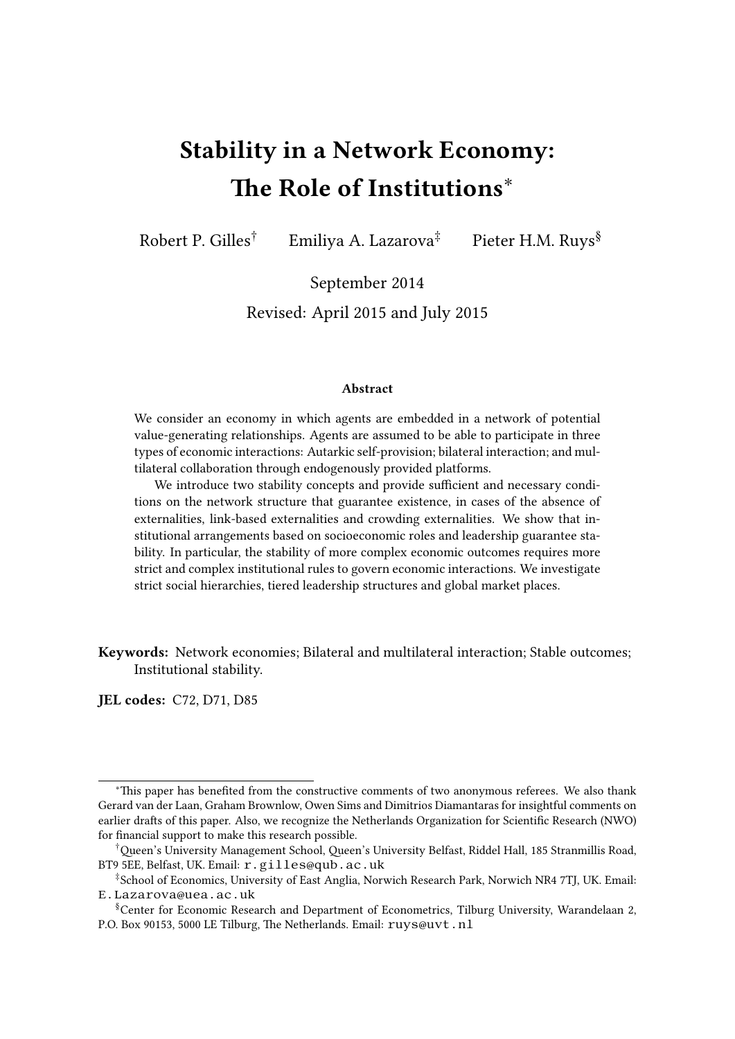# Stability in a Network Economy: The Role of Institutions[*]

Robert P. Gilles[†] Emiliya A. Lazarova[‡] Pieter H.M. Ruys[§]

September 2014

Revised: April 2015 and July 2015

### Abstract

We consider an economy in which agents are embedded in a network of potential value-generating relationships. Agents are assumed to be able to participate in three types of economic interactions: Autarkic self-provision; bilateral interaction; and multilateral collaboration through endogenously provided platforms.

We introduce two stability concepts and provide sufficient and necessary conditions on the network structure that guarantee existence, in cases of the absence of externalities, link-based externalities and crowding externalities. We show that institutional arrangements based on socioeconomic roles and leadership guarantee stability. In particular, the stability of more complex economic outcomes requires more strict and complex institutional rules to govern economic interactions. We investigate strict social hierarchies, tiered leadership structures and global market places.

**Keywords:** Network economies; Bilateral and multilateral interaction; Stable outcomes; Institutional stability.

**JEL codes:** C72, D71, D85

---

[*] This paper has benefited from the constructive comments of two anonymous referees. We also thank Gerard van der Laan, Graham Brownlow, Owen Sims and Dimitrios Diamantaras for insightful comments on earlier drafts of this paper. Also, we recognize the Netherlands Organization for Scientific Research (NWO) for financial support to make this research possible.

[†] Queen's University Management School, Queen's University Belfast, Riddel Hall, 185 Stranmillis Road, BT9 5EE, Belfast, UK. Email: r.gilles@qub.ac.uk

[‡] School of Economics, University of East Anglia, Norwich Research Park, Norwich NR4 7TJ, UK. Email: E.Lazarova@uea.ac.uk

[§] Center for Economic Research and Department of Econometrics, Tilburg University, Warandelaan 2, P.O. Box 90153, 5000 LE Tilburg, The Netherlands. Email: ruys@uvt.nl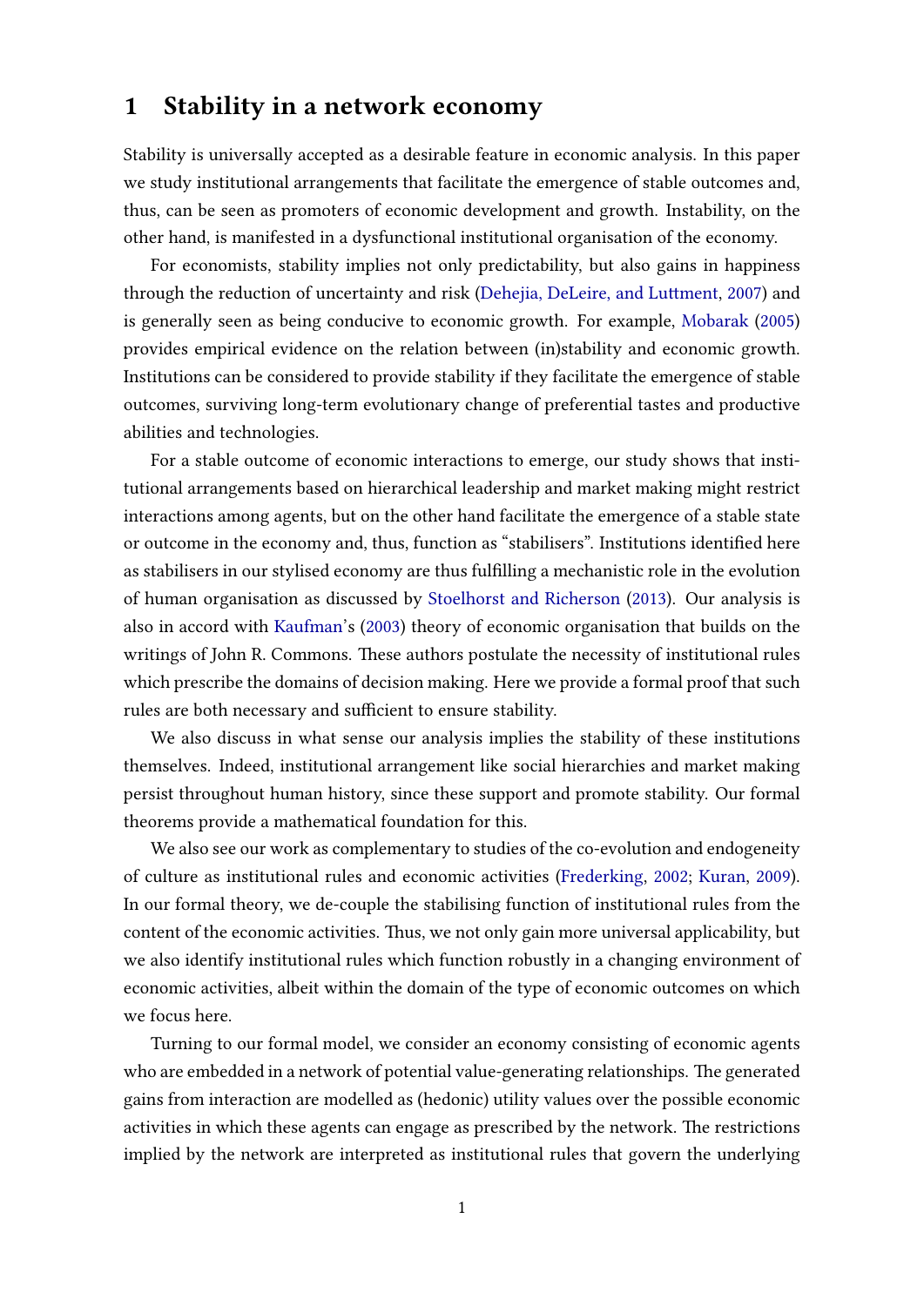# 1 Stability in a network economy

Stability is universally accepted as a desirable feature in economic analysis. In this paper we study institutional arrangements that facilitate the emergence of stable outcomes and, thus, can be seen as promoters of economic development and growth. Instability, on the other hand, is manifested in a dysfunctional institutional organisation of the economy.

For economists, stability implies not only predictability, but also gains in happiness through the reduction of uncertainty and risk (Dehejia, DeLeire, and Luttment, 2007) and is generally seen as being conducive to economic growth. For example, Mobarak (2005) provides empirical evidence on the relation between (in)stability and economic growth. Institutions can be considered to provide stability if they facilitate the emergence of stable outcomes, surviving long-term evolutionary change of preferential tastes and productive abilities and technologies.

For a stable outcome of economic interactions to emerge, our study shows that institutional arrangements based on hierarchical leadership and market making might restrict interactions among agents, but on the other hand facilitate the emergence of a stable state or outcome in the economy and, thus, function as "stabilisers". Institutions identified here as stabilisers in our stylised economy are thus fulfilling a mechanistic role in the evolution of human organisation as discussed by Stoelhorst and Richerson (2013). Our analysis is also in accord with Kaufman's (2003) theory of economic organisation that builds on the writings of John R. Commons. These authors postulate the necessity of institutional rules which prescribe the domains of decision making. Here we provide a formal proof that such rules are both necessary and sufficient to ensure stability.

We also discuss in what sense our analysis implies the stability of these institutions themselves. Indeed, institutional arrangement like social hierarchies and market making persist throughout human history, since these support and promote stability. Our formal theorems provide a mathematical foundation for this.

We also see our work as complementary to studies of the co-evolution and endogeneity of culture as institutional rules and economic activities (Frederking, 2002; Kuran, 2009). In our formal theory, we de-couple the stabilising function of institutional rules from the content of the economic activities. Thus, we not only gain more universal applicability, but we also identify institutional rules which function robustly in a changing environment of economic activities, albeit within the domain of the type of economic outcomes on which we focus here.

Turning to our formal model, we consider an economy consisting of economic agents who are embedded in a network of potential value-generating relationships. The generated gains from interaction are modelled as (hedonic) utility values over the possible economic activities in which these agents can engage as prescribed by the network. The restrictions implied by the network are interpreted as institutional rules that govern the underlying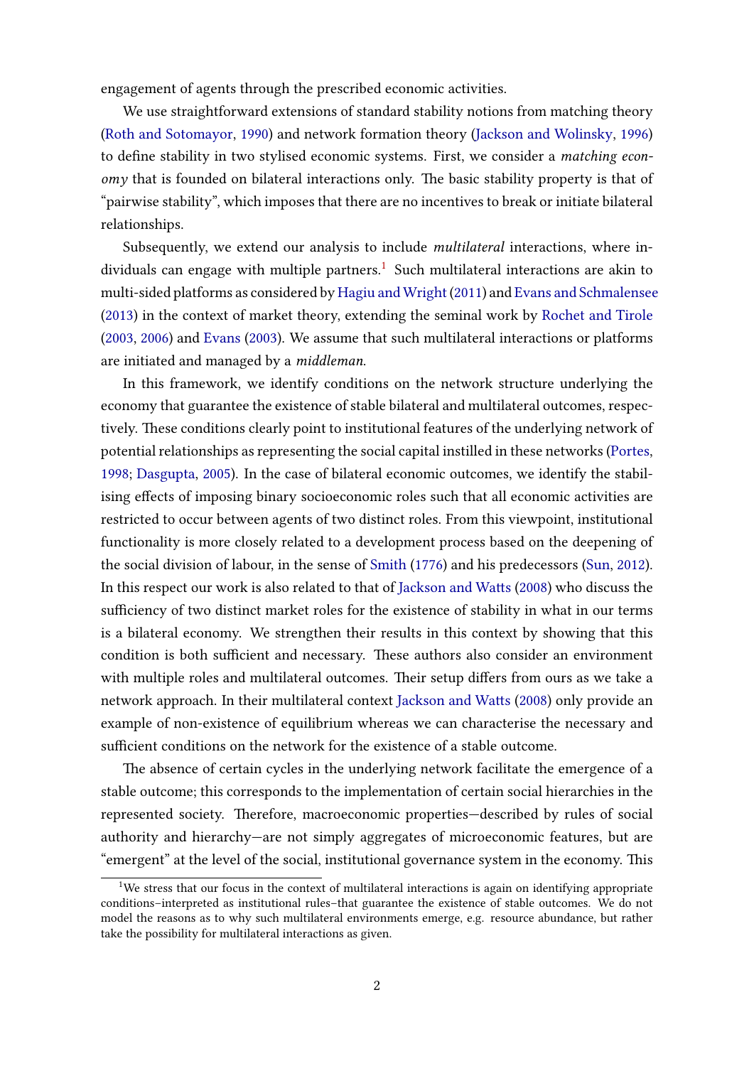engagement of agents through the prescribed economic activities.

We use straightforward extensions of standard stability notions from matching theory (Roth and Sotomayor, 1990) and network formation theory (Jackson and Wolinsky, 1996) to define stability in two stylised economic systems. First, we consider a *matching economy* that is founded on bilateral interactions only. The basic stability property is that of "pairwise stability", which imposes that there are no incentives to break or initiate bilateral relationships.

Subsequently, we extend our analysis to include *multilateral* interactions, where individuals can engage with multiple partners.[1] Such multilateral interactions are akin to multi-sided platforms as considered by Hagiu and Wright (2011) and Evans and Schmalensee (2013) in the context of market theory, extending the seminal work by Rochet and Tirole (2003, 2006) and Evans (2003). We assume that such multilateral interactions or platforms are initiated and managed by a *middleman*.

In this framework, we identify conditions on the network structure underlying the economy that guarantee the existence of stable bilateral and multilateral outcomes, respectively. These conditions clearly point to institutional features of the underlying network of potential relationships as representing the social capital instilled in these networks (Portes, 1998; Dasgupta, 2005). In the case of bilateral economic outcomes, we identify the stabilising effects of imposing binary socioeconomic roles such that all economic activities are restricted to occur between agents of two distinct roles. From this viewpoint, institutional functionality is more closely related to a development process based on the deepening of the social division of labour, in the sense of Smith (1776) and his predecessors (Sun, 2012). In this respect our work is also related to that of Jackson and Watts (2008) who discuss the sufficiency of two distinct market roles for the existence of stability in what in our terms is a bilateral economy. We strengthen their results in this context by showing that this condition is both sufficient and necessary. These authors also consider an environment with multiple roles and multilateral outcomes. Their setup differs from ours as we take a network approach. In their multilateral context Jackson and Watts (2008) only provide an example of non-existence of equilibrium whereas we can characterise the necessary and sufficient conditions on the network for the existence of a stable outcome.

The absence of certain cycles in the underlying network facilitate the emergence of a stable outcome; this corresponds to the implementation of certain social hierarchies in the represented society. Therefore, macroeconomic properties—described by rules of social authority and hierarchy—are not simply aggregates of microeconomic features, but are "emergent" at the level of the social, institutional governance system in the economy. This

[1]We stress that our focus in the context of multilateral interactions is again on identifying appropriate conditions–interpreted as institutional rules–that guarantee the existence of stable outcomes. We do not model the reasons as to why such multilateral environments emerge, e.g. resource abundance, but rather take the possibility for multilateral interactions as given.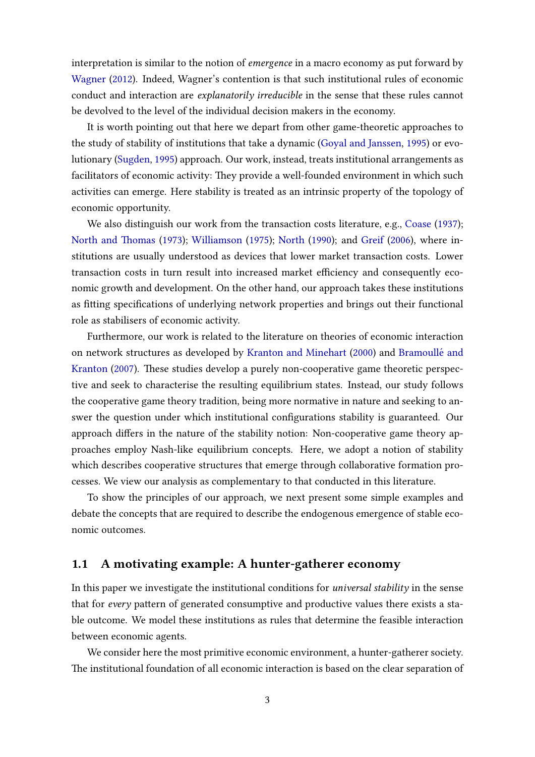interpretation is similar to the notion of *emergence* in a macro economy as put forward by Wagner (2012). Indeed, Wagner's contention is that such institutional rules of economic conduct and interaction are *explanatorily irreducible* in the sense that these rules cannot be devolved to the level of the individual decision makers in the economy.

It is worth pointing out that here we depart from other game-theoretic approaches to the study of stability of institutions that take a dynamic (Goyal and Janssen, 1995) or evolutionary (Sugden, 1995) approach. Our work, instead, treats institutional arrangements as facilitators of economic activity: They provide a well-founded environment in which such activities can emerge. Here stability is treated as an intrinsic property of the topology of economic opportunity.

We also distinguish our work from the transaction costs literature, e.g., Coase (1937); North and Thomas (1973); Williamson (1975); North (1990); and Greif (2006), where institutions are usually understood as devices that lower market transaction costs. Lower transaction costs in turn result into increased market efficiency and consequently economic growth and development. On the other hand, our approach takes these institutions as fitting specifications of underlying network properties and brings out their functional role as stabilisers of economic activity.

Furthermore, our work is related to the literature on theories of economic interaction on network structures as developed by Kranton and Minehart (2000) and Bramoullé and Kranton (2007). These studies develop a purely non-cooperative game theoretic perspective and seek to characterise the resulting equilibrium states. Instead, our study follows the cooperative game theory tradition, being more normative in nature and seeking to answer the question under which institutional configurations stability is guaranteed. Our approach differs in the nature of the stability notion: Non-cooperative game theory approaches employ Nash-like equilibrium concepts. Here, we adopt a notion of stability which describes cooperative structures that emerge through collaborative formation processes. We view our analysis as complementary to that conducted in this literature.

To show the principles of our approach, we next present some simple examples and debate the concepts that are required to describe the endogenous emergence of stable economic outcomes.

## 1.1 A motivating example: A hunter-gatherer economy

In this paper we investigate the institutional conditions for *universal stability* in the sense that for *every* pattern of generated consumptive and productive values there exists a stable outcome. We model these institutions as rules that determine the feasible interaction between economic agents.

We consider here the most primitive economic environment, a hunter-gatherer society. The institutional foundation of all economic interaction is based on the clear separation of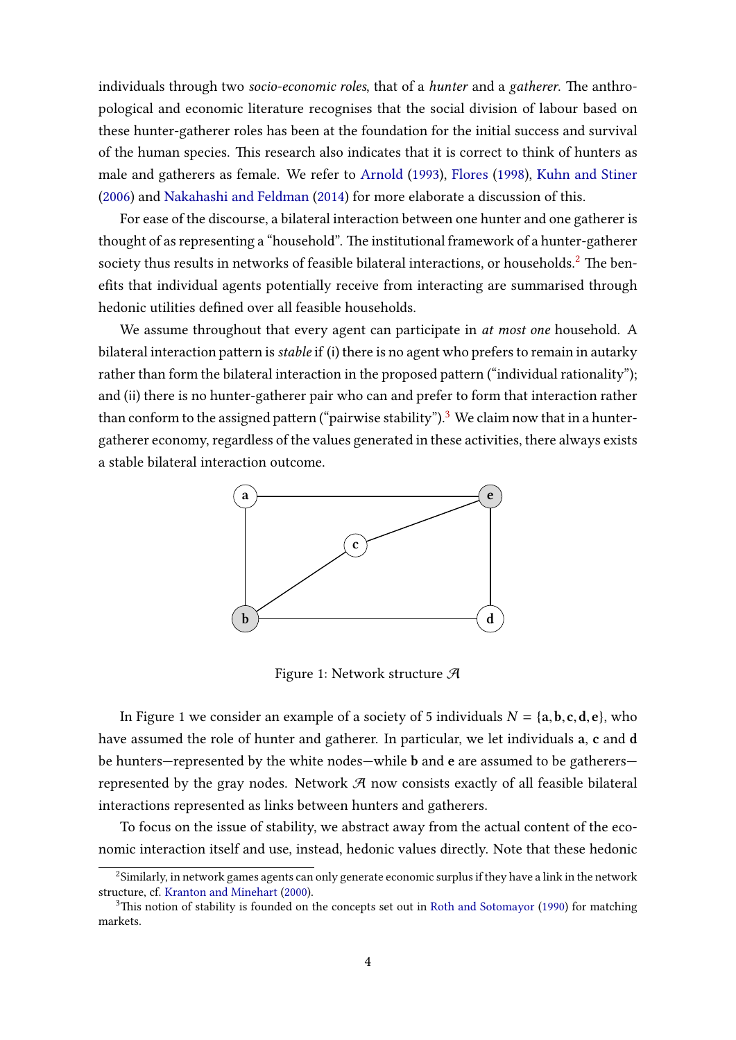individuals through two *socio-economic roles*, that of a *hunter* and a *gatherer*. The anthropological and economic literature recognises that the social division of labour based on these hunter-gatherer roles has been at the foundation for the initial success and survival of the human species. This research also indicates that it is correct to think of hunters as male and gatherers as female. We refer to Arnold (1993), Flores (1998), Kuhn and Stiner (2006) and Nakahashi and Feldman (2014) for more elaborate a discussion of this.

For ease of the discourse, a bilateral interaction between one hunter and one gatherer is thought of as representing a "household". The institutional framework of a hunter-gatherer society thus results in networks of feasible bilateral interactions, or households.[2] The benefits that individual agents potentially receive from interacting are summarised through hedonic utilities defined over all feasible households.

We assume throughout that every agent can participate in *at most one* household. A bilateral interaction pattern is *stable* if (i) there is no agent who prefers to remain in autarky rather than form the bilateral interaction in the proposed pattern ("individual rationality"); and (ii) there is no hunter-gatherer pair who can and prefer to form that interaction rather than conform to the assigned pattern ("pairwise stability").[3] We claim now that in a hunter-gatherer economy, regardless of the values generated in these activities, there always exists a stable bilateral interaction outcome.

Figure 1: Network structure $\mathcal{A}$

In Figure 1 we consider an example of a society of 5 individuals $N = \{\mathbf{a}, \mathbf{b}, \mathbf{c}, \mathbf{d}, \mathbf{e}\}$, who have assumed the role of hunter and gatherer. In particular, we let individuals **a**, **c** and **d** be hunters—represented by the white nodes—while **b** and **e** are assumed to be gatherers—represented by the gray nodes. Network $\mathcal{A}$ now consists exactly of all feasible bilateral interactions represented as links between hunters and gatherers.

To focus on the issue of stability, we abstract away from the actual content of the economic interaction itself and use, instead, hedonic values directly. Note that these hedonic

[2] Similarly, in network games agents can only generate economic surplus if they have a link in the network structure, cf. Kranton and Minehart (2000).

[3] This notion of stability is founded on the concepts set out in Roth and Sotomayor (1990) for matching markets.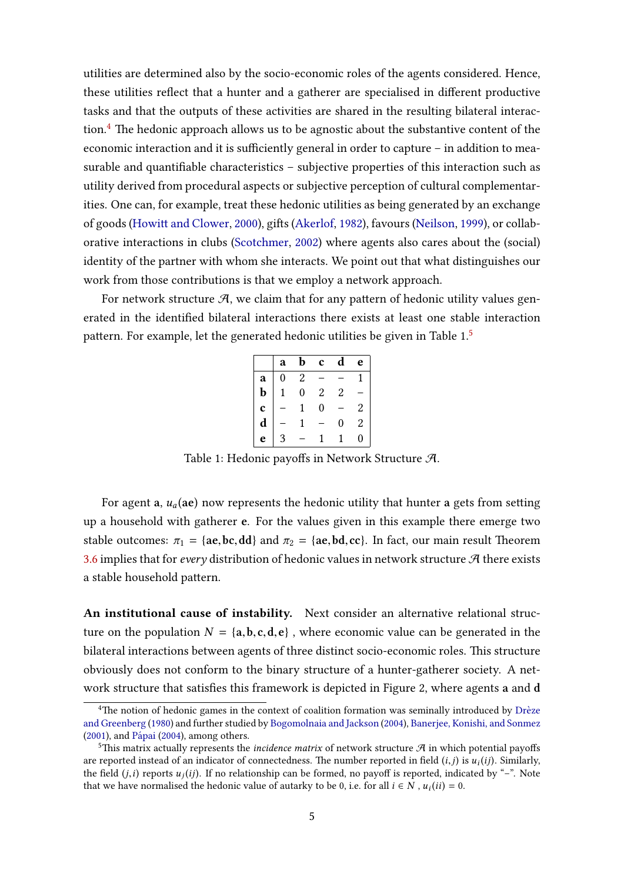utilities are determined also by the socio-economic roles of the agents considered. Hence, these utilities reflect that a hunter and a gatherer are specialised in different productive tasks and that the outputs of these activities are shared in the resulting bilateral interaction.[4] The hedonic approach allows us to be agnostic about the substantive content of the economic interaction and it is sufficiently general in order to capture – in addition to measurable and quantifiable characteristics – subjective properties of this interaction such as utility derived from procedural aspects or subjective perception of cultural complementarities. One can, for example, treat these hedonic utilities as being generated by an exchange of goods (Howitt and Clower, 2000), gifts (Akerlof, 1982), favours (Neilson, 1999), or collaborative interactions in clubs (Scotchmer, 2002) where agents also cares about the (social) identity of the partner with whom she interacts. We point out that what distinguishes our work from those contributions is that we employ a network approach.

For network structure $\mathcal{A}$, we claim that for any pattern of hedonic utility values generated in the identified bilateral interactions there exists at least one stable interaction pattern. For example, let the generated hedonic utilities be given in Table 1.[5]

| | **a** | **b** | **c** | **d** | **e** |
|---|---|---|---|---|---|
| **a** | 0 | 2 | – | – | 1 |
| **b** | 1 | 0 | 2 | 2 | – |
| **c** | – | 1 | 0 | – | 2 |
| **d** | – | 1 | – | 0 | 2 |
| **e** | 3 | – | 1 | 1 | 0 |

Table 1: Hedonic payoffs in Network Structure $\mathcal{A}$.

For agent **a**, $u_a(\mathbf{ae})$ now represents the hedonic utility that hunter **a** gets from setting up a household with gatherer **e**. For the values given in this example there emerge two stable outcomes: $\pi_1 = \{\mathbf{ae}, \mathbf{bc}, \mathbf{dd}\}$ and $\pi_2 = \{\mathbf{ae}, \mathbf{bd}, \mathbf{cc}\}$. In fact, our main result Theorem 3.6 implies that for *every* distribution of hedonic values in network structure $\mathcal{A}$ there exists a stable household pattern.

**An institutional cause of instability.** Next consider an alternative relational structure on the population $N = \{\mathbf{a}, \mathbf{b}, \mathbf{c}, \mathbf{d}, \mathbf{e}\}$ , where economic value can be generated in the bilateral interactions between agents of three distinct socio-economic roles. This structure obviously does not conform to the binary structure of a hunter-gatherer society. A network structure that satisfies this framework is depicted in Figure 2, where agents **a** and **d**

[4] The notion of hedonic games in the context of coalition formation was seminally introduced by Drèze and Greenberg (1980) and further studied by Bogomolnaia and Jackson (2004), Banerjee, Konishi, and Sonmez (2001), and Pápai (2004), among others.

[5] This matrix actually represents the *incidence matrix* of network structure $\mathcal{A}$ in which potential payoffs are reported instead of an indicator of connectedness. The number reported in field $(i, j)$ is $u_i(ij)$. Similarly, the field $(j, i)$ reports $u_j(ij)$. If no relationship can be formed, no payoff is reported, indicated by "–". Note that we have normalised the hedonic value of autarky to be 0, i.e. for all $i \in N$ , $u_i(ii) = 0$.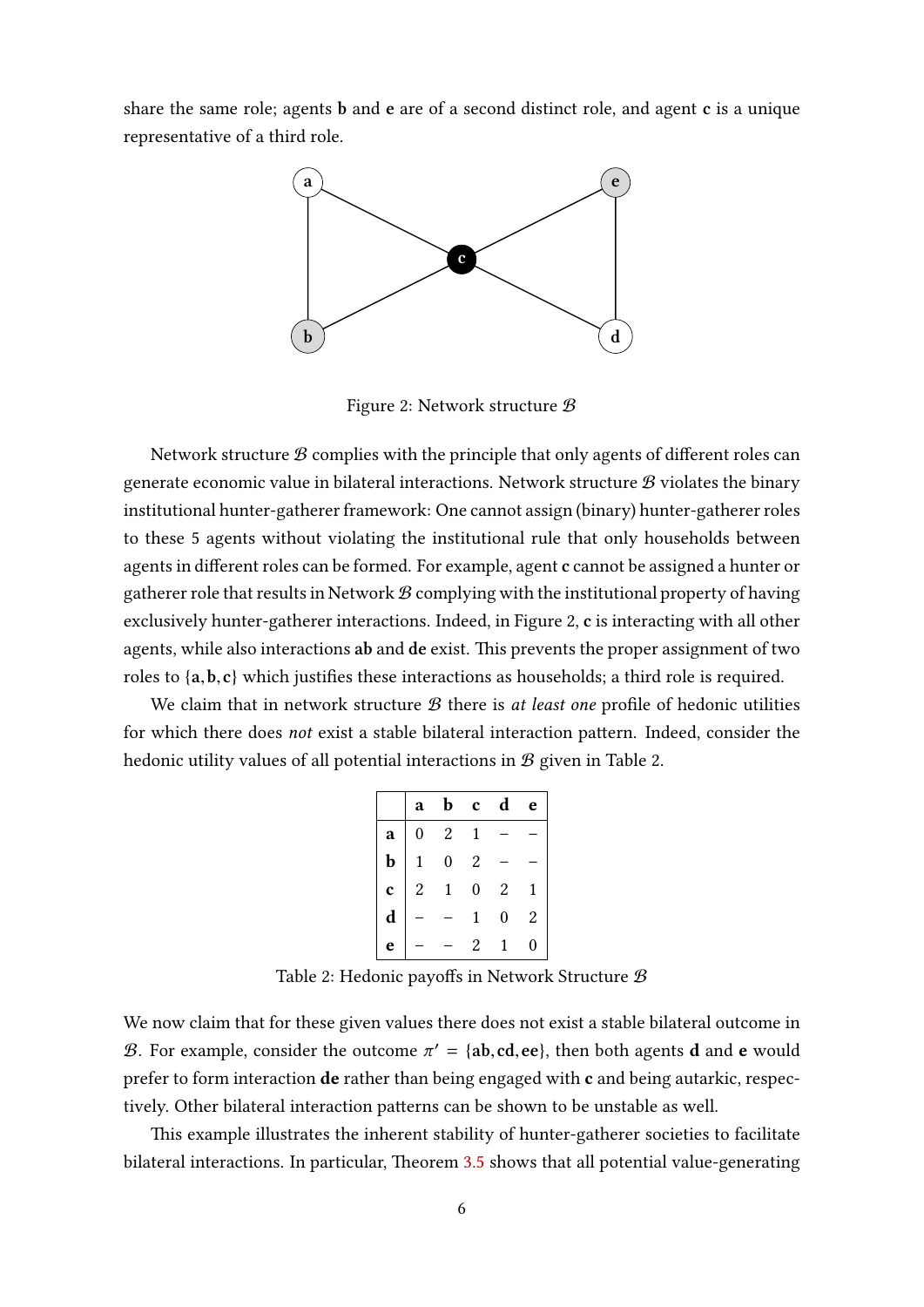share the same role; agents **b** and **e** are of a second distinct role, and agent **c** is a unique representative of a third role.

Figure 2: Network structure $\mathcal{B}$

Network structure $\mathcal{B}$ complies with the principle that only agents of different roles can generate economic value in bilateral interactions. Network structure $\mathcal{B}$ violates the binary institutional hunter-gatherer framework: One cannot assign (binary) hunter-gatherer roles to these 5 agents without violating the institutional rule that only households between agents in different roles can be formed. For example, agent **c** cannot be assigned a hunter or gatherer role that results in Network $\mathcal{B}$ complying with the institutional property of having exclusively hunter-gatherer interactions. Indeed, in Figure 2, **c** is interacting with all other agents, while also interactions **ab** and **de** exist. This prevents the proper assignment of two roles to $\{\mathbf{a}, \mathbf{b}, \mathbf{c}\}$ which justifies these interactions as households; a third role is required.

We claim that in network structure $\mathcal{B}$ there is *at least one* profile of hedonic utilities for which there does *not* exist a stable bilateral interaction pattern. Indeed, consider the hedonic utility values of all potential interactions in $\mathcal{B}$ given in Table 2.

| | **a** | **b** | **c** | **d** | **e** |
|---|---|---|---|---|---|
| **a** | 0 | 2 | 1 | – | – |
| **b** | 1 | 0 | 2 | – | – |
| **c** | 2 | 1 | 0 | 2 | 1 |
| **d** | – | – | 1 | 0 | 2 |
| **e** | – | – | 2 | 1 | 0 |

Table 2: Hedonic payoffs in Network Structure $\mathcal{B}$

We now claim that for these given values there does not exist a stable bilateral outcome in $\mathcal{B}$. For example, consider the outcome $\pi' = \{\mathbf{ab}, \mathbf{cd}, \mathbf{ee}\}$, then both agents **d** and **e** would prefer to form interaction **de** rather than being engaged with **c** and being autarkic, respectively. Other bilateral interaction patterns can be shown to be unstable as well.

This example illustrates the inherent stability of hunter-gatherer societies to facilitate bilateral interactions. In particular, Theorem 3.5 shows that all potential value-generating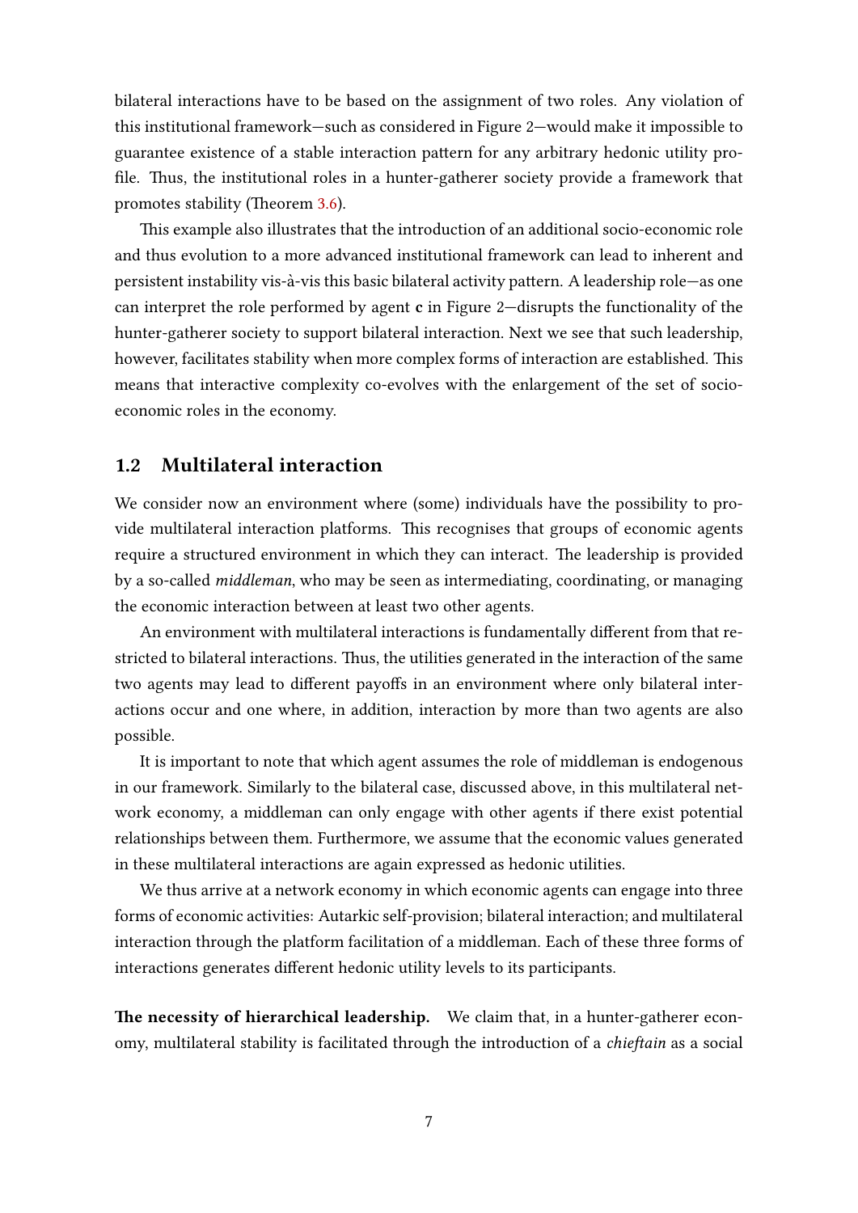bilateral interactions have to be based on the assignment of two roles. Any violation of this institutional framework—such as considered in Figure 2—would make it impossible to guarantee existence of a stable interaction pattern for any arbitrary hedonic utility profile. Thus, the institutional roles in a hunter-gatherer society provide a framework that promotes stability (Theorem 3.6).

This example also illustrates that the introduction of an additional socio-economic role and thus evolution to a more advanced institutional framework can lead to inherent and persistent instability vis-à-vis this basic bilateral activity pattern. A leadership role—as one can interpret the role performed by agent **c** in Figure 2—disrupts the functionality of the hunter-gatherer society to support bilateral interaction. Next we see that such leadership, however, facilitates stability when more complex forms of interaction are established. This means that interactive complexity co-evolves with the enlargement of the set of socio-economic roles in the economy.

## 1.2 Multilateral interaction

We consider now an environment where (some) individuals have the possibility to provide multilateral interaction platforms. This recognises that groups of economic agents require a structured environment in which they can interact. The leadership is provided by a so-called *middleman*, who may be seen as intermediating, coordinating, or managing the economic interaction between at least two other agents.

An environment with multilateral interactions is fundamentally different from that restricted to bilateral interactions. Thus, the utilities generated in the interaction of the same two agents may lead to different payoffs in an environment where only bilateral interactions occur and one where, in addition, interaction by more than two agents are also possible.

It is important to note that which agent assumes the role of middleman is endogenous in our framework. Similarly to the bilateral case, discussed above, in this multilateral network economy, a middleman can only engage with other agents if there exist potential relationships between them. Furthermore, we assume that the economic values generated in these multilateral interactions are again expressed as hedonic utilities.

We thus arrive at a network economy in which economic agents can engage into three forms of economic activities: Autarkic self-provision; bilateral interaction; and multilateral interaction through the platform facilitation of a middleman. Each of these three forms of interactions generates different hedonic utility levels to its participants.

**The necessity of hierarchical leadership.** We claim that, in a hunter-gatherer economy, multilateral stability is facilitated through the introduction of a *chieftain* as a social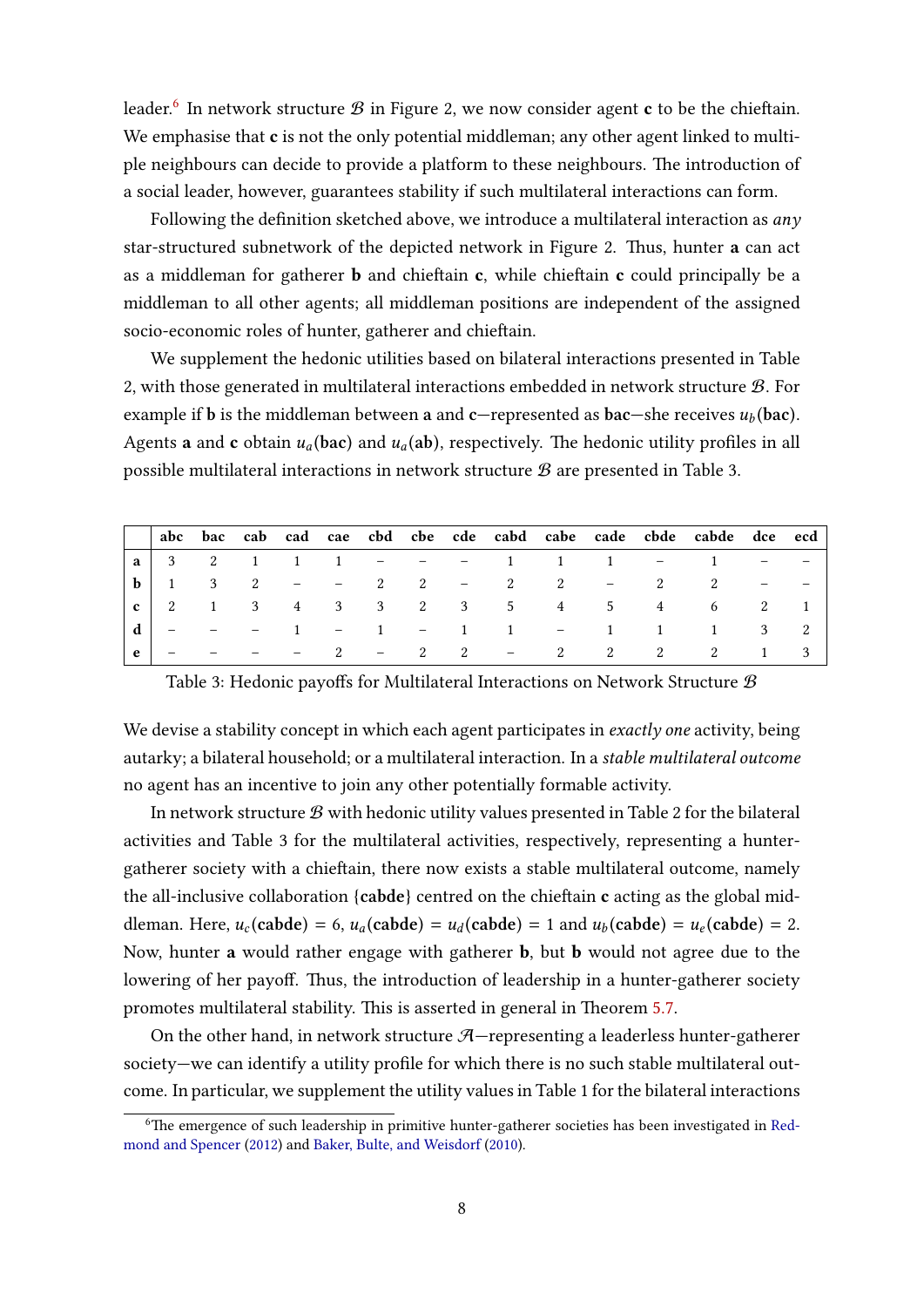leader.[6] In network structure $\mathcal{B}$ in Figure 2, we now consider agent **c** to be the chieftain. We emphasise that **c** is not the only potential middleman; any other agent linked to multiple neighbours can decide to provide a platform to these neighbours. The introduction of a social leader, however, guarantees stability if such multilateral interactions can form.

Following the definition sketched above, we introduce a multilateral interaction as *any* star-structured subnetwork of the depicted network in Figure 2. Thus, hunter **a** can act as a middleman for gatherer **b** and chieftain **c**, while chieftain **c** could principally be a middleman to all other agents; all middleman positions are independent of the assigned socio-economic roles of hunter, gatherer and chieftain.

We supplement the hedonic utilities based on bilateral interactions presented in Table 2, with those generated in multilateral interactions embedded in network structure $\mathcal{B}$. For example if **b** is the middleman between **a** and **c**—represented as **bac**—she receives $u_b(\mathbf{bac})$. Agents **a** and **c** obtain $u_a(\mathbf{bac})$ and $u_a(\mathbf{ab})$, respectively. The hedonic utility profiles in all possible multilateral interactions in network structure $\mathcal{B}$ are presented in Table 3.

|   | **abc** | **bac** | **cab** | **cad** | **cae** | **cbd** | **cbe** | **cde** | **cabd** | **cabe** | **cade** | **cbde** | **cabde** | **dce** | **ecd** |
|---|---|---|---|---|---|---|---|---|---|---|---|---|---|---|---|
| **a** | 3 | 2 | 1 | 1 | 1 | – | – | – | 1 | 1 | 1 | – | 1 | – | – |
| **b** | 1 | 3 | 2 | – | – | 2 | 2 | – | 2 | 2 | – | 2 | 2 | – | – |
| **c** | 2 | 1 | 3 | 4 | 3 | 3 | 2 | 3 | 5 | 4 | 5 | 4 | 6 | 2 | 1 |
| **d** | – | – | – | 1 | – | 1 | – | 1 | 1 | – | 1 | 1 | 1 | 3 | 2 |
| **e** | – | – | – | – | 2 | – | 2 | 2 | – | 2 | 2 | 2 | 2 | 1 | 3 |

Table 3: Hedonic payoffs for Multilateral Interactions on Network Structure $\mathcal{B}$

We devise a stability concept in which each agent participates in *exactly one* activity, being autarky; a bilateral household; or a multilateral interaction. In a *stable multilateral outcome* no agent has an incentive to join any other potentially formable activity.

In network structure $\mathcal{B}$ with hedonic utility values presented in Table 2 for the bilateral activities and Table 3 for the multilateral activities, respectively, representing a hunter-gatherer society with a chieftain, there now exists a stable multilateral outcome, namely the all-inclusive collaboration {**cabde**} centred on the chieftain **c** acting as the global middleman. Here, $u_c(\mathbf{cabde}) = 6$, $u_a(\mathbf{cabde}) = u_d(\mathbf{cabde}) = 1$ and $u_b(\mathbf{cabde}) = u_e(\mathbf{cabde}) = 2$. Now, hunter **a** would rather engage with gatherer **b**, but **b** would not agree due to the lowering of her payoff. Thus, the introduction of leadership in a hunter-gatherer society promotes multilateral stability. This is asserted in general in Theorem 5.7.

On the other hand, in network structure $\mathcal{A}$—representing a leaderless hunter-gatherer society—we can identify a utility profile for which there is no such stable multilateral outcome. In particular, we supplement the utility values in Table 1 for the bilateral interactions

[6] The emergence of such leadership in primitive hunter-gatherer societies has been investigated in Redmond and Spencer (2012) and Baker, Bulte, and Weisdorf (2010).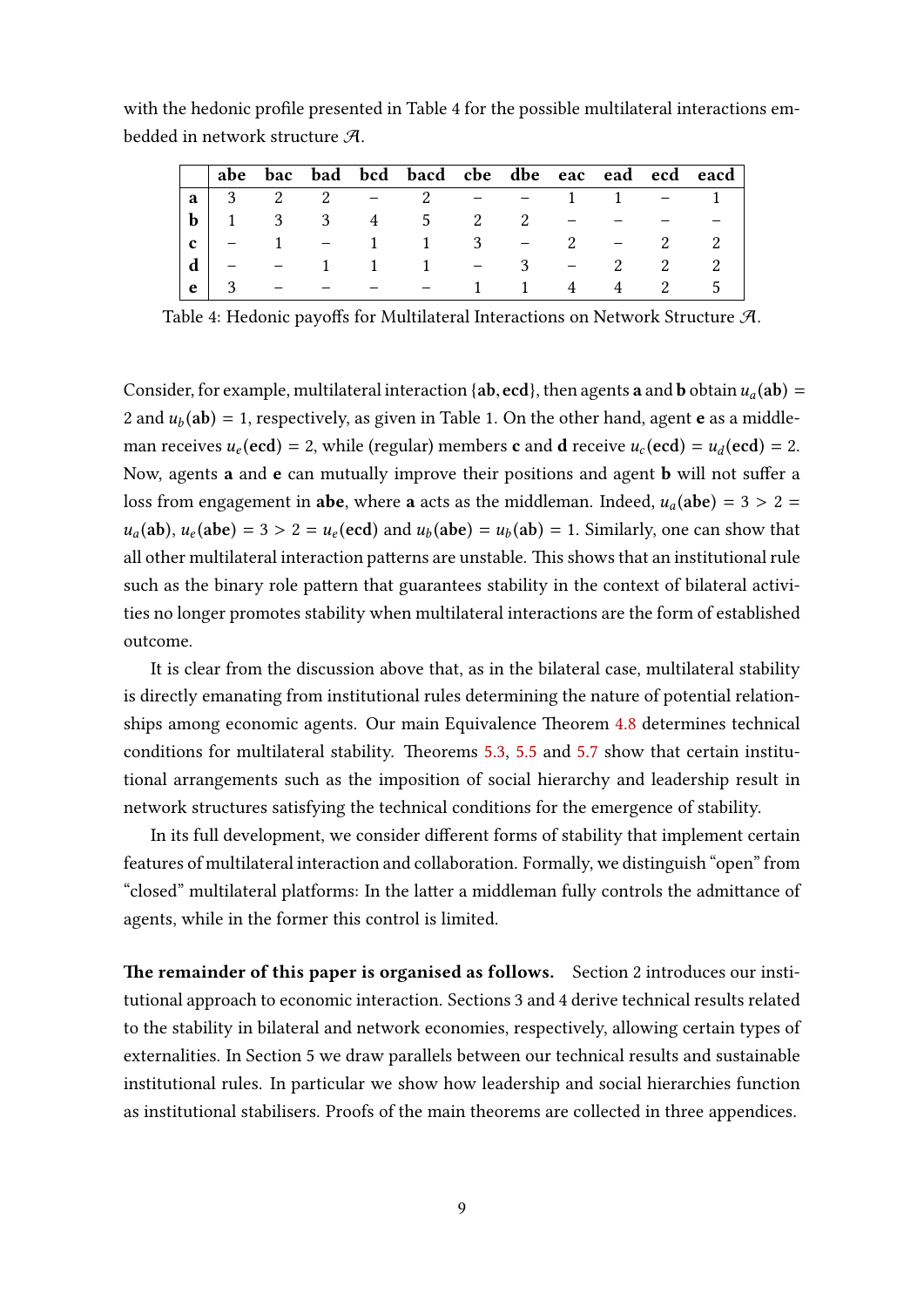with the hedonic profile presented in Table 4 for the possible multilateral interactions embedded in network structure $\mathcal{A}$.

| | **abe** | **bac** | **bad** | **bcd** | **bacd** | **cbe** | **dbe** | **eac** | **ead** | **ecd** | **eacd** |
|---|---|---|---|---|---|---|---|---|---|---|---|
| **a** | 3 | 2 | 2 | – | 2 | – | – | 1 | 1 | – | 1 |
| **b** | 1 | 3 | 3 | 4 | 5 | 2 | 2 | – | – | – | – |
| **c** | – | 1 | – | 1 | 1 | 3 | – | 2 | – | 2 | 2 |
| **d** | – | – | 1 | 1 | 1 | – | 3 | – | 2 | 2 | 2 |
| **e** | 3 | – | – | – | – | 1 | 1 | 4 | 4 | 2 | 5 |

Table 4: Hedonic payoffs for Multilateral Interactions on Network Structure $\mathcal{A}$.

Consider, for example, multilateral interaction $\{\mathbf{ab}, \mathbf{ecd}\}$, then agents **a** and **b** obtain $u_a(\mathbf{ab}) = 2$ and $u_b(\mathbf{ab}) = 1$, respectively, as given in Table 1. On the other hand, agent **e** as a middleman receives $u_e(\mathbf{ecd}) = 2$, while (regular) members **c** and **d** receive $u_c(\mathbf{ecd}) = u_d(\mathbf{ecd}) = 2$. Now, agents **a** and **e** can mutually improve their positions and agent **b** will not suffer a loss from engagement in **abe**, where **a** acts as the middleman. Indeed, $u_a(\mathbf{abe}) = 3 > 2 = u_a(\mathbf{ab})$, $u_e(\mathbf{abe}) = 3 > 2 = u_e(\mathbf{ecd})$ and $u_b(\mathbf{abe}) = u_b(\mathbf{ab}) = 1$. Similarly, one can show that all other multilateral interaction patterns are unstable. This shows that an institutional rule such as the binary role pattern that guarantees stability in the context of bilateral activities no longer promotes stability when multilateral interactions are the form of established outcome.

It is clear from the discussion above that, as in the bilateral case, multilateral stability is directly emanating from institutional rules determining the nature of potential relationships among economic agents. Our main Equivalence Theorem 4.8 determines technical conditions for multilateral stability. Theorems 5.3, 5.5 and 5.7 show that certain institutional arrangements such as the imposition of social hierarchy and leadership result in network structures satisfying the technical conditions for the emergence of stability.

In its full development, we consider different forms of stability that implement certain features of multilateral interaction and collaboration. Formally, we distinguish "open" from "closed" multilateral platforms: In the latter a middleman fully controls the admittance of agents, while in the former this control is limited.

**The remainder of this paper is organised as follows.** Section 2 introduces our institutional approach to economic interaction. Sections 3 and 4 derive technical results related to the stability in bilateral and network economies, respectively, allowing certain types of externalities. In Section 5 we draw parallels between our technical results and sustainable institutional rules. In particular we show how leadership and social hierarchies function as institutional stabilisers. Proofs of the main theorems are collected in three appendices.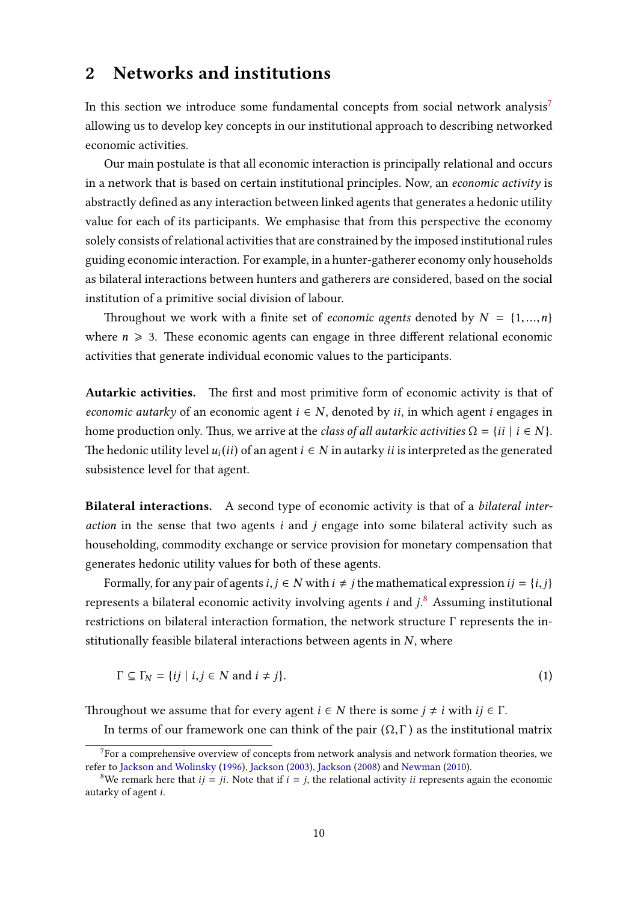## 2 Networks and institutions

In this section we introduce some fundamental concepts from social network analysis[7] allowing us to develop key concepts in our institutional approach to describing networked economic activities.

Our main postulate is that all economic interaction is principally relational and occurs in a network that is based on certain institutional principles. Now, an *economic activity* is abstractly defined as any interaction between linked agents that generates a hedonic utility value for each of its participants. We emphasise that from this perspective the economy solely consists of relational activities that are constrained by the imposed institutional rules guiding economic interaction. For example, in a hunter-gatherer economy only households as bilateral interactions between hunters and gatherers are considered, based on the social institution of a primitive social division of labour.

Throughout we work with a finite set of *economic agents* denoted by $N = \{1, \dots, n\}$ where $n \geqslant 3$. These economic agents can engage in three different relational economic activities that generate individual economic values to the participants.

**Autarkic activities.** The first and most primitive form of economic activity is that of *economic autarky* of an economic agent $i \in N$, denoted by $ii$, in which agent $i$ engages in home production only. Thus, we arrive at the *class of all autarkic activities* $\Omega = \{ii \mid i \in N\}$. The hedonic utility level $u_i(ii)$ of an agent $i \in N$ in autarky $ii$ is interpreted as the generated subsistence level for that agent.

**Bilateral interactions.** A second type of economic activity is that of a *bilateral interaction* in the sense that two agents $i$ and $j$ engage into some bilateral activity such as householding, commodity exchange or service provision for monetary compensation that generates hedonic utility values for both of these agents.

Formally, for any pair of agents $i, j \in N$ with $i \neq j$ the mathematical expression $ij = \{i, j\}$ represents a bilateral economic activity involving agents $i$ and $j$.[8] Assuming institutional restrictions on bilateral interaction formation, the network structure $\Gamma$ represents the institutionally feasible bilateral interactions between agents in $N$, where

$$\Gamma \subseteq \Gamma_N = \{ij \mid i, j \in N \text{ and } i \neq j\}. \tag{1}$$

Throughout we assume that for every agent $i \in N$ there is some $j \neq i$ with $ij \in \Gamma$.

In terms of our framework one can think of the pair $(\Omega, \Gamma)$ as the institutional matrix

---

[7] For a comprehensive overview of concepts from network analysis and network formation theories, we refer to Jackson and Wolinsky (1996), Jackson (2003), Jackson (2008) and Newman (2010).

[8] We remark here that $ij = ji$. Note that if $i = j$, the relational activity $ii$ represents again the economic autarky of agent $i$.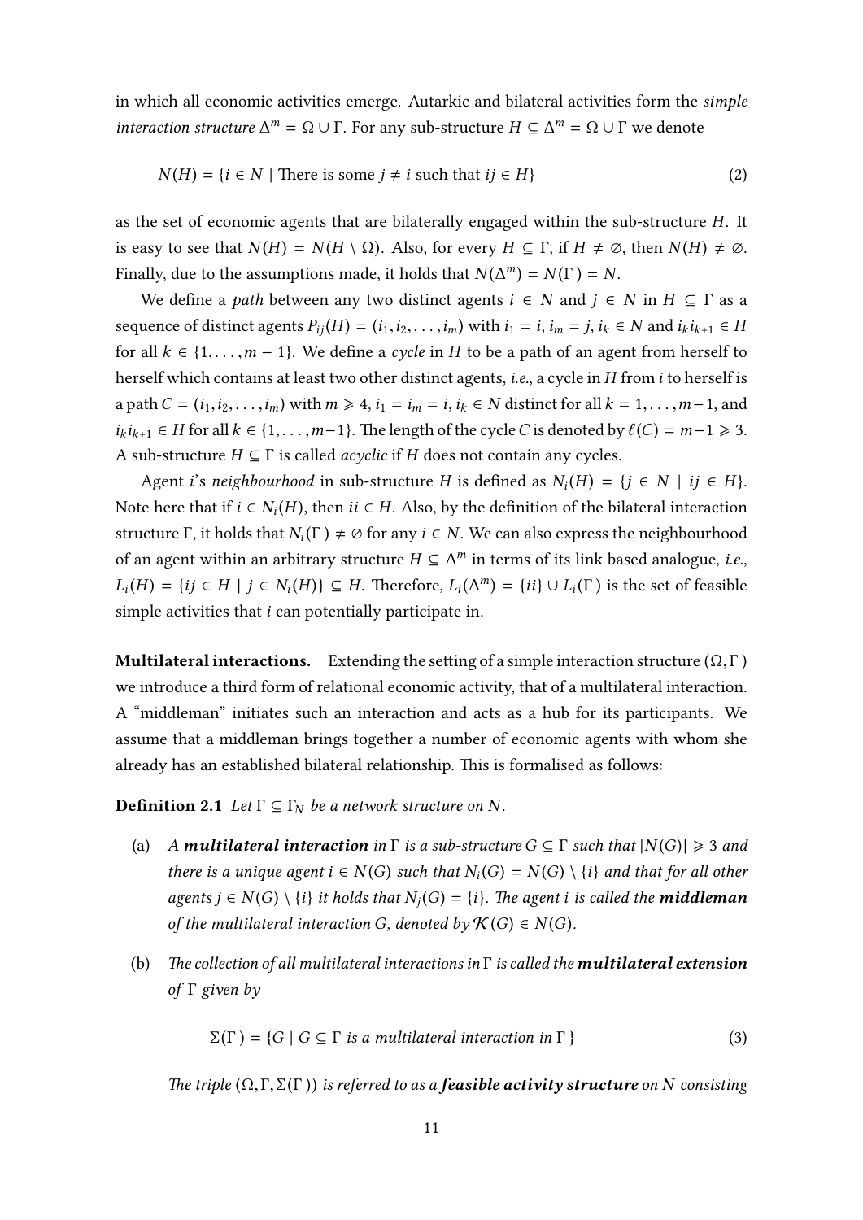in which all economic activities emerge. Autarkic and bilateral activities form the *simple interaction structure* $\Delta^m = \Omega \cup \Gamma$. For any sub-structure $H \subseteq \Delta^m = \Omega \cup \Gamma$ we denote

$$N(H) = \{i \in N \mid \text{There is some } j \neq i \text{ such that } ij \in H\} \tag{2}$$

as the set of economic agents that are bilaterally engaged within the sub-structure $H$. It is easy to see that $N(H) = N(H \setminus \Omega)$. Also, for every $H \subseteq \Gamma$, if $H \neq \varnothing$, then $N(H) \neq \varnothing$. Finally, due to the assumptions made, it holds that $N(\Delta^m) = N(\Gamma) = N$.

We define a *path* between any two distinct agents $i \in N$ and $j \in N$ in $H \subseteq \Gamma$ as a sequence of distinct agents $P_{ij}(H) = (i_1, i_2, \ldots, i_m)$ with $i_1 = i$, $i_m = j$, $i_k \in N$ and $i_k i_{k+1} \in H$ for all $k \in \{1, \ldots, m-1\}$. We define a *cycle* in $H$ to be a path of an agent from herself to herself which contains at least two other distinct agents, *i.e.*, a cycle in $H$ from $i$ to herself is a path $C = (i_1, i_2, \ldots, i_m)$ with $m \geqslant 4$, $i_1 = i_m = i$, $i_k \in N$ distinct for all $k = 1, \ldots, m-1$, and $i_k i_{k+1} \in H$ for all $k \in \{1, \ldots, m-1\}$. The length of the cycle $C$ is denoted by $\ell(C) = m-1 \geqslant 3$. A sub-structure $H \subseteq \Gamma$ is called *acyclic* if $H$ does not contain any cycles.

Agent $i$'s *neighbourhood* in sub-structure $H$ is defined as $N_i(H) = \{j \in N \mid ij \in H\}$. Note here that if $i \in N_i(H)$, then $ii \in H$. Also, by the definition of the bilateral interaction structure $\Gamma$, it holds that $N_i(\Gamma) \neq \varnothing$ for any $i \in N$. We can also express the neighbourhood of an agent within an arbitrary structure $H \subseteq \Delta^m$ in terms of its link based analogue, *i.e.*, $L_i(H) = \{ij \in H \mid j \in N_i(H)\} \subseteq H$. Therefore, $L_i(\Delta^m) = \{ii\} \cup L_i(\Gamma)$ is the set of feasible simple activities that $i$ can potentially participate in.

**Multilateral interactions.** Extending the setting of a simple interaction structure $(\Omega, \Gamma)$ we introduce a third form of relational economic activity, that of a multilateral interaction. A "middleman" initiates such an interaction and acts as a hub for its participants. We assume that a middleman brings together a number of economic agents with whom she already has an established bilateral relationship. This is formalised as follows:

**Definition 2.1** *Let $\Gamma \subseteq \Gamma_N$ be a network structure on $N$.*

(a) *A **multilateral interaction** in $\Gamma$ is a sub-structure $G \subseteq \Gamma$ such that $|N(G)| \geqslant 3$ and there is a unique agent $i \in N(G)$ such that $N_i(G) = N(G) \setminus \{i\}$ and that for all other agents $j \in N(G) \setminus \{i\}$ it holds that $N_j(G) = \{i\}$. The agent $i$ is called the **middleman** of the multilateral interaction $G$, denoted by $\mathcal{K}(G) \in N(G)$.*

(b) *The collection of all multilateral interactions in $\Gamma$ is called the **multilateral extension** of $\Gamma$ given by*

$$\Sigma(\Gamma) = \{G \mid G \subseteq \Gamma \text{ is a multilateral interaction in } \Gamma\} \tag{3}$$

*The triple $(\Omega, \Gamma, \Sigma(\Gamma))$ is referred to as a **feasible activity structure** on $N$ consisting*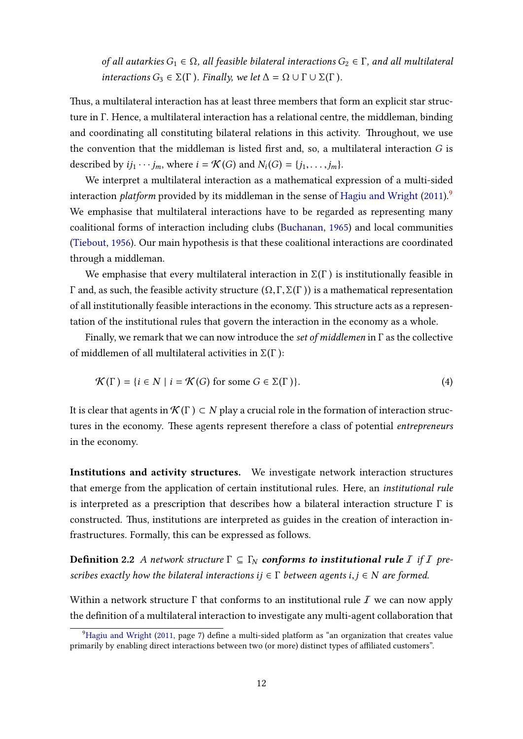*of all autarkies $G_1 \in \Omega$, all feasible bilateral interactions $G_2 \in \Gamma$, and all multilateral interactions $G_3 \in \Sigma(\Gamma)$. Finally, we let $\Delta = \Omega \cup \Gamma \cup \Sigma(\Gamma)$.*

Thus, a multilateral interaction has at least three members that form an explicit star structure in $\Gamma$. Hence, a multilateral interaction has a relational centre, the middleman, binding and coordinating all constituting bilateral relations in this activity. Throughout, we use the convention that the middleman is listed first and, so, a multilateral interaction $G$ is described by $ij_1 \cdots j_m$, where $i = \mathcal{K}(G)$ and $N_i(G) = \{j_1, \ldots, j_m\}$.

We interpret a multilateral interaction as a mathematical expression of a multi-sided interaction *platform* provided by its middleman in the sense of Hagiu and Wright (2011).[9] We emphasise that multilateral interactions have to be regarded as representing many coalitional forms of interaction including clubs (Buchanan, 1965) and local communities (Tiebout, 1956). Our main hypothesis is that these coalitional interactions are coordinated through a middleman.

We emphasise that every multilateral interaction in $\Sigma(\Gamma)$ is institutionally feasible in $\Gamma$ and, as such, the feasible activity structure $(\Omega, \Gamma, \Sigma(\Gamma))$ is a mathematical representation of all institutionally feasible interactions in the economy. This structure acts as a representation of the institutional rules that govern the interaction in the economy as a whole.

Finally, we remark that we can now introduce the *set of middlemen* in $\Gamma$ as the collective of middlemen of all multilateral activities in $\Sigma(\Gamma)$:

$$\mathcal{K}(\Gamma) = \{i \in N \mid i = \mathcal{K}(G) \text{ for some } G \in \Sigma(\Gamma)\}. \tag{4}$$

It is clear that agents in $\mathcal{K}(\Gamma) \subset N$ play a crucial role in the formation of interaction structures in the economy. These agents represent therefore a class of potential *entrepreneurs* in the economy.

**Institutions and activity structures.** We investigate network interaction structures that emerge from the application of certain institutional rules. Here, an *institutional rule* is interpreted as a prescription that describes how a bilateral interaction structure $\Gamma$ is constructed. Thus, institutions are interpreted as guides in the creation of interaction infrastructures. Formally, this can be expressed as follows.

**Definition 2.2** *A network structure $\Gamma \subseteq \Gamma_N$ **conforms to institutional rule $\mathcal{I}$** if $\mathcal{I}$ prescribes exactly how the bilateral interactions $ij \in \Gamma$ between agents $i, j \in N$ are formed.*

Within a network structure $\Gamma$ that conforms to an institutional rule $\mathcal{I}$ we can now apply the definition of a multilateral interaction to investigate any multi-agent collaboration that

[9] Hagiu and Wright (2011, page 7) define a multi-sided platform as "an organization that creates value primarily by enabling direct interactions between two (or more) distinct types of affiliated customers".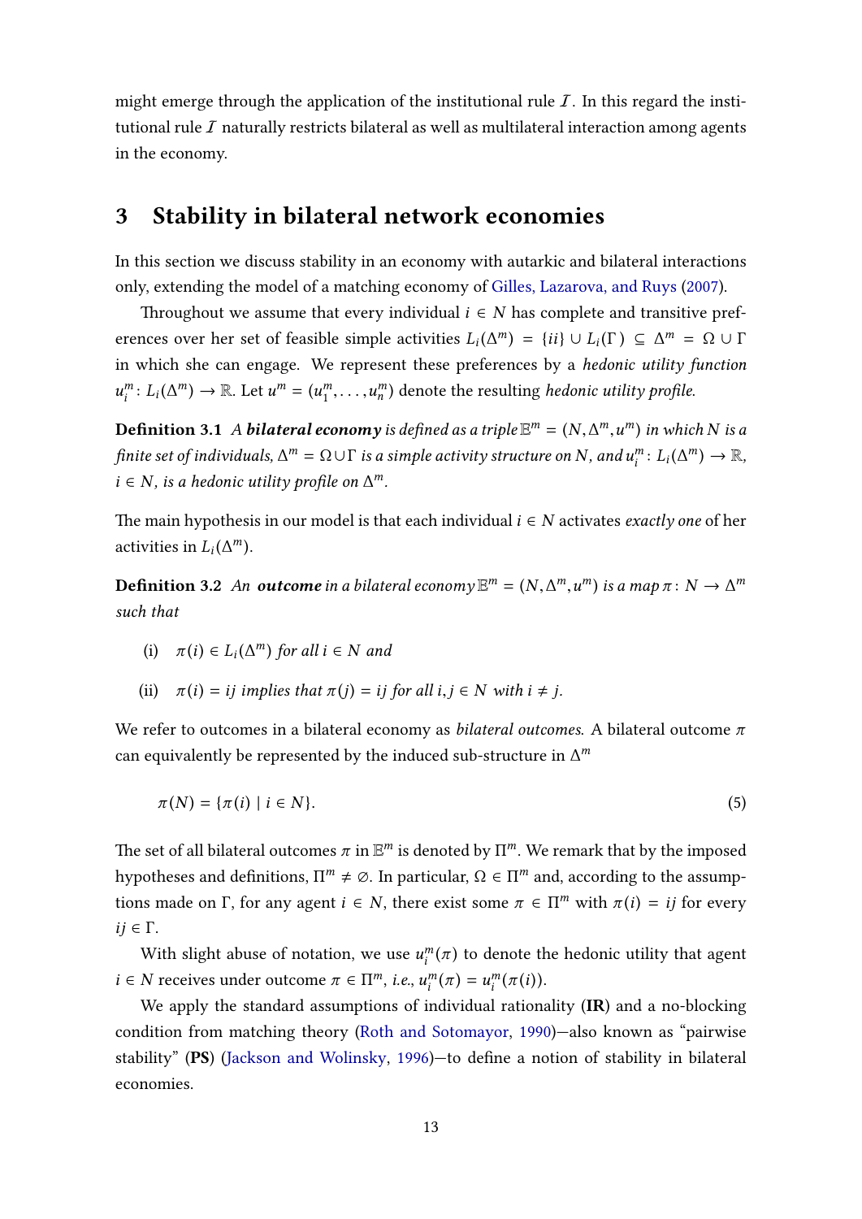might emerge through the application of the institutional rule $\mathcal{I}$. In this regard the institutional rule $\mathcal{I}$ naturally restricts bilateral as well as multilateral interaction among agents in the economy.

## 3 Stability in bilateral network economies

In this section we discuss stability in an economy with autarkic and bilateral interactions only, extending the model of a matching economy of Gilles, Lazarova, and Ruys (2007).

Throughout we assume that every individual $i \in N$ has complete and transitive preferences over her set of feasible simple activities $L_i(\Delta^m) = \{ii\} \cup L_i(\Gamma) \subseteq \Delta^m = \Omega \cup \Gamma$ in which she can engage. We represent these preferences by a *hedonic utility function* $u_i^m \colon L_i(\Delta^m) \to \mathbb{R}$. Let $u^m = (u_1^m, \dots, u_n^m)$ denote the resulting *hedonic utility profile*.

**Definition 3.1** *A* ***bilateral economy*** *is defined as a triple* $\mathbb{E}^m = (N, \Delta^m, u^m)$ *in which* $N$ *is a finite set of individuals,* $\Delta^m = \Omega \cup \Gamma$ *is a simple activity structure on* $N$*, and* $u_i^m \colon L_i(\Delta^m) \to \mathbb{R}$*,* $i \in N$*, is a hedonic utility profile on* $\Delta^m$*.*

The main hypothesis in our model is that each individual $i \in N$ activates *exactly one* of her activities in $L_i(\Delta^m)$.

**Definition 3.2** *An* ***outcome*** *in a bilateral economy* $\mathbb{E}^m = (N, \Delta^m, u^m)$ *is a map* $\pi \colon N \to \Delta^m$ *such that*

(i) $\pi(i) \in L_i(\Delta^m)$ *for all* $i \in N$ *and*

(ii) $\pi(i) = ij$ *implies that* $\pi(j) = ij$ *for all* $i, j \in N$ *with* $i \neq j$*.*

We refer to outcomes in a bilateral economy as *bilateral outcomes*. A bilateral outcome $\pi$ can equivalently be represented by the induced sub-structure in $\Delta^m$

$$\pi(N) = \{\pi(i) \mid i \in N\}. \tag{5}$$

The set of all bilateral outcomes $\pi$ in $\mathbb{E}^m$ is denoted by $\Pi^m$. We remark that by the imposed hypotheses and definitions, $\Pi^m \neq \varnothing$. In particular, $\Omega \in \Pi^m$ and, according to the assumptions made on $\Gamma$, for any agent $i \in N$, there exist some $\pi \in \Pi^m$ with $\pi(i) = ij$ for every $ij \in \Gamma$.

With slight abuse of notation, we use $u_i^m(\pi)$ to denote the hedonic utility that agent $i \in N$ receives under outcome $\pi \in \Pi^m$, *i.e.*, $u_i^m(\pi) = u_i^m(\pi(i))$.

We apply the standard assumptions of individual rationality (**IR**) and a no-blocking condition from matching theory (Roth and Sotomayor, 1990)—also known as "pairwise stability" (**PS**) (Jackson and Wolinsky, 1996)—to define a notion of stability in bilateral economies.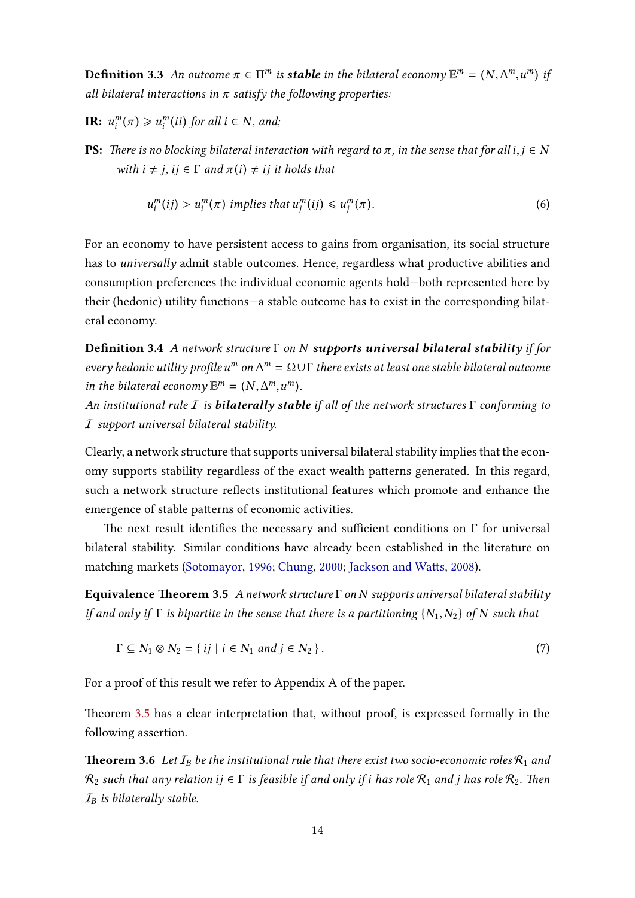**Definition 3.3** *An outcome $\pi \in \Pi^m$ is **stable** in the bilateral economy $\mathbb{E}^m = (N, \Delta^m, u^m)$ if all bilateral interactions in $\pi$ satisfy the following properties:*

**IR:** *$u_i^m(\pi) \geqslant u_i^m(ii)$ for all $i \in N$, and;*

**PS:** *There is no blocking bilateral interaction with regard to $\pi$, in the sense that for all $i, j \in N$ with $i \neq j$, $ij \in \Gamma$ and $\pi(i) \neq ij$ it holds that*

$$u_i^m(ij) > u_i^m(\pi) \text{ implies that } u_j^m(ij) \leqslant u_j^m(\pi). \tag{6}$$

For an economy to have persistent access to gains from organisation, its social structure has to *universally* admit stable outcomes. Hence, regardless what productive abilities and consumption preferences the individual economic agents hold—both represented here by their (hedonic) utility functions—a stable outcome has to exist in the corresponding bilateral economy.

**Definition 3.4** *A network structure $\Gamma$ on $N$ **supports universal bilateral stability** if for every hedonic utility profile $u^m$ on $\Delta^m = \Omega \cup \Gamma$ there exists at least one stable bilateral outcome in the bilateral economy $\mathbb{E}^m = (N, \Delta^m, u^m)$.*

*An institutional rule $\mathcal{I}$ is **bilaterally stable** if all of the network structures $\Gamma$ conforming to $\mathcal{I}$ support universal bilateral stability.*

Clearly, a network structure that supports universal bilateral stability implies that the economy supports stability regardless of the exact wealth patterns generated. In this regard, such a network structure reflects institutional features which promote and enhance the emergence of stable patterns of economic activities.

The next result identifies the necessary and sufficient conditions on $\Gamma$ for universal bilateral stability. Similar conditions have already been established in the literature on matching markets (Sotomayor, 1996; Chung, 2000; Jackson and Watts, 2008).

**Equivalence Theorem 3.5** *A network structure $\Gamma$ on $N$ supports universal bilateral stability if and only if $\Gamma$ is bipartite in the sense that there is a partitioning $\{N_1, N_2\}$ of $N$ such that*

$$\Gamma \subseteq N_1 \otimes N_2 = \{\, ij \mid i \in N_1 \text{ and } j \in N_2 \,\}. \tag{7}$$

For a proof of this result we refer to Appendix A of the paper.

Theorem 3.5 has a clear interpretation that, without proof, is expressed formally in the following assertion.

**Theorem 3.6** *Let $\mathcal{I}_B$ be the institutional rule that there exist two socio-economic roles $\mathcal{R}_1$ and $\mathcal{R}_2$ such that any relation $ij \in \Gamma$ is feasible if and only if $i$ has role $\mathcal{R}_1$ and $j$ has role $\mathcal{R}_2$. Then $\mathcal{I}_B$ is bilaterally stable.*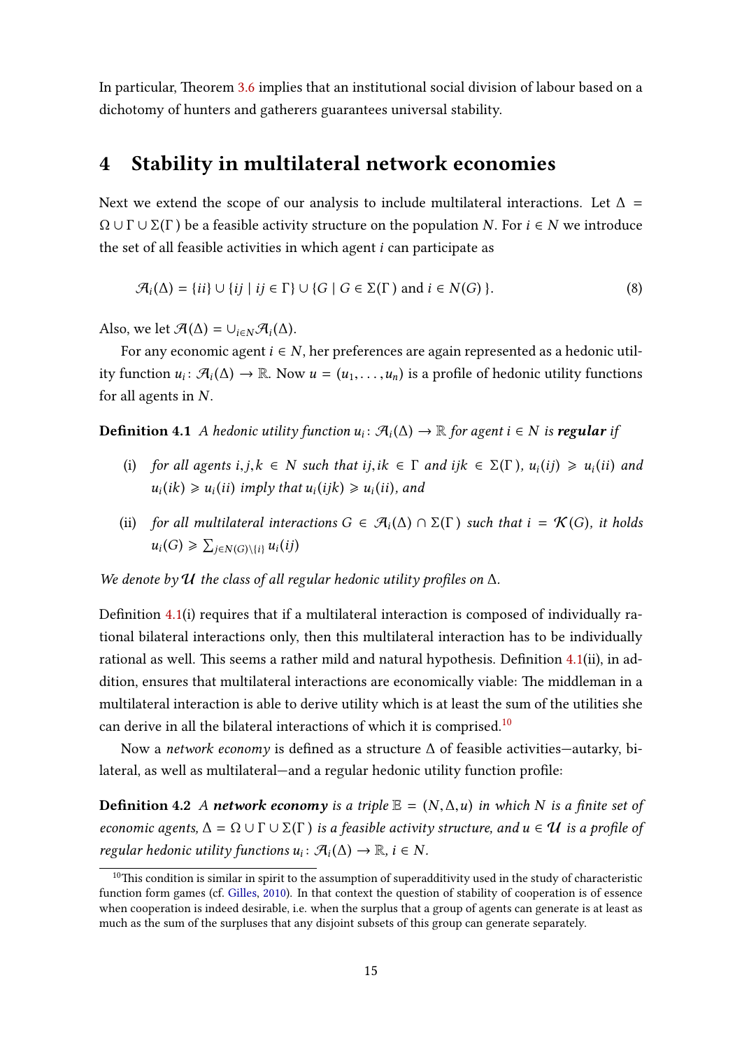In particular, Theorem 3.6 implies that an institutional social division of labour based on a dichotomy of hunters and gatherers guarantees universal stability.

## 4 Stability in multilateral network economies

Next we extend the scope of our analysis to include multilateral interactions. Let $\Delta = \Omega \cup \Gamma \cup \Sigma(\Gamma)$ be a feasible activity structure on the population $N$. For $i \in N$ we introduce the set of all feasible activities in which agent $i$ can participate as

$$\mathcal{A}_i(\Delta) = \{ii\} \cup \{ij \mid ij \in \Gamma\} \cup \{G \mid G \in \Sigma(\Gamma) \text{ and } i \in N(G)\}. \tag{8}$$

Also, we let $\mathcal{A}(\Delta) = \cup_{i \in N} \mathcal{A}_i(\Delta)$.

For any economic agent $i \in N$, her preferences are again represented as a hedonic utility function $u_i \colon \mathcal{A}_i(\Delta) \to \mathbb{R}$. Now $u = (u_1, \ldots, u_n)$ is a profile of hedonic utility functions for all agents in $N$.

**Definition 4.1** *A hedonic utility function $u_i \colon \mathcal{A}_i(\Delta) \to \mathbb{R}$ for agent $i \in N$ is* ***regular*** *if*

- (i) *for all agents $i, j, k \in N$ such that $ij, ik \in \Gamma$ and $ijk \in \Sigma(\Gamma)$, $u_i(ij) \geqslant u_i(ii)$ and $u_i(ik) \geqslant u_i(ii)$ imply that $u_i(ijk) \geqslant u_i(ii)$, and*
- (ii) *for all multilateral interactions $G \in \mathcal{A}_i(\Delta) \cap \Sigma(\Gamma)$ such that $i = \mathcal{K}(G)$, it holds $u_i(G) \geqslant \sum_{j \in N(G) \setminus \{i\}} u_i(ij)$*

*We denote by $\mathcal{U}$ the class of all regular hedonic utility profiles on $\Delta$.*

Definition 4.1(i) requires that if a multilateral interaction is composed of individually rational bilateral interactions only, then this multilateral interaction has to be individually rational as well. This seems a rather mild and natural hypothesis. Definition 4.1(ii), in addition, ensures that multilateral interactions are economically viable: The middleman in a multilateral interaction is able to derive utility which is at least the sum of the utilities she can derive in all the bilateral interactions of which it is comprised.[10]

Now a *network economy* is defined as a structure $\Delta$ of feasible activities—autarky, bilateral, as well as multilateral—and a regular hedonic utility function profile:

**Definition 4.2** *A* ***network economy*** *is a triple $\mathbb{E} = (N, \Delta, u)$ in which $N$ is a finite set of economic agents, $\Delta = \Omega \cup \Gamma \cup \Sigma(\Gamma)$ is a feasible activity structure, and $u \in \mathcal{U}$ is a profile of regular hedonic utility functions $u_i \colon \mathcal{A}_i(\Delta) \to \mathbb{R}$, $i \in N$.*

[10] This condition is similar in spirit to the assumption of superadditivity used in the study of characteristic function form games (cf. Gilles, 2010). In that context the question of stability of cooperation is of essence when cooperation is indeed desirable, i.e. when the surplus that a group of agents can generate is at least as much as the sum of the surpluses that any disjoint subsets of this group can generate separately.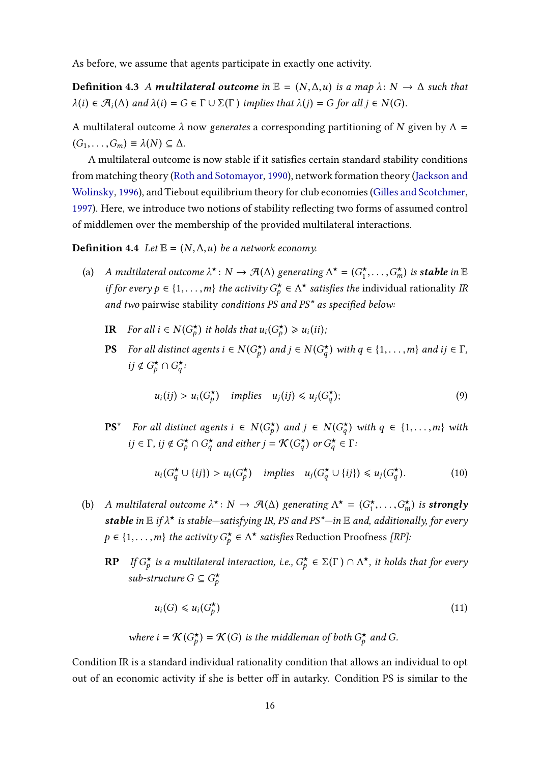As before, we assume that agents participate in exactly one activity.

**Definition 4.3** *A **multilateral outcome** in $\mathbb{E} = (N, \Delta, u)$ is a map $\lambda \colon N \to \Delta$ such that $\lambda(i) \in \mathcal{A}_i(\Delta)$ and $\lambda(i) = G \in \Gamma \cup \Sigma(\Gamma)$ implies that $\lambda(j) = G$ for all $j \in N(G)$.*

A multilateral outcome $\lambda$ now *generates* a corresponding partitioning of $N$ given by $\Lambda = (G_1, \ldots, G_m) \equiv \lambda(N) \subseteq \Delta$.

A multilateral outcome is now stable if it satisfies certain standard stability conditions from matching theory (Roth and Sotomayor, 1990), network formation theory (Jackson and Wolinsky, 1996), and Tiebout equilibrium theory for club economies (Gilles and Scotchmer, 1997). Here, we introduce two notions of stability reflecting two forms of assumed control of middlemen over the membership of the provided multilateral interactions.

**Definition 4.4** *Let $\mathbb{E} = (N, \Delta, u)$ be a network economy.*

(a) *A multilateral outcome $\lambda^\star \colon N \to \mathcal{A}(\Delta)$ generating $\Lambda^\star = (G_1^\star, \ldots, G_m^\star)$ is **stable** in $\mathbb{E}$ if for every $p \in \{1, \ldots, m\}$ the activity $G_p^\star \in \Lambda^\star$ satisfies the* individual rationality *IR and two* pairwise stability *conditions PS and PS$^\star$ as specified below:*

**IR** *For all $i \in N(G_p^\star)$ it holds that $u_i(G_p^\star) \geqslant u_i(ii)$;*

**PS** *For all distinct agents $i \in N(G_p^\star)$ and $j \in N(G_q^\star)$ with $q \in \{1, \ldots, m\}$ and $ij \in \Gamma$, $ij \notin G_p^\star \cap G_q^\star$:*

$$u_i(ij) > u_i(G_p^\star) \quad \text{implies} \quad u_j(ij) \leqslant u_j(G_q^\star); \tag{9}$$

**PS$^\star$** *For all distinct agents $i \in N(G_p^\star)$ and $j \in N(G_q^\star)$ with $q \in \{1, \ldots, m\}$ with $ij \in \Gamma$, $ij \notin G_p^\star \cap G_q^\star$ and either $j = \mathcal{K}(G_q^\star)$ or $G_q^\star \in \Gamma$:*

$$u_i(G_q^\star \cup \{ij\}) > u_i(G_p^\star) \quad \text{implies} \quad u_j(G_q^\star \cup \{ij\}) \leqslant u_j(G_q^\star). \tag{10}$$

(b) *A multilateral outcome $\lambda^\star \colon N \to \mathcal{A}(\Delta)$ generating $\Lambda^\star = (G_1^\star, \ldots, G_m^\star)$ is **strongly stable** in $\mathbb{E}$ if $\lambda^\star$ is stable—satisfying IR, PS and PS$^\star$—in $\mathbb{E}$ and, additionally, for every $p \in \{1, \ldots, m\}$ the activity $G_p^\star \in \Lambda^\star$ satisfies* Reduction Proofness *[RP]:*

**RP** *If $G_p^\star$ is a multilateral interaction, i.e., $G_p^\star \in \Sigma(\Gamma) \cap \Lambda^\star$, it holds that for every sub-structure $G \subseteq G_p^\star$*

$$u_i(G) \leqslant u_i(G_p^\star) \tag{11}$$

*where $i = \mathcal{K}(G_p^\star) = \mathcal{K}(G)$ is the middleman of both $G_p^\star$ and $G$.*

Condition IR is a standard individual rationality condition that allows an individual to opt out of an economic activity if she is better off in autarky. Condition PS is similar to the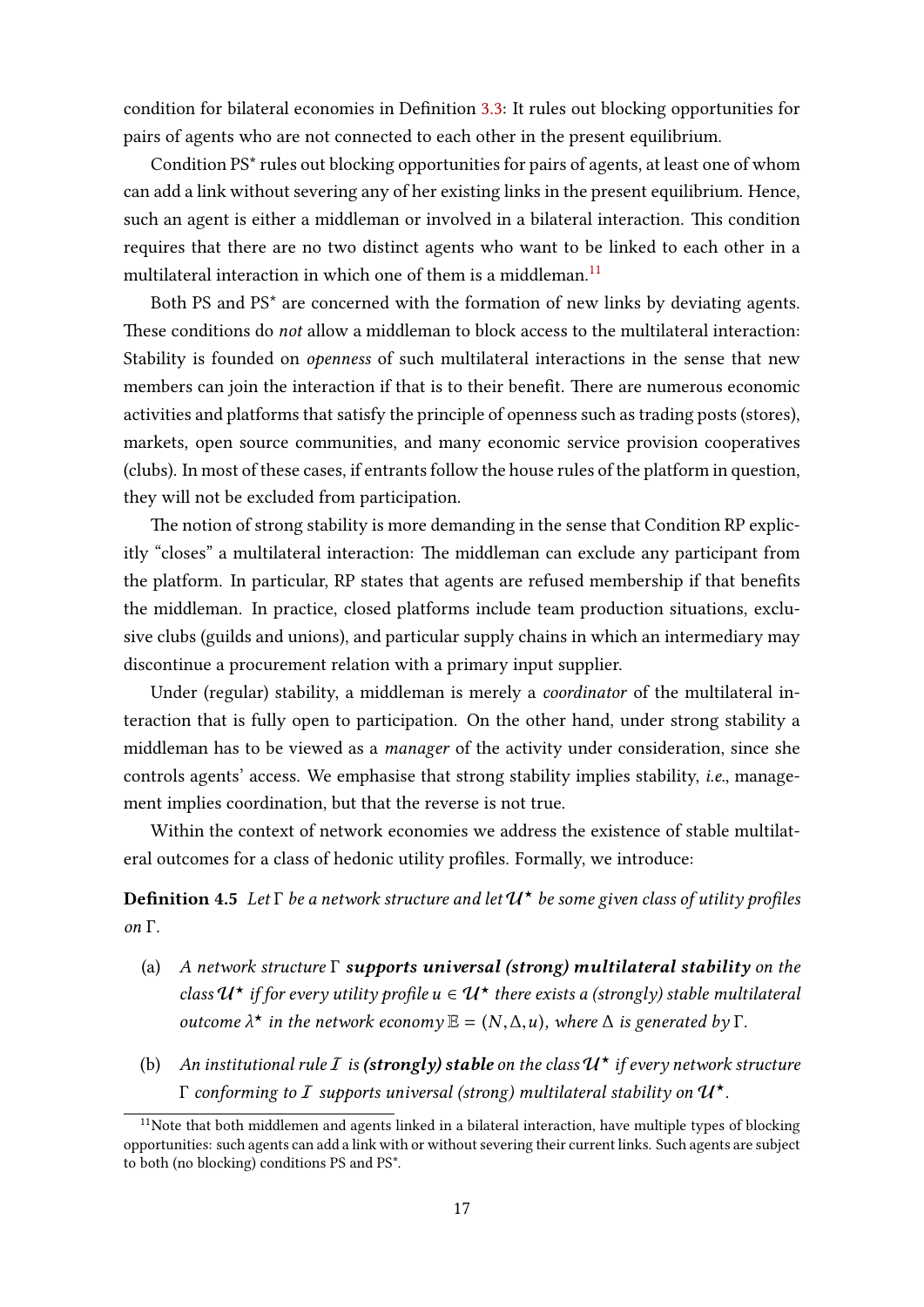condition for bilateral economies in Definition 3.3: It rules out blocking opportunities for pairs of agents who are not connected to each other in the present equilibrium.

Condition PS* rules out blocking opportunities for pairs of agents, at least one of whom can add a link without severing any of her existing links in the present equilibrium. Hence, such an agent is either a middleman or involved in a bilateral interaction. This condition requires that there are no two distinct agents who want to be linked to each other in a multilateral interaction in which one of them is a middleman.[11]

Both PS and PS* are concerned with the formation of new links by deviating agents. These conditions do *not* allow a middleman to block access to the multilateral interaction: Stability is founded on *openness* of such multilateral interactions in the sense that new members can join the interaction if that is to their benefit. There are numerous economic activities and platforms that satisfy the principle of openness such as trading posts (stores), markets, open source communities, and many economic service provision cooperatives (clubs). In most of these cases, if entrants follow the house rules of the platform in question, they will not be excluded from participation.

The notion of strong stability is more demanding in the sense that Condition RP explicitly "closes" a multilateral interaction: The middleman can exclude any participant from the platform. In particular, RP states that agents are refused membership if that benefits the middleman. In practice, closed platforms include team production situations, exclusive clubs (guilds and unions), and particular supply chains in which an intermediary may discontinue a procurement relation with a primary input supplier.

Under (regular) stability, a middleman is merely a *coordinator* of the multilateral interaction that is fully open to participation. On the other hand, under strong stability a middleman has to be viewed as a *manager* of the activity under consideration, since she controls agents' access. We emphasise that strong stability implies stability, *i.e.*, management implies coordination, but that the reverse is not true.

Within the context of network economies we address the existence of stable multilateral outcomes for a class of hedonic utility profiles. Formally, we introduce:

**Definition 4.5** *Let $\Gamma$ be a network structure and let $\mathcal{U}^\star$ be some given class of utility profiles on $\Gamma$.*

(a) *A network structure $\Gamma$ **supports universal (strong) multilateral stability** on the class $\mathcal{U}^\star$ if for every utility profile $u \in \mathcal{U}^\star$ there exists a (strongly) stable multilateral outcome $\lambda^\star$ in the network economy $\mathbb{E} = (N, \Delta, u)$, where $\Delta$ is generated by $\Gamma$.*

(b) *An institutional rule $\mathcal{I}$ is **(strongly) stable** on the class $\mathcal{U}^\star$ if every network structure $\Gamma$ conforming to $\mathcal{I}$ supports universal (strong) multilateral stability on $\mathcal{U}^\star$.*

[11] Note that both middlemen and agents linked in a bilateral interaction, have multiple types of blocking opportunities: such agents can add a link with or without severing their current links. Such agents are subject to both (no blocking) conditions PS and PS*.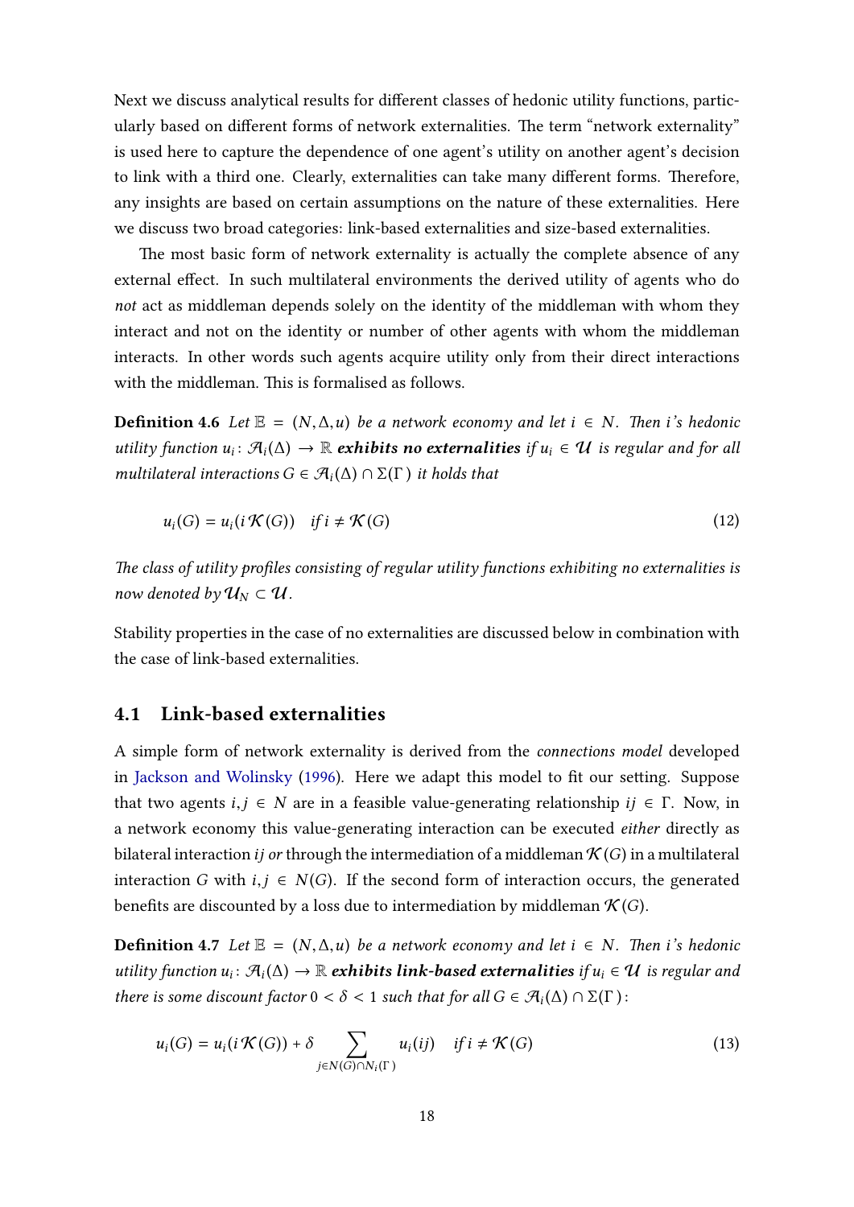Next we discuss analytical results for different classes of hedonic utility functions, particularly based on different forms of network externalities. The term "network externality" is used here to capture the dependence of one agent's utility on another agent's decision to link with a third one. Clearly, externalities can take many different forms. Therefore, any insights are based on certain assumptions on the nature of these externalities. Here we discuss two broad categories: link-based externalities and size-based externalities.

The most basic form of network externality is actually the complete absence of any external effect. In such multilateral environments the derived utility of agents who do *not* act as middleman depends solely on the identity of the middleman with whom they interact and not on the identity or number of other agents with whom the middleman interacts. In other words such agents acquire utility only from their direct interactions with the middleman. This is formalised as follows.

**Definition 4.6** *Let $\mathbb{E} = (N, \Delta, u)$ be a network economy and let $i \in N$. Then $i$'s hedonic utility function $u_i \colon \mathcal{A}_i(\Delta) \to \mathbb{R}$* ***exhibits no externalities*** *if $u_i \in \mathcal{U}$ is regular and for all multilateral interactions $G \in \mathcal{A}_i(\Delta) \cap \Sigma(\Gamma)$ it holds that*

$$u_i(G) = u_i(i\,\mathcal{K}(G)) \quad \text{if } i \neq \mathcal{K}(G) \tag{12}$$

*The class of utility profiles consisting of regular utility functions exhibiting no externalities is now denoted by $\mathcal{U}_N \subset \mathcal{U}$.*

Stability properties in the case of no externalities are discussed below in combination with the case of link-based externalities.

## 4.1 Link-based externalities

A simple form of network externality is derived from the *connections model* developed in Jackson and Wolinsky (1996). Here we adapt this model to fit our setting. Suppose that two agents $i, j \in N$ are in a feasible value-generating relationship $ij \in \Gamma$. Now, in a network economy this value-generating interaction can be executed *either* directly as bilateral interaction $ij$ *or* through the intermediation of a middleman $\mathcal{K}(G)$ in a multilateral interaction $G$ with $i, j \in N(G)$. If the second form of interaction occurs, the generated benefits are discounted by a loss due to intermediation by middleman $\mathcal{K}(G)$.

**Definition 4.7** *Let $\mathbb{E} = (N, \Delta, u)$ be a network economy and let $i \in N$. Then $i$'s hedonic utility function $u_i \colon \mathcal{A}_i(\Delta) \to \mathbb{R}$* ***exhibits link-based externalities*** *if $u_i \in \mathcal{U}$ is regular and there is some discount factor $0 < \delta < 1$ such that for all $G \in \mathcal{A}_i(\Delta) \cap \Sigma(\Gamma)$:*

$$u_i(G) = u_i(i\,\mathcal{K}(G)) + \delta \sum_{j \in N(G) \cap N_i(\Gamma)} u_i(ij) \quad \text{if } i \neq \mathcal{K}(G) \tag{13}$$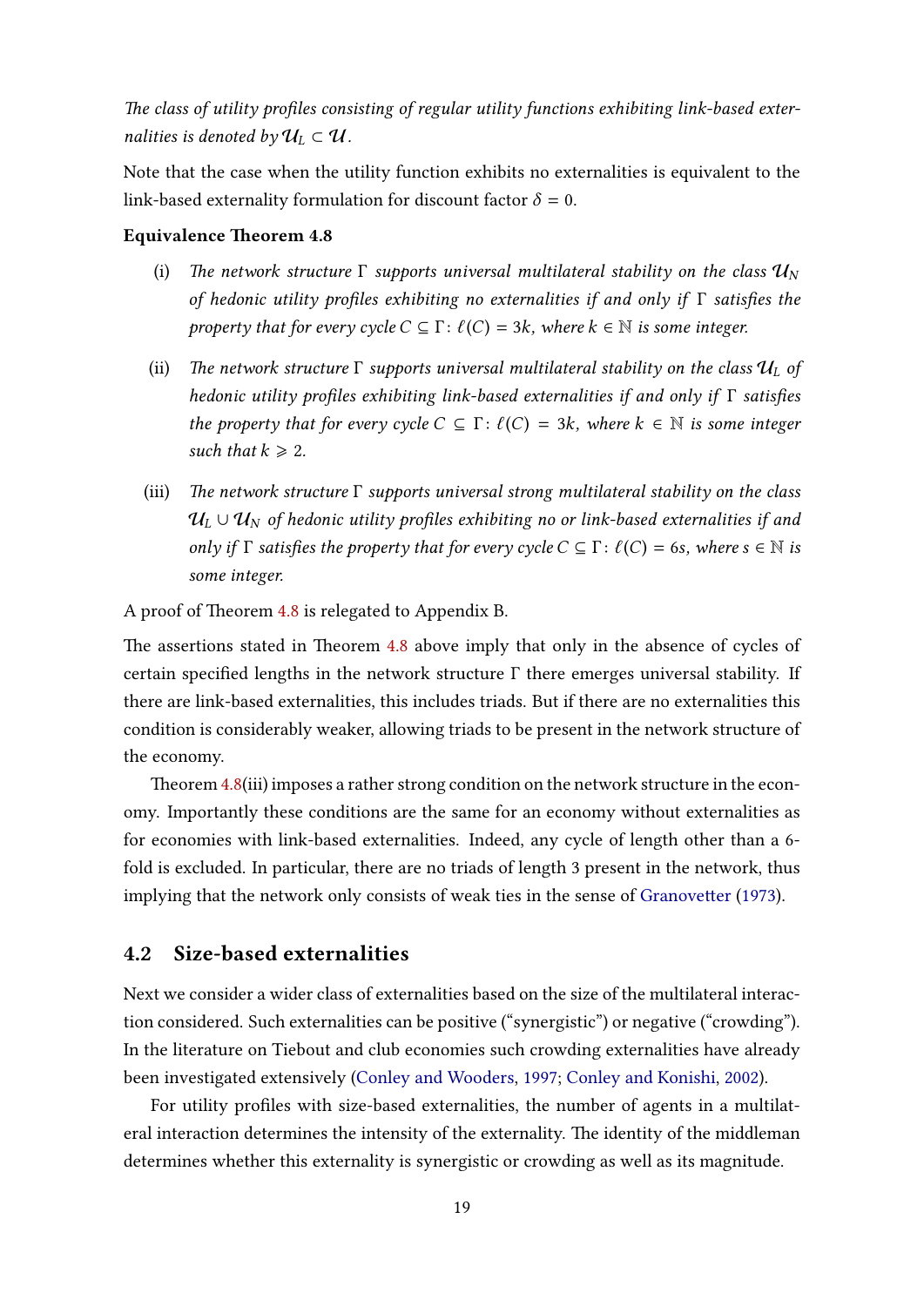*The class of utility profiles consisting of regular utility functions exhibiting link-based externalities is denoted by $\mathcal{U}_L \subset \mathcal{U}$.*

Note that the case when the utility function exhibits no externalities is equivalent to the link-based externality formulation for discount factor $\delta = 0$.

**Equivalence Theorem 4.8**

(i) *The network structure $\Gamma$ supports universal multilateral stability on the class $\mathcal{U}_N$ of hedonic utility profiles exhibiting no externalities if and only if $\Gamma$ satisfies the property that for every cycle $C \subseteq \Gamma$: $\ell(C) = 3k$, where $k \in \mathbb{N}$ is some integer.*

(ii) *The network structure $\Gamma$ supports universal multilateral stability on the class $\mathcal{U}_L$ of hedonic utility profiles exhibiting link-based externalities if and only if $\Gamma$ satisfies the property that for every cycle $C \subseteq \Gamma$: $\ell(C) = 3k$, where $k \in \mathbb{N}$ is some integer such that $k \geqslant 2$.*

(iii) *The network structure $\Gamma$ supports universal strong multilateral stability on the class $\mathcal{U}_L \cup \mathcal{U}_N$ of hedonic utility profiles exhibiting no or link-based externalities if and only if $\Gamma$ satisfies the property that for every cycle $C \subseteq \Gamma$: $\ell(C) = 6s$, where $s \in \mathbb{N}$ is some integer.*

A proof of Theorem 4.8 is relegated to Appendix B.

The assertions stated in Theorem 4.8 above imply that only in the absence of cycles of certain specified lengths in the network structure $\Gamma$ there emerges universal stability. If there are link-based externalities, this includes triads. But if there are no externalities this condition is considerably weaker, allowing triads to be present in the network structure of the economy.

Theorem 4.8(iii) imposes a rather strong condition on the network structure in the economy. Importantly these conditions are the same for an economy without externalities as for economies with link-based externalities. Indeed, any cycle of length other than a 6-fold is excluded. In particular, there are no triads of length 3 present in the network, thus implying that the network only consists of weak ties in the sense of Granovetter (1973).

## 4.2 Size-based externalities

Next we consider a wider class of externalities based on the size of the multilateral interaction considered. Such externalities can be positive ("synergistic") or negative ("crowding"). In the literature on Tiebout and club economies such crowding externalities have already been investigated extensively (Conley and Wooders, 1997; Conley and Konishi, 2002).

For utility profiles with size-based externalities, the number of agents in a multilateral interaction determines the intensity of the externality. The identity of the middleman determines whether this externality is synergistic or crowding as well as its magnitude.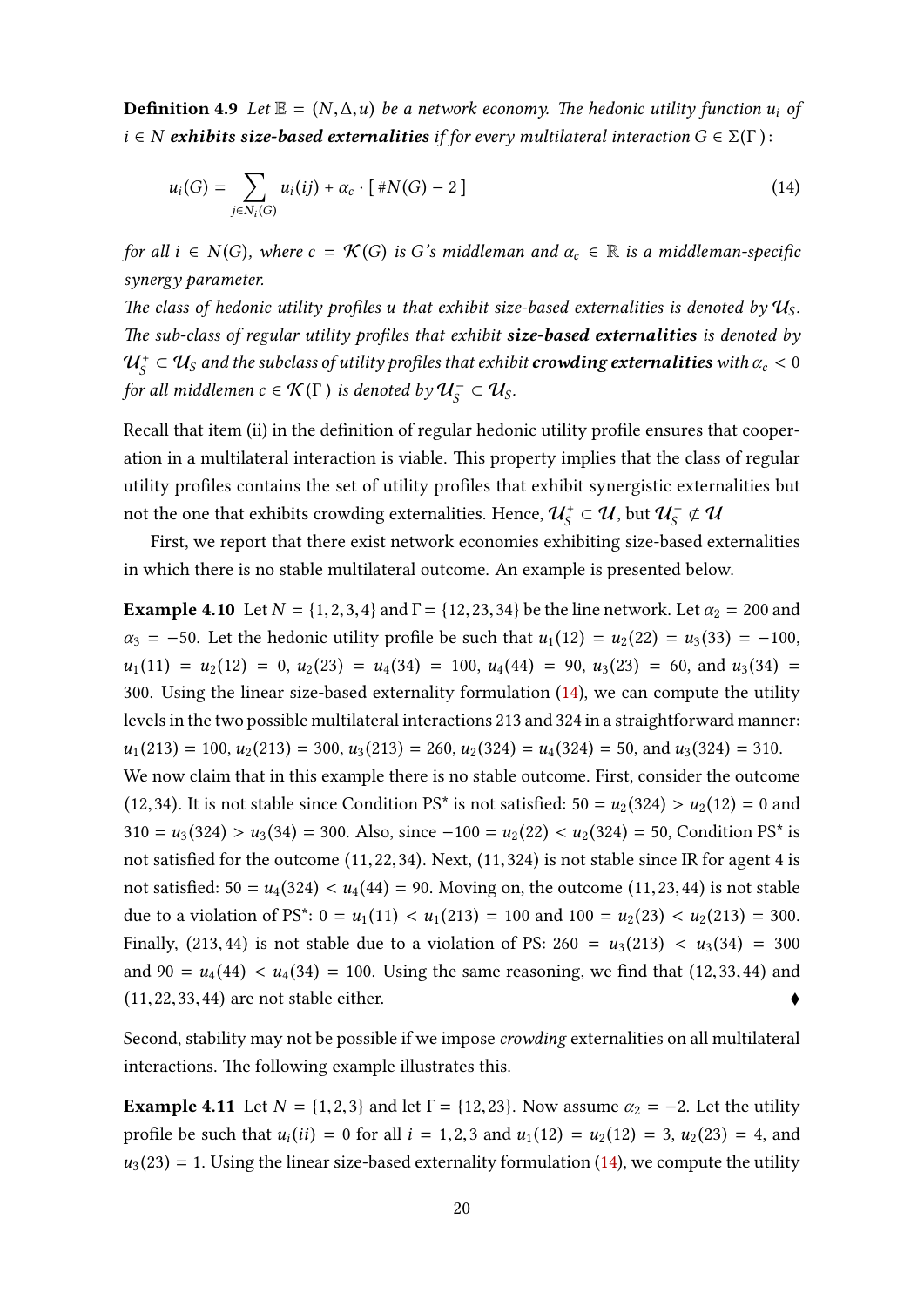**Definition 4.9** *Let $\mathbb{E} = (N, \Delta, u)$ be a network economy. The hedonic utility function $u_i$ of $i \in N$* ***exhibits size-based externalities*** *if for every multilateral interaction $G \in \Sigma(\Gamma)$:*

$$u_i(G) = \sum_{j \in N_i(G)} u_i(ij) + \alpha_c \cdot [\, \#N(G) - 2 \,] \tag{14}$$

*for all $i \in N(G)$, where $c = \mathcal{K}(G)$ is $G$'s middleman and $\alpha_c \in \mathbb{R}$ is a middleman-specific synergy parameter.*

*The class of hedonic utility profiles $u$ that exhibit size-based externalities is denoted by $\mathcal{U}_S$. The sub-class of regular utility profiles that exhibit* ***size-based externalities*** *is denoted by $\mathcal{U}_S^+ \subset \mathcal{U}_S$ and the subclass of utility profiles that exhibit* ***crowding externalities*** *with $\alpha_c < 0$ for all middlemen $c \in \mathcal{K}(\Gamma)$ is denoted by $\mathcal{U}_S^- \subset \mathcal{U}_S$.*

Recall that item (ii) in the definition of regular hedonic utility profile ensures that cooperation in a multilateral interaction is viable. This property implies that the class of regular utility profiles contains the set of utility profiles that exhibit synergistic externalities but not the one that exhibits crowding externalities. Hence, $\mathcal{U}_S^+ \subset \mathcal{U}$, but $\mathcal{U}_S^- \not\subset \mathcal{U}$

First, we report that there exist network economies exhibiting size-based externalities in which there is no stable multilateral outcome. An example is presented below.

**Example 4.10** Let $N = \{1, 2, 3, 4\}$ and $\Gamma = \{12, 23, 34\}$ be the line network. Let $\alpha_2 = 200$ and $\alpha_3 = -50$. Let the hedonic utility profile be such that $u_1(12) = u_2(22) = u_3(33) = -100$, $u_1(11) = u_2(12) = 0$, $u_2(23) = u_4(34) = 100$, $u_4(44) = 90$, $u_3(23) = 60$, and $u_3(34) = 300$. Using the linear size-based externality formulation (14), we can compute the utility levels in the two possible multilateral interactions 213 and 324 in a straightforward manner: $u_1(213) = 100$, $u_2(213) = 300$, $u_3(213) = 260$, $u_2(324) = u_4(324) = 50$, and $u_3(324) = 310$. We now claim that in this example there is no stable outcome. First, consider the outcome $(12, 34)$. It is not stable since Condition PS* is not satisfied: $50 = u_2(324) > u_2(12) = 0$ and $310 = u_3(324) > u_3(34) = 300$. Also, since $-100 = u_2(22) < u_2(324) = 50$, Condition PS* is not satisfied for the outcome $(11, 22, 34)$. Next, $(11, 324)$ is not stable since IR for agent 4 is not satisfied: $50 = u_4(324) < u_4(44) = 90$. Moving on, the outcome $(11, 23, 44)$ is not stable due to a violation of PS*: $0 = u_1(11) < u_1(213) = 100$ and $100 = u_2(23) < u_2(213) = 300$. Finally, $(213, 44)$ is not stable due to a violation of PS: $260 = u_3(213) < u_3(34) = 300$ and $90 = u_4(44) < u_4(34) = 100$. Using the same reasoning, we find that $(12, 33, 44)$ and $(11, 22, 33, 44)$ are not stable either. ♦

Second, stability may not be possible if we impose *crowding* externalities on all multilateral interactions. The following example illustrates this.

**Example 4.11** Let $N = \{1, 2, 3\}$ and let $\Gamma = \{12, 23\}$. Now assume $\alpha_2 = -2$. Let the utility profile be such that $u_i(ii) = 0$ for all $i = 1, 2, 3$ and $u_1(12) = u_2(12) = 3$, $u_2(23) = 4$, and $u_3(23) = 1$. Using the linear size-based externality formulation (14), we compute the utility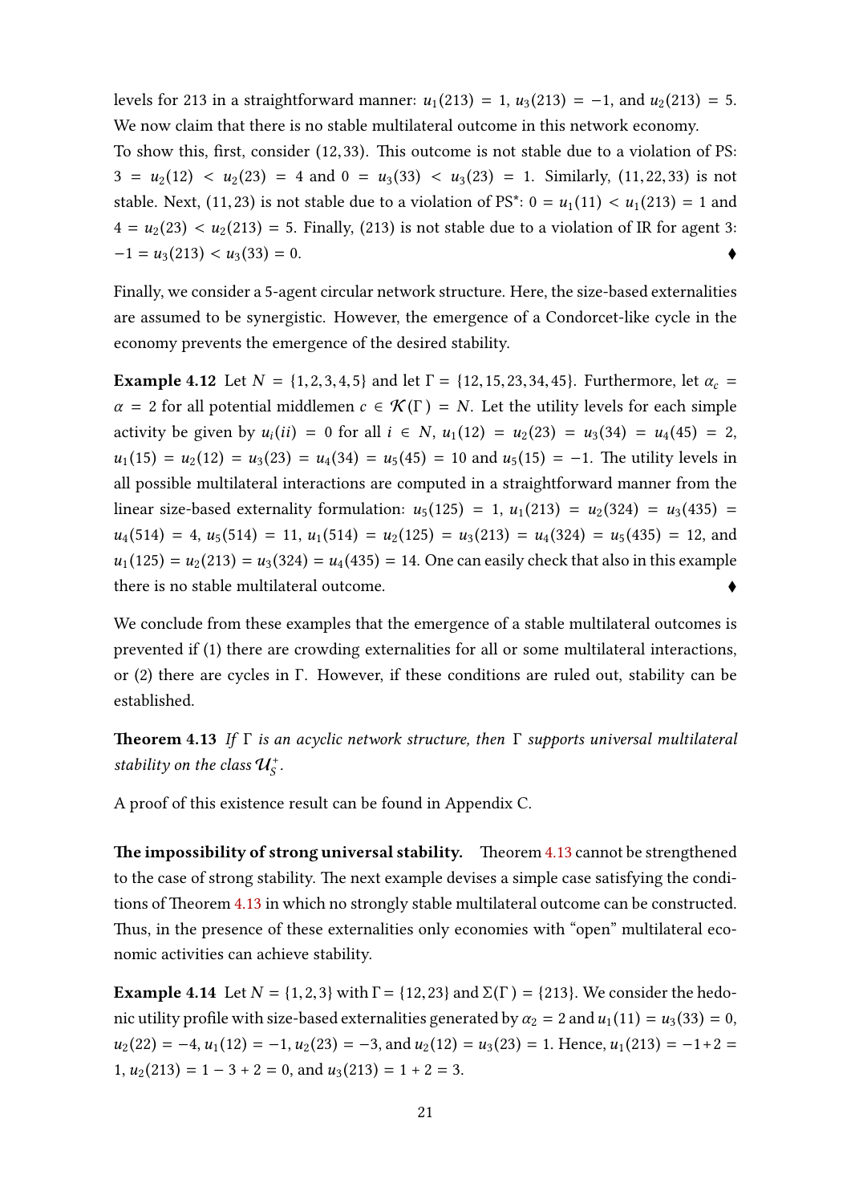levels for 213 in a straightforward manner: $u_1(213) = 1$, $u_3(213) = -1$, and $u_2(213) = 5$. We now claim that there is no stable multilateral outcome in this network economy.

To show this, first, consider $(12, 33)$. This outcome is not stable due to a violation of PS: $3 = u_2(12) < u_2(23) = 4$ and $0 = u_3(33) < u_3(23) = 1$. Similarly, $(11, 22, 33)$ is not stable. Next, $(11, 23)$ is not stable due to a violation of PS*: $0 = u_1(11) < u_1(213) = 1$ and $4 = u_2(23) < u_2(213) = 5$. Finally, $(213)$ is not stable due to a violation of IR for agent 3: $-1 = u_3(213) < u_3(33) = 0$. ♦

Finally, we consider a 5-agent circular network structure. Here, the size-based externalities are assumed to be synergistic. However, the emergence of a Condorcet-like cycle in the economy prevents the emergence of the desired stability.

**Example 4.12** Let $N = \{1, 2, 3, 4, 5\}$ and let $\Gamma = \{12, 15, 23, 34, 45\}$. Furthermore, let $\alpha_c = \alpha = 2$ for all potential middlemen $c \in \mathcal{K}(\Gamma) = N$. Let the utility levels for each simple activity be given by $u_i(ii) = 0$ for all $i \in N$, $u_1(12) = u_2(23) = u_3(34) = u_4(45) = 2$, $u_1(15) = u_2(12) = u_3(23) = u_4(34) = u_5(45) = 10$ and $u_5(15) = -1$. The utility levels in all possible multilateral interactions are computed in a straightforward manner from the linear size-based externality formulation: $u_5(125) = 1$, $u_1(213) = u_2(324) = u_3(435) = u_4(514) = 4$, $u_5(514) = 11$, $u_1(514) = u_2(125) = u_3(213) = u_4(324) = u_5(435) = 12$, and $u_1(125) = u_2(213) = u_3(324) = u_4(435) = 14$. One can easily check that also in this example there is no stable multilateral outcome. ♦

We conclude from these examples that the emergence of a stable multilateral outcomes is prevented if (1) there are crowding externalities for all or some multilateral interactions, or (2) there are cycles in $\Gamma$. However, if these conditions are ruled out, stability can be established.

**Theorem 4.13** *If $\Gamma$ is an acyclic network structure, then $\Gamma$ supports universal multilateral stability on the class $\mathcal{U}_S^+$.*

A proof of this existence result can be found in Appendix C.

**The impossibility of strong universal stability.** Theorem 4.13 cannot be strengthened to the case of strong stability. The next example devises a simple case satisfying the conditions of Theorem 4.13 in which no strongly stable multilateral outcome can be constructed. Thus, in the presence of these externalities only economies with "open" multilateral economic activities can achieve stability.

**Example 4.14** Let $N = \{1, 2, 3\}$ with $\Gamma = \{12, 23\}$ and $\Sigma(\Gamma) = \{213\}$. We consider the hedonic utility profile with size-based externalities generated by $\alpha_2 = 2$ and $u_1(11) = u_3(33) = 0$, $u_2(22) = -4$, $u_1(12) = -1$, $u_2(23) = -3$, and $u_2(12) = u_3(23) = 1$. Hence, $u_1(213) = -1 + 2 = 1$, $u_2(213) = 1 - 3 + 2 = 0$, and $u_3(213) = 1 + 2 = 3$.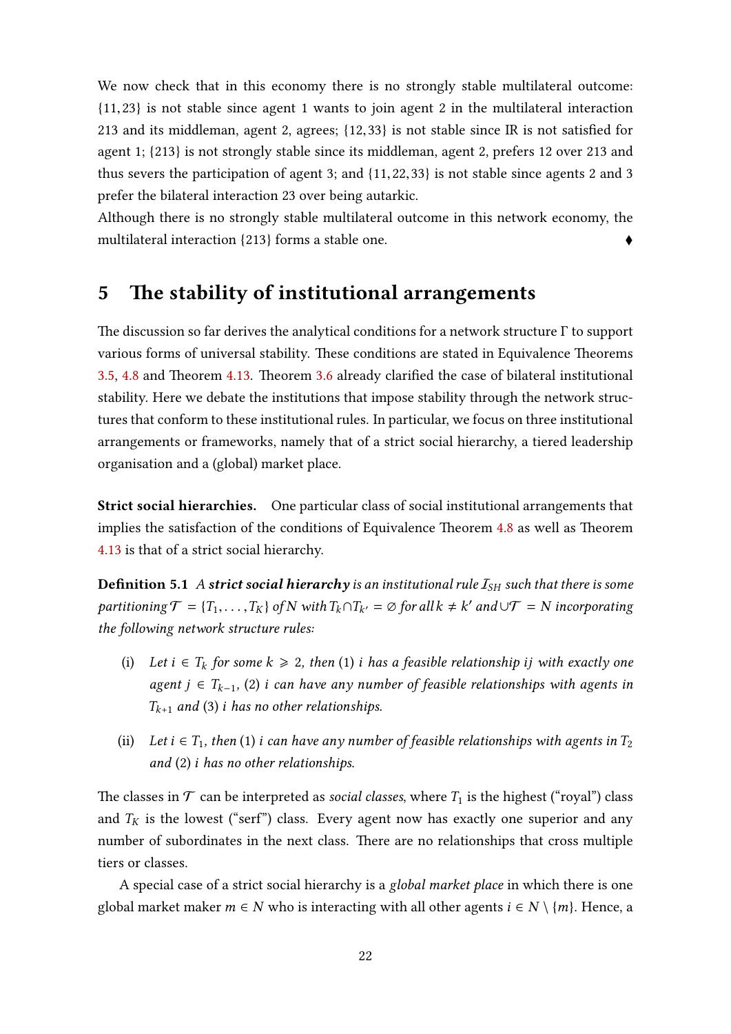We now check that in this economy there is no strongly stable multilateral outcome: $\{11, 23\}$ is not stable since agent 1 wants to join agent 2 in the multilateral interaction 213 and its middleman, agent 2, agrees; $\{12, 33\}$ is not stable since IR is not satisfied for agent 1; $\{213\}$ is not strongly stable since its middleman, agent 2, prefers 12 over 213 and thus severs the participation of agent 3; and $\{11, 22, 33\}$ is not stable since agents 2 and 3 prefer the bilateral interaction 23 over being autarkic.

Although there is no strongly stable multilateral outcome in this network economy, the multilateral interaction $\{213\}$ forms a stable one. ♦

## 5 The stability of institutional arrangements

The discussion so far derives the analytical conditions for a network structure $\Gamma$ to support various forms of universal stability. These conditions are stated in Equivalence Theorems 3.5, 4.8 and Theorem 4.13. Theorem 3.6 already clarified the case of bilateral institutional stability. Here we debate the institutions that impose stability through the network structures that conform to these institutional rules. In particular, we focus on three institutional arrangements or frameworks, namely that of a strict social hierarchy, a tiered leadership organisation and a (global) market place.

**Strict social hierarchies.** One particular class of social institutional arrangements that implies the satisfaction of the conditions of Equivalence Theorem 4.8 as well as Theorem 4.13 is that of a strict social hierarchy.

**Definition 5.1** *A* ***strict social hierarchy*** *is an institutional rule $\mathcal{I}_{SH}$ such that there is some partitioning $\mathcal{T} = \{T_1, \ldots, T_K\}$ of $N$ with $T_k \cap T_{k'} = \varnothing$ for all $k \neq k'$ and $\cup \mathcal{T} = N$ incorporating the following network structure rules:*

(i) *Let $i \in T_k$ for some $k \geqslant 2$, then* (1) *$i$ has a feasible relationship $ij$ with exactly one agent $j \in T_{k-1}$,* (2) *$i$ can have any number of feasible relationships with agents in $T_{k+1}$ and* (3) *$i$ has no other relationships.*

(ii) *Let $i \in T_1$, then* (1) *$i$ can have any number of feasible relationships with agents in $T_2$ and* (2) *$i$ has no other relationships.*

The classes in $\mathcal{T}$ can be interpreted as *social classes*, where $T_1$ is the highest ("royal") class and $T_K$ is the lowest ("serf") class. Every agent now has exactly one superior and any number of subordinates in the next class. There are no relationships that cross multiple tiers or classes.

A special case of a strict social hierarchy is a *global market place* in which there is one global market maker $m \in N$ who is interacting with all other agents $i \in N \setminus \{m\}$. Hence, a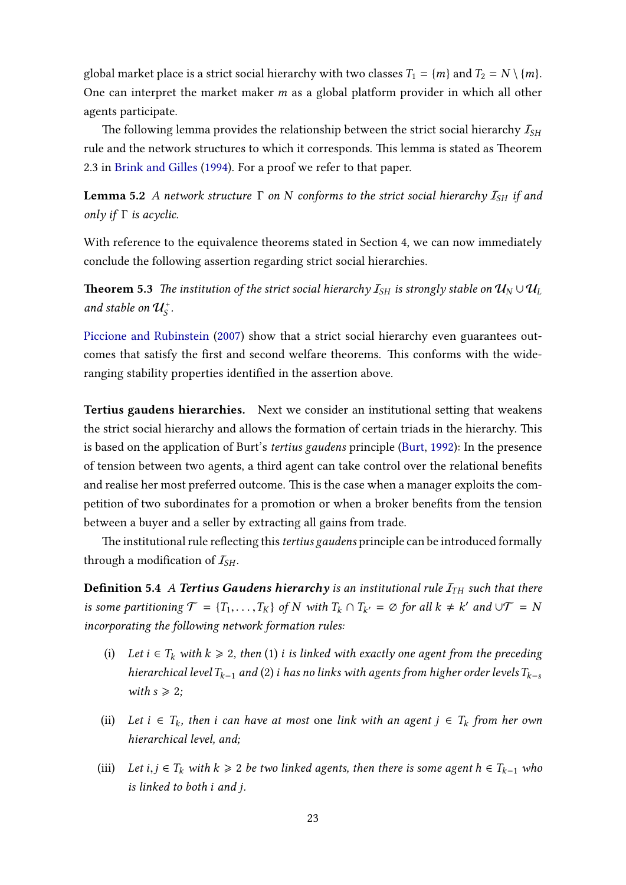global market place is a strict social hierarchy with two classes $T_1 = \{m\}$ and $T_2 = N \setminus \{m\}$. One can interpret the market maker $m$ as a global platform provider in which all other agents participate.

The following lemma provides the relationship between the strict social hierarchy $\mathcal{I}_{SH}$ rule and the network structures to which it corresponds. This lemma is stated as Theorem 2.3 in Brink and Gilles (1994). For a proof we refer to that paper.

**Lemma 5.2** *A network structure $\Gamma$ on $N$ conforms to the strict social hierarchy $\mathcal{I}_{SH}$ if and only if $\Gamma$ is acyclic.*

With reference to the equivalence theorems stated in Section 4, we can now immediately conclude the following assertion regarding strict social hierarchies.

**Theorem 5.3** *The institution of the strict social hierarchy $\mathcal{I}_{SH}$ is strongly stable on $\mathcal{U}_N \cup \mathcal{U}_L$ and stable on $\mathcal{U}_S^+$.*

Piccione and Rubinstein (2007) show that a strict social hierarchy even guarantees outcomes that satisfy the first and second welfare theorems. This conforms with the wide-ranging stability properties identified in the assertion above.

**Tertius gaudens hierarchies.** Next we consider an institutional setting that weakens the strict social hierarchy and allows the formation of certain triads in the hierarchy. This is based on the application of Burt's *tertius gaudens* principle (Burt, 1992): In the presence of tension between two agents, a third agent can take control over the relational benefits and realise her most preferred outcome. This is the case when a manager exploits the competition of two subordinates for a promotion or when a broker benefits from the tension between a buyer and a seller by extracting all gains from trade.

The institutional rule reflecting this *tertius gaudens* principle can be introduced formally through a modification of $\mathcal{I}_{SH}$.

**Definition 5.4** *A **Tertius Gaudens hierarchy** is an institutional rule $\mathcal{I}_{TH}$ such that there is some partitioning $\mathcal{T} = \{T_1, \ldots, T_K\}$ of $N$ with $T_k \cap T_{k'} = \varnothing$ for all $k \neq k'$ and $\cup \mathcal{T} = N$ incorporating the following network formation rules:*

(i) *Let $i \in T_k$ with $k \geqslant 2$, then (1) $i$ is linked with exactly one agent from the preceding hierarchical level $T_{k-1}$ and (2) $i$ has no links with agents from higher order levels $T_{k-s}$ with $s \geqslant 2$;*

(ii) *Let $i \in T_k$, then $i$ can have at most* one *link with an agent $j \in T_k$ from her own hierarchical level, and;*

(iii) *Let $i, j \in T_k$ with $k \geqslant 2$ be two linked agents, then there is some agent $h \in T_{k-1}$ who is linked to both $i$ and $j$.*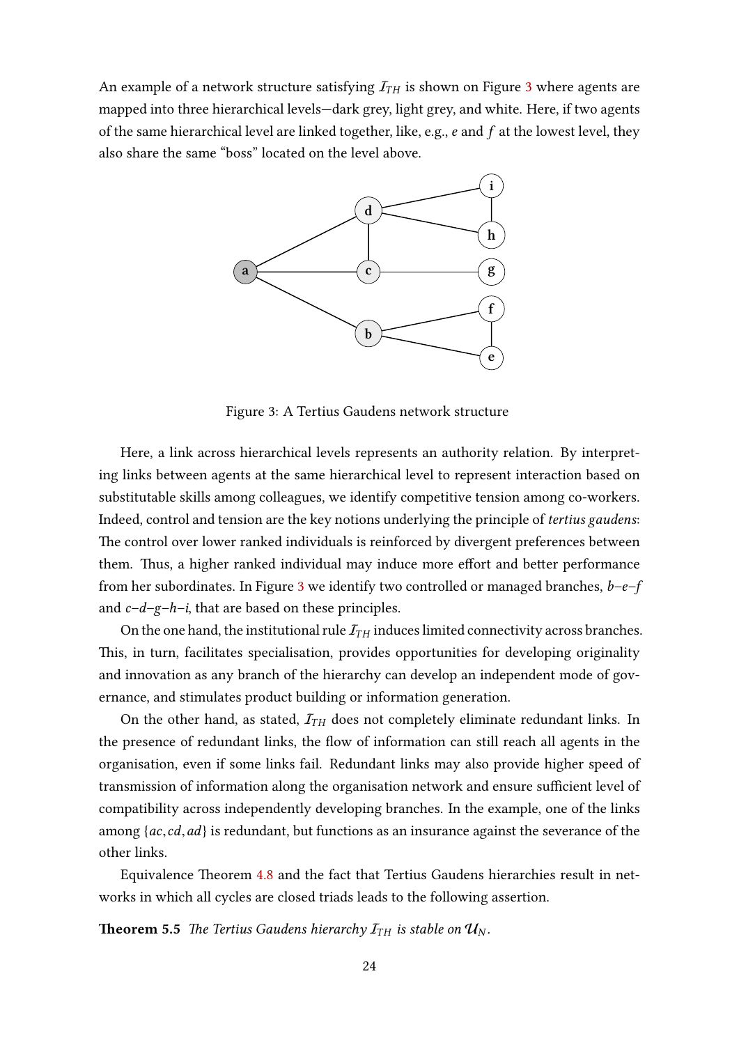An example of a network structure satisfying $\mathcal{I}_{TH}$ is shown on Figure 3 where agents are mapped into three hierarchical levels—dark grey, light grey, and white. Here, if two agents of the same hierarchical level are linked together, like, e.g., $e$ and $f$ at the lowest level, they also share the same "boss" located on the level above.

Figure 3: A Tertius Gaudens network structure

Here, a link across hierarchical levels represents an authority relation. By interpreting links between agents at the same hierarchical level to represent interaction based on substitutable skills among colleagues, we identify competitive tension among co-workers. Indeed, control and tension are the key notions underlying the principle of *tertius gaudens*: The control over lower ranked individuals is reinforced by divergent preferences between them. Thus, a higher ranked individual may induce more effort and better performance from her subordinates. In Figure 3 we identify two controlled or managed branches, $b$–$e$–$f$ and $c$–$d$–$g$–$h$–$i$, that are based on these principles.

On the one hand, the institutional rule $\mathcal{I}_{TH}$ induces limited connectivity across branches. This, in turn, facilitates specialisation, provides opportunities for developing originality and innovation as any branch of the hierarchy can develop an independent mode of governance, and stimulates product building or information generation.

On the other hand, as stated, $\mathcal{I}_{TH}$ does not completely eliminate redundant links. In the presence of redundant links, the flow of information can still reach all agents in the organisation, even if some links fail. Redundant links may also provide higher speed of transmission of information along the organisation network and ensure sufficient level of compatibility across independently developing branches. In the example, one of the links among $\{ac, cd, ad\}$ is redundant, but functions as an insurance against the severance of the other links.

Equivalence Theorem 4.8 and the fact that Tertius Gaudens hierarchies result in networks in which all cycles are closed triads leads to the following assertion.

**Theorem 5.5** *The Tertius Gaudens hierarchy $\mathcal{I}_{TH}$ is stable on $\mathcal{U}_N$.*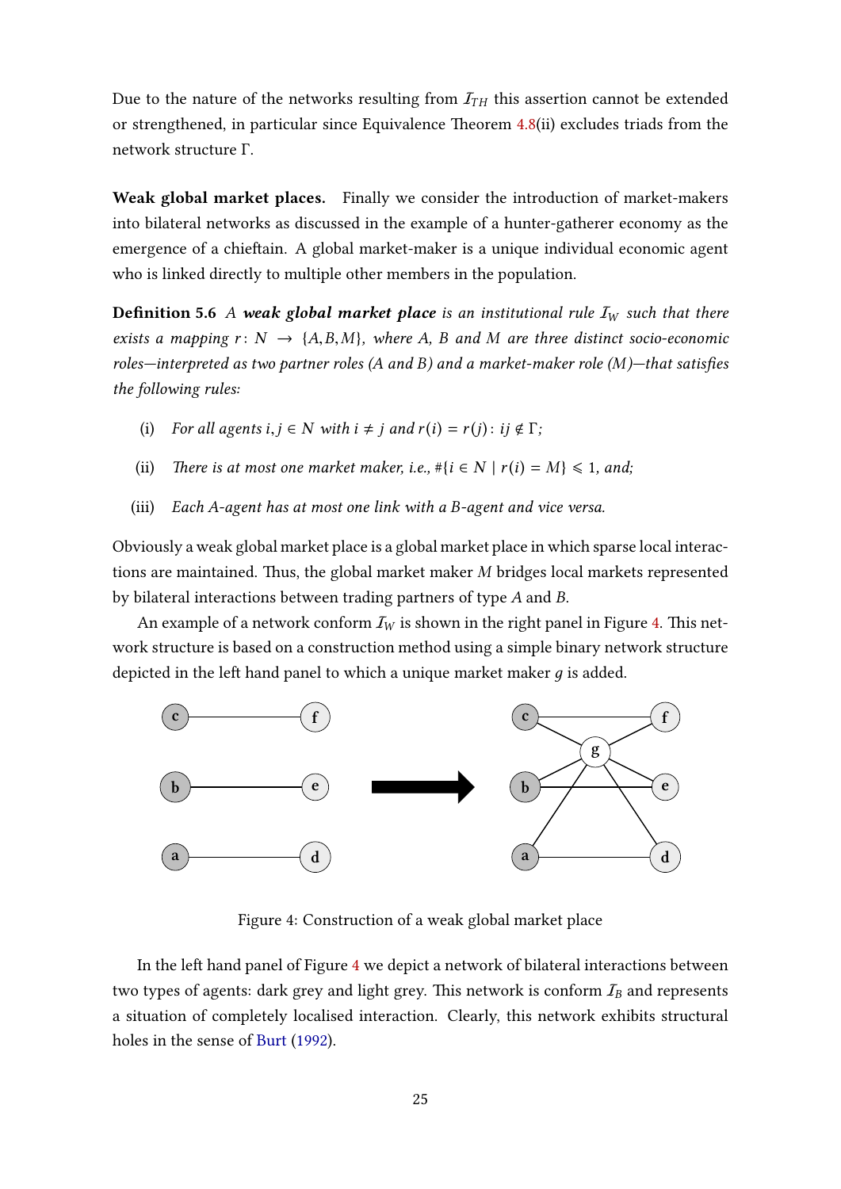Due to the nature of the networks resulting from $\mathcal{I}_{TH}$ this assertion cannot be extended or strengthened, in particular since Equivalence Theorem 4.8(ii) excludes triads from the network structure $\Gamma$.

**Weak global market places.** Finally we consider the introduction of market-makers into bilateral networks as discussed in the example of a hunter-gatherer economy as the emergence of a chieftain. A global market-maker is a unique individual economic agent who is linked directly to multiple other members in the population.

**Definition 5.6** *A **weak global market place** is an institutional rule $\mathcal{I}_W$ such that there exists a mapping $r \colon N \to \{A, B, M\}$, where A, B and M are three distinct socio-economic roles—interpreted as two partner roles (A and B) and a market-maker role (M)—that satisfies the following rules:*

(i) *For all agents $i, j \in N$ with $i \neq j$ and $r(i) = r(j)$: $ij \notin \Gamma$;*

(ii) *There is at most one market maker, i.e., $\#\{i \in N \mid r(i) = M\} \leqslant 1$, and;*

(iii) *Each A-agent has at most one link with a B-agent and vice versa.*

Obviously a weak global market place is a global market place in which sparse local interactions are maintained. Thus, the global market maker $M$ bridges local markets represented by bilateral interactions between trading partners of type $A$ and $B$.

An example of a network conform $\mathcal{I}_W$ is shown in the right panel in Figure 4. This network structure is based on a construction method using a simple binary network structure depicted in the left hand panel to which a unique market maker $g$ is added.

Figure 4: Construction of a weak global market place

In the left hand panel of Figure 4 we depict a network of bilateral interactions between two types of agents: dark grey and light grey. This network is conform $\mathcal{I}_B$ and represents a situation of completely localised interaction. Clearly, this network exhibits structural holes in the sense of Burt (1992).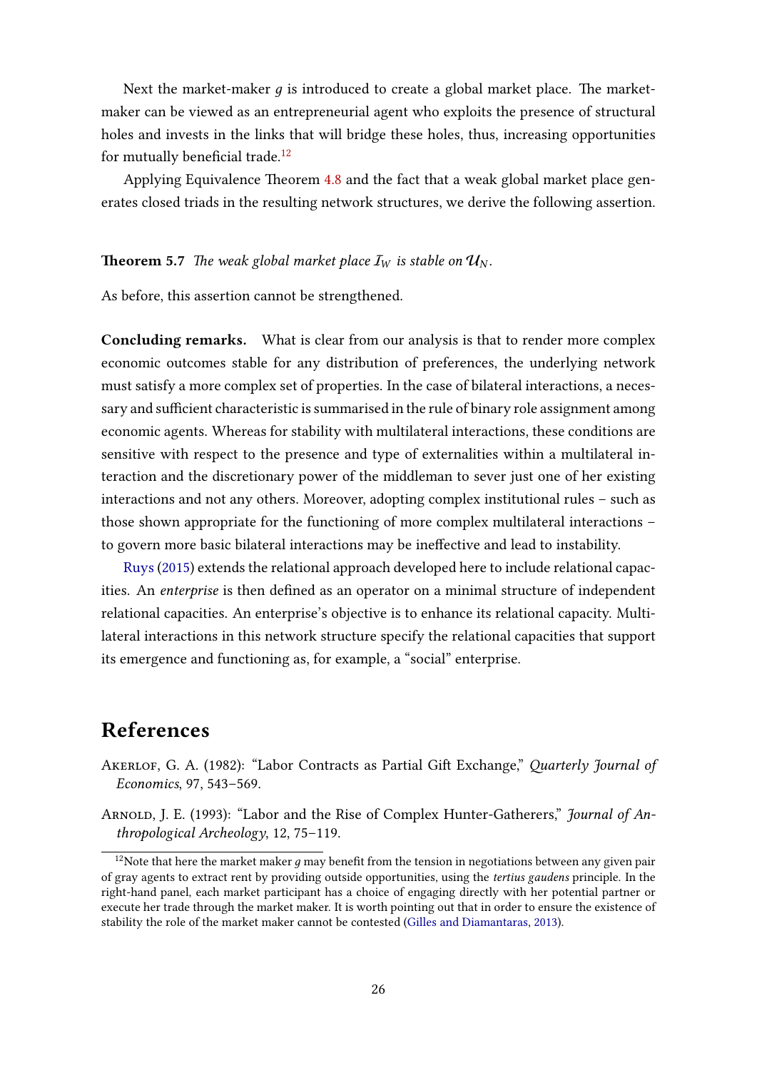Next the market-maker $g$ is introduced to create a global market place. The market-maker can be viewed as an entrepreneurial agent who exploits the presence of structural holes and invests in the links that will bridge these holes, thus, increasing opportunities for mutually beneficial trade.[12]

Applying Equivalence Theorem 4.8 and the fact that a weak global market place generates closed triads in the resulting network structures, we derive the following assertion.

**Theorem 5.7** *The weak global market place $\mathcal{I}_W$ is stable on $\mathcal{U}_N$.*

As before, this assertion cannot be strengthened.

**Concluding remarks.** What is clear from our analysis is that to render more complex economic outcomes stable for any distribution of preferences, the underlying network must satisfy a more complex set of properties. In the case of bilateral interactions, a necessary and sufficient characteristic is summarised in the rule of binary role assignment among economic agents. Whereas for stability with multilateral interactions, these conditions are sensitive with respect to the presence and type of externalities within a multilateral interaction and the discretionary power of the middleman to sever just one of her existing interactions and not any others. Moreover, adopting complex institutional rules – such as those shown appropriate for the functioning of more complex multilateral interactions – to govern more basic bilateral interactions may be ineffective and lead to instability.

Ruys (2015) extends the relational approach developed here to include relational capacities. An *enterprise* is then defined as an operator on a minimal structure of independent relational capacities. An enterprise's objective is to enhance its relational capacity. Multilateral interactions in this network structure specify the relational capacities that support its emergence and functioning as, for example, a "social" enterprise.

# References

Akerlof, G. A. (1982): "Labor Contracts as Partial Gift Exchange," *Quarterly Journal of Economics*, 97, 543–569.

Arnold, J. E. (1993): "Labor and the Rise of Complex Hunter-Gatherers," *Journal of Anthropological Archeology*, 12, 75–119.

---

[12] Note that here the market maker $g$ may benefit from the tension in negotiations between any given pair of gray agents to extract rent by providing outside opportunities, using the *tertius gaudens* principle. In the right-hand panel, each market participant has a choice of engaging directly with her potential partner or execute her trade through the market maker. It is worth pointing out that in order to ensure the existence of stability the role of the market maker cannot be contested (Gilles and Diamantaras, 2013).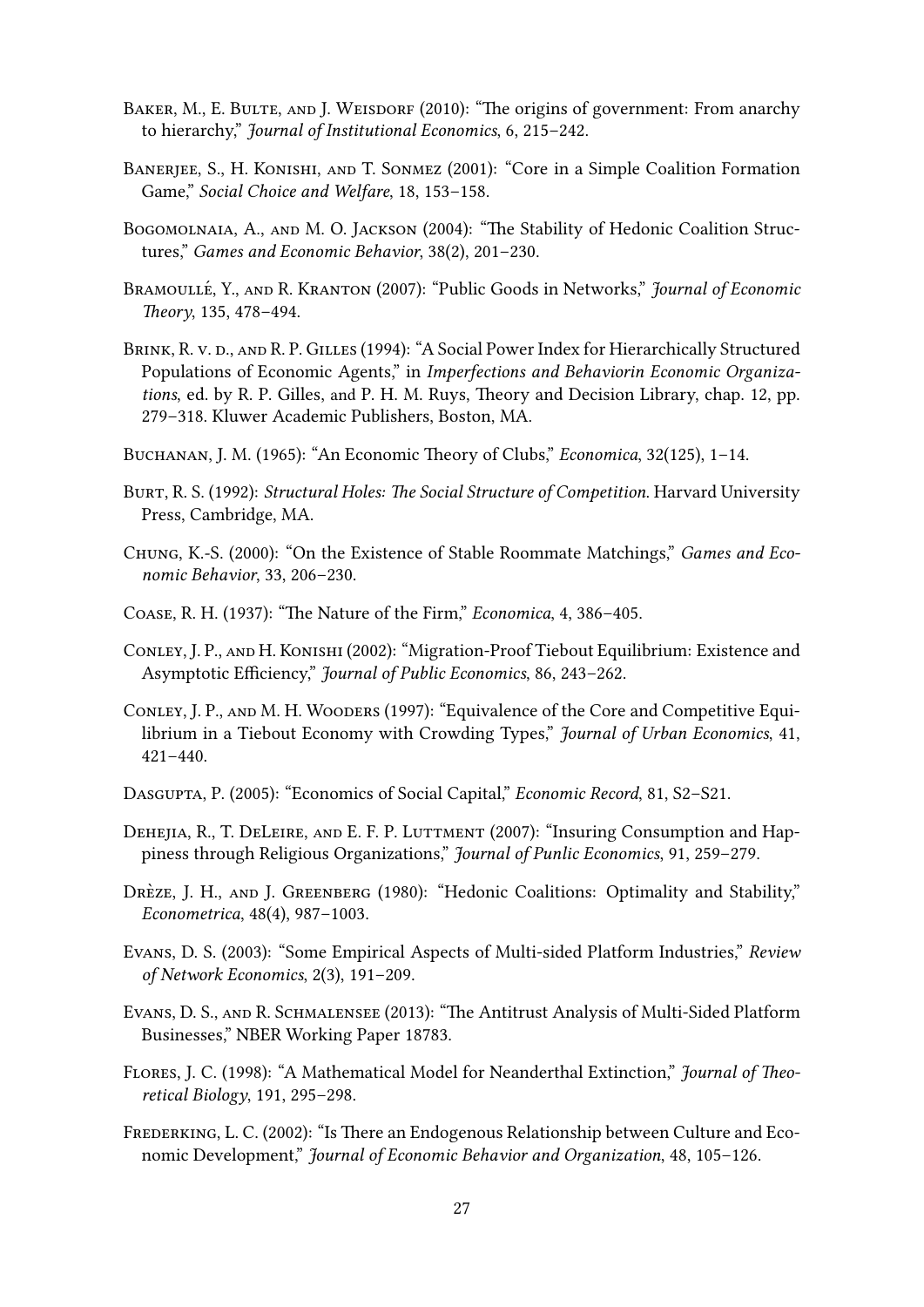Baker, M., E. Bulte, and J. Weisdorf (2010): "The origins of government: From anarchy to hierarchy," *Journal of Institutional Economics*, 6, 215–242.

Banerjee, S., H. Konishi, and T. Sonmez (2001): "Core in a Simple Coalition Formation Game," *Social Choice and Welfare*, 18, 153–158.

Bogomolnaia, A., and M. O. Jackson (2004): "The Stability of Hedonic Coalition Structures," *Games and Economic Behavior*, 38(2), 201–230.

Bramoullé, Y., and R. Kranton (2007): "Public Goods in Networks," *Journal of Economic Theory*, 135, 478–494.

Brink, R. v. d., and R. P. Gilles (1994): "A Social Power Index for Hierarchically Structured Populations of Economic Agents," in *Imperfections and Behaviorin Economic Organizations*, ed. by R. P. Gilles, and P. H. M. Ruys, Theory and Decision Library, chap. 12, pp. 279–318. Kluwer Academic Publishers, Boston, MA.

Buchanan, J. M. (1965): "An Economic Theory of Clubs," *Economica*, 32(125), 1–14.

Burt, R. S. (1992): *Structural Holes: The Social Structure of Competition*. Harvard University Press, Cambridge, MA.

Chung, K.-S. (2000): "On the Existence of Stable Roommate Matchings," *Games and Economic Behavior*, 33, 206–230.

Coase, R. H. (1937): "The Nature of the Firm," *Economica*, 4, 386–405.

Conley, J. P., and H. Konishi (2002): "Migration-Proof Tiebout Equilibrium: Existence and Asymptotic Efficiency," *Journal of Public Economics*, 86, 243–262.

Conley, J. P., and M. H. Wooders (1997): "Equivalence of the Core and Competitive Equilibrium in a Tiebout Economy with Crowding Types," *Journal of Urban Economics*, 41, 421–440.

Dasgupta, P. (2005): "Economics of Social Capital," *Economic Record*, 81, S2–S21.

Dehejia, R., T. DeLeire, and E. F. P. Luttment (2007): "Insuring Consumption and Happiness through Religious Organizations," *Journal of Punlic Economics*, 91, 259–279.

Drèze, J. H., and J. Greenberg (1980): "Hedonic Coalitions: Optimality and Stability," *Econometrica*, 48(4), 987–1003.

Evans, D. S. (2003): "Some Empirical Aspects of Multi-sided Platform Industries," *Review of Network Economics*, 2(3), 191–209.

Evans, D. S., and R. Schmalensee (2013): "The Antitrust Analysis of Multi-Sided Platform Businesses," NBER Working Paper 18783.

Flores, J. C. (1998): "A Mathematical Model for Neanderthal Extinction," *Journal of Theoretical Biology*, 191, 295–298.

Frederking, L. C. (2002): "Is There an Endogenous Relationship between Culture and Economic Development," *Journal of Economic Behavior and Organization*, 48, 105–126.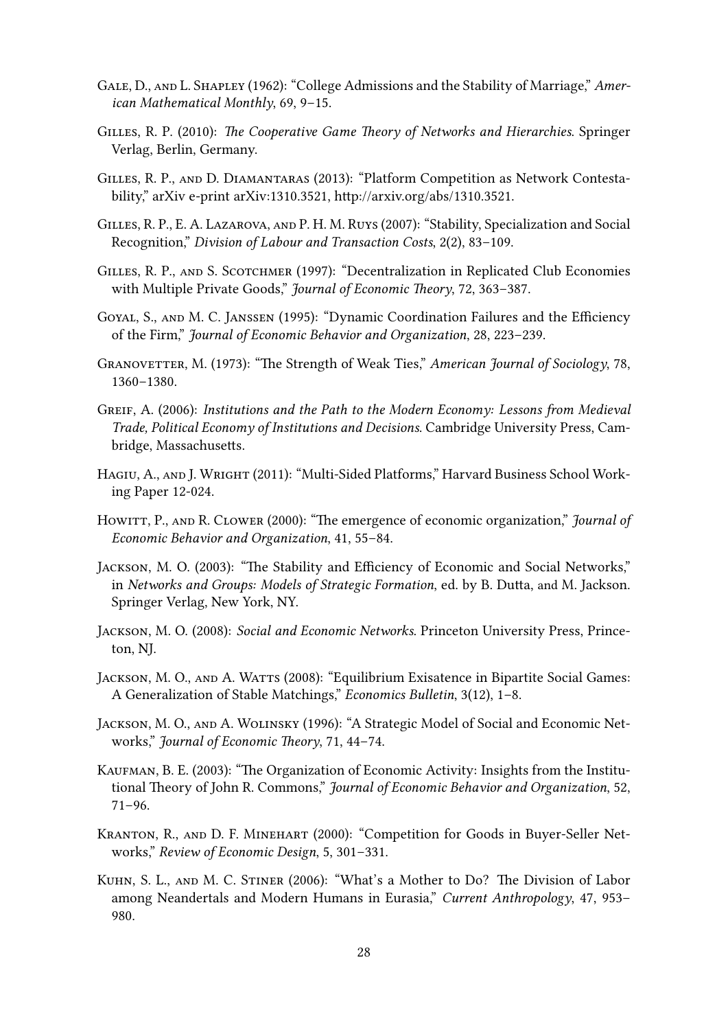Gale, D., and L. Shapley (1962): "College Admissions and the Stability of Marriage," *American Mathematical Monthly*, 69, 9–15.

Gilles, R. P. (2010): *The Cooperative Game Theory of Networks and Hierarchies*. Springer Verlag, Berlin, Germany.

Gilles, R. P., and D. Diamantaras (2013): "Platform Competition as Network Contestability," arXiv e-print arXiv:1310.3521, http://arxiv.org/abs/1310.3521.

Gilles, R. P., E. A. Lazarova, and P. H. M. Ruys (2007): "Stability, Specialization and Social Recognition," *Division of Labour and Transaction Costs*, 2(2), 83–109.

Gilles, R. P., and S. Scotchmer (1997): "Decentralization in Replicated Club Economies with Multiple Private Goods," *Journal of Economic Theory*, 72, 363–387.

Goyal, S., and M. C. Janssen (1995): "Dynamic Coordination Failures and the Efficiency of the Firm," *Journal of Economic Behavior and Organization*, 28, 223–239.

Granovetter, M. (1973): "The Strength of Weak Ties," *American Journal of Sociology*, 78, 1360–1380.

Greif, A. (2006): *Institutions and the Path to the Modern Economy: Lessons from Medieval Trade, Political Economy of Institutions and Decisions*. Cambridge University Press, Cambridge, Massachusetts.

Hagiu, A., and J. Wright (2011): "Multi-Sided Platforms," Harvard Business School Working Paper 12-024.

Howitt, P., and R. Clower (2000): "The emergence of economic organization," *Journal of Economic Behavior and Organization*, 41, 55–84.

Jackson, M. O. (2003): "The Stability and Efficiency of Economic and Social Networks," in *Networks and Groups: Models of Strategic Formation*, ed. by B. Dutta, and M. Jackson. Springer Verlag, New York, NY.

Jackson, M. O. (2008): *Social and Economic Networks*. Princeton University Press, Princeton, NJ.

Jackson, M. O., and A. Watts (2008): "Equilibrium Exisatence in Bipartite Social Games: A Generalization of Stable Matchings," *Economics Bulletin*, 3(12), 1–8.

Jackson, M. O., and A. Wolinsky (1996): "A Strategic Model of Social and Economic Networks," *Journal of Economic Theory*, 71, 44–74.

Kaufman, B. E. (2003): "The Organization of Economic Activity: Insights from the Institutional Theory of John R. Commons," *Journal of Economic Behavior and Organization*, 52, 71–96.

Kranton, R., and D. F. Minehart (2000): "Competition for Goods in Buyer-Seller Networks," *Review of Economic Design*, 5, 301–331.

Kuhn, S. L., and M. C. Stiner (2006): "What's a Mother to Do? The Division of Labor among Neandertals and Modern Humans in Eurasia," *Current Anthropology*, 47, 953–980.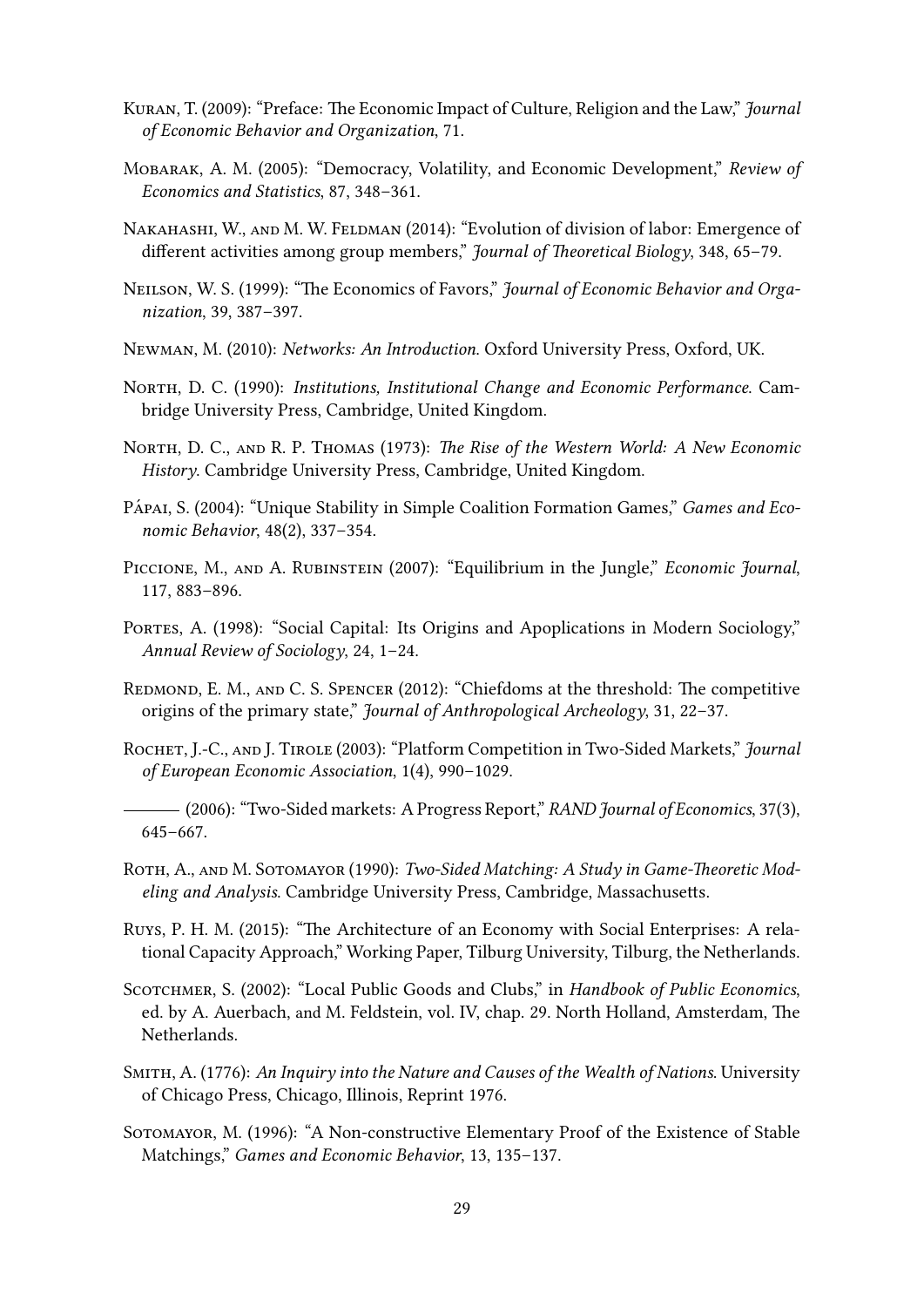Kuran, T. (2009): "Preface: The Economic Impact of Culture, Religion and the Law," *Journal of Economic Behavior and Organization*, 71.

Mobarak, A. M. (2005): "Democracy, Volatility, and Economic Development," *Review of Economics and Statistics*, 87, 348–361.

Nakahashi, W., and M. W. Feldman (2014): "Evolution of division of labor: Emergence of different activities among group members," *Journal of Theoretical Biology*, 348, 65–79.

Neilson, W. S. (1999): "The Economics of Favors," *Journal of Economic Behavior and Organization*, 39, 387–397.

Newman, M. (2010): *Networks: An Introduction*. Oxford University Press, Oxford, UK.

North, D. C. (1990): *Institutions, Institutional Change and Economic Performance*. Cambridge University Press, Cambridge, United Kingdom.

North, D. C., and R. P. Thomas (1973): *The Rise of the Western World: A New Economic History*. Cambridge University Press, Cambridge, United Kingdom.

Pápai, S. (2004): "Unique Stability in Simple Coalition Formation Games," *Games and Economic Behavior*, 48(2), 337–354.

Piccione, M., and A. Rubinstein (2007): "Equilibrium in the Jungle," *Economic Journal*, 117, 883–896.

Portes, A. (1998): "Social Capital: Its Origins and Apoplications in Modern Sociology," *Annual Review of Sociology*, 24, 1–24.

Redmond, E. M., and C. S. Spencer (2012): "Chiefdoms at the threshold: The competitive origins of the primary state," *Journal of Anthropological Archeology*, 31, 22–37.

Rochet, J.-C., and J. Tirole (2003): "Platform Competition in Two-Sided Markets," *Journal of European Economic Association*, 1(4), 990–1029.

——— (2006): "Two-Sided markets: A Progress Report," *RAND Journal of Economics*, 37(3), 645–667.

Roth, A., and M. Sotomayor (1990): *Two-Sided Matching: A Study in Game-Theoretic Modeling and Analysis*. Cambridge University Press, Cambridge, Massachusetts.

Ruys, P. H. M. (2015): "The Architecture of an Economy with Social Enterprises: A relational Capacity Approach," Working Paper, Tilburg University, Tilburg, the Netherlands.

Scotchmer, S. (2002): "Local Public Goods and Clubs," in *Handbook of Public Economics*, ed. by A. Auerbach, and M. Feldstein, vol. IV, chap. 29. North Holland, Amsterdam, The Netherlands.

Smith, A. (1776): *An Inquiry into the Nature and Causes of the Wealth of Nations*. University of Chicago Press, Chicago, Illinois, Reprint 1976.

Sotomayor, M. (1996): "A Non-constructive Elementary Proof of the Existence of Stable Matchings," *Games and Economic Behavior*, 13, 135–137.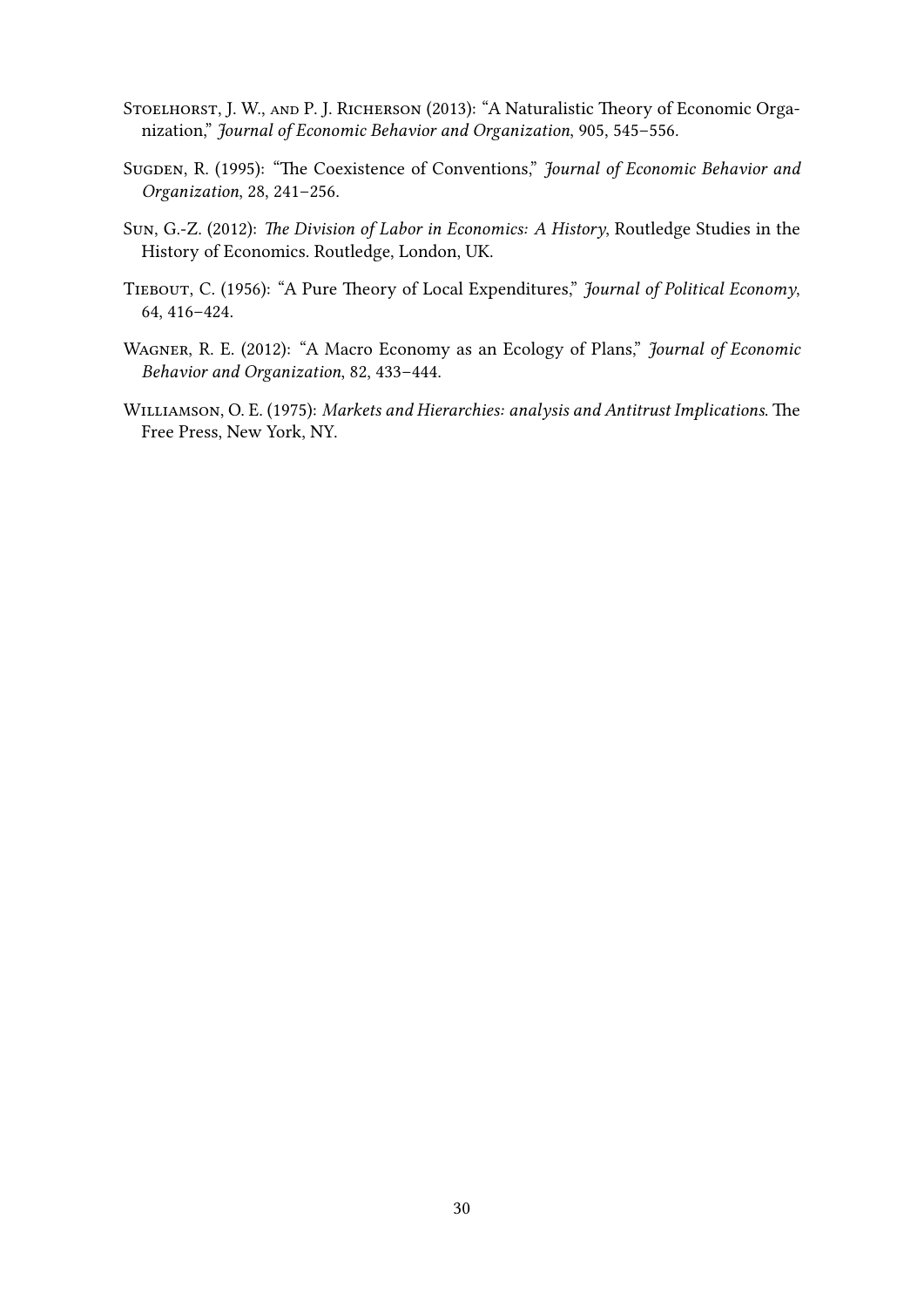Stoelhorst, J. W., and P. J. Richerson (2013): "A Naturalistic Theory of Economic Organization," *Journal of Economic Behavior and Organization*, 905, 545–556.

Sugden, R. (1995): "The Coexistence of Conventions," *Journal of Economic Behavior and Organization*, 28, 241–256.

Sun, G.-Z. (2012): *The Division of Labor in Economics: A History*, Routledge Studies in the History of Economics. Routledge, London, UK.

Tiebout, C. (1956): "A Pure Theory of Local Expenditures," *Journal of Political Economy*, 64, 416–424.

Wagner, R. E. (2012): "A Macro Economy as an Ecology of Plans," *Journal of Economic Behavior and Organization*, 82, 433–444.

Williamson, O. E. (1975): *Markets and Hierarchies: analysis and Antitrust Implications*. The Free Press, New York, NY.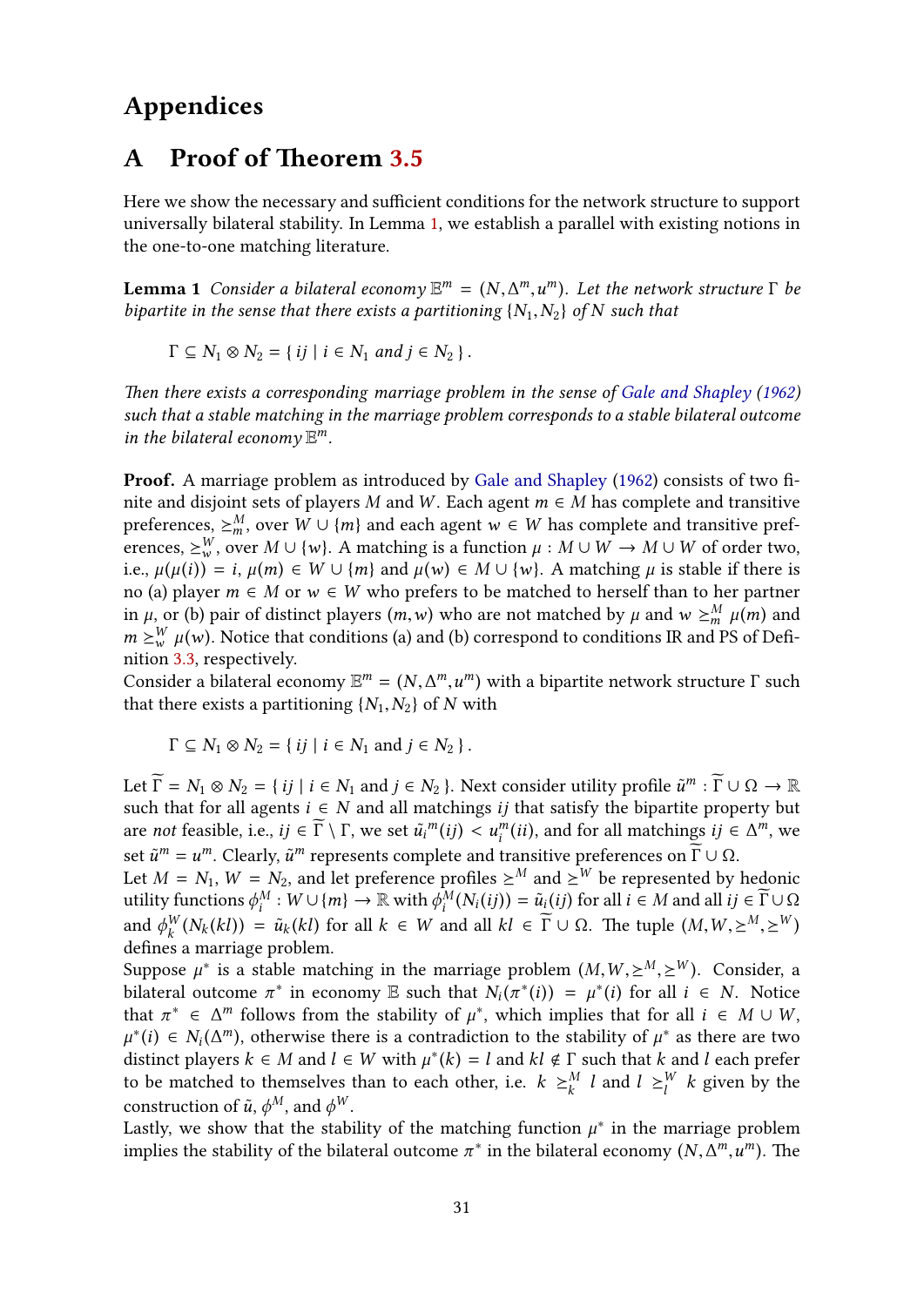# Appendices

## A Proof of Theorem 3.5

Here we show the necessary and sufficient conditions for the network structure to support universally bilateral stability. In Lemma 1, we establish a parallel with existing notions in the one-to-one matching literature.

**Lemma 1** *Consider a bilateral economy $\mathbb{E}^m = (N, \Delta^m, u^m)$. Let the network structure $\Gamma$ be bipartite in the sense that there exists a partitioning $\{N_1, N_2\}$ of $N$ such that*

$$\Gamma \subseteq N_1 \otimes N_2 = \{\, ij \mid i \in N_1 \text{ and } j \in N_2 \,\}.$$

*Then there exists a corresponding marriage problem in the sense of Gale and Shapley (1962) such that a stable matching in the marriage problem corresponds to a stable bilateral outcome in the bilateral economy $\mathbb{E}^m$.*

**Proof.** A marriage problem as introduced by Gale and Shapley (1962) consists of two finite and disjoint sets of players $M$ and $W$. Each agent $m \in M$ has complete and transitive preferences, $\succeq^M_m$, over $W \cup \{m\}$ and each agent $w \in W$ has complete and transitive preferences, $\succeq^W_w$, over $M \cup \{w\}$. A matching is a function $\mu : M \cup W \to M \cup W$ of order two, i.e., $\mu(\mu(i)) = i$, $\mu(m) \in W \cup \{m\}$ and $\mu(w) \in M \cup \{w\}$. A matching $\mu$ is stable if there is no (a) player $m \in M$ or $w \in W$ who prefers to be matched to herself than to her partner in $\mu$, or (b) pair of distinct players $(m, w)$ who are not matched by $\mu$ and $w \succeq^M_m \mu(m)$ and $m \succeq^W_w \mu(w)$. Notice that conditions (a) and (b) correspond to conditions IR and PS of Definition 3.3, respectively.

Consider a bilateral economy $\mathbb{E}^m = (N, \Delta^m, u^m)$ with a bipartite network structure $\Gamma$ such that there exists a partitioning $\{N_1, N_2\}$ of $N$ with

$$\Gamma \subseteq N_1 \otimes N_2 = \{\, ij \mid i \in N_1 \text{ and } j \in N_2 \,\}.$$

Let $\widetilde{\Gamma} = N_1 \otimes N_2 = \{\, ij \mid i \in N_1 \text{ and } j \in N_2 \,\}$. Next consider utility profile $\tilde{u}^m : \widetilde{\Gamma} \cup \Omega \to \mathbb{R}$ such that for all agents $i \in N$ and all matchings $ij$ that satisfy the bipartite property but are *not* feasible, i.e., $ij \in \widetilde{\Gamma} \setminus \Gamma$, we set $\tilde{u}_i{}^m(ij) < u^m_i(ii)$, and for all matchings $ij \in \Delta^m$, we set $\tilde{u}^m = u^m$. Clearly, $\tilde{u}^m$ represents complete and transitive preferences on $\widetilde{\Gamma} \cup \Omega$.

Let $M = N_1$, $W = N_2$, and let preference profiles $\succeq^M$ and $\succeq^W$ be represented by hedonic utility functions $\phi^M_i : W \cup \{m\} \to \mathbb{R}$ with $\phi^M_i(N_i(ij)) = \tilde{u}_i(ij)$ for all $i \in M$ and all $ij \in \widetilde{\Gamma} \cup \Omega$ and $\phi^W_k(N_k(kl)) = \tilde{u}_k(kl)$ for all $k \in W$ and all $kl \in \widetilde{\Gamma} \cup \Omega$. The tuple $(M, W, \succeq^M, \succeq^W)$ defines a marriage problem.

Suppose $\mu^*$ is a stable matching in the marriage problem $(M, W, \succeq^M, \succeq^W)$. Consider, a bilateral outcome $\pi^*$ in economy $\mathbb{E}$ such that $N_i(\pi^*(i)) = \mu^*(i)$ for all $i \in N$. Notice that $\pi^* \in \Delta^m$ follows from the stability of $\mu^*$, which implies that for all $i \in M \cup W$, $\mu^*(i) \in N_i(\Delta^m)$, otherwise there is a contradiction to the stability of $\mu^*$ as there are two distinct players $k \in M$ and $l \in W$ with $\mu^*(k) = l$ and $kl \notin \Gamma$ such that $k$ and $l$ each prefer to be matched to themselves than to each other, i.e. $k \succeq^M_k l$ and $l \succeq^W_l k$ given by the construction of $\tilde{u}$, $\phi^M$, and $\phi^W$.

Lastly, we show that the stability of the matching function $\mu^*$ in the marriage problem implies the stability of the bilateral outcome $\pi^*$ in the bilateral economy $(N, \Delta^m, u^m)$. The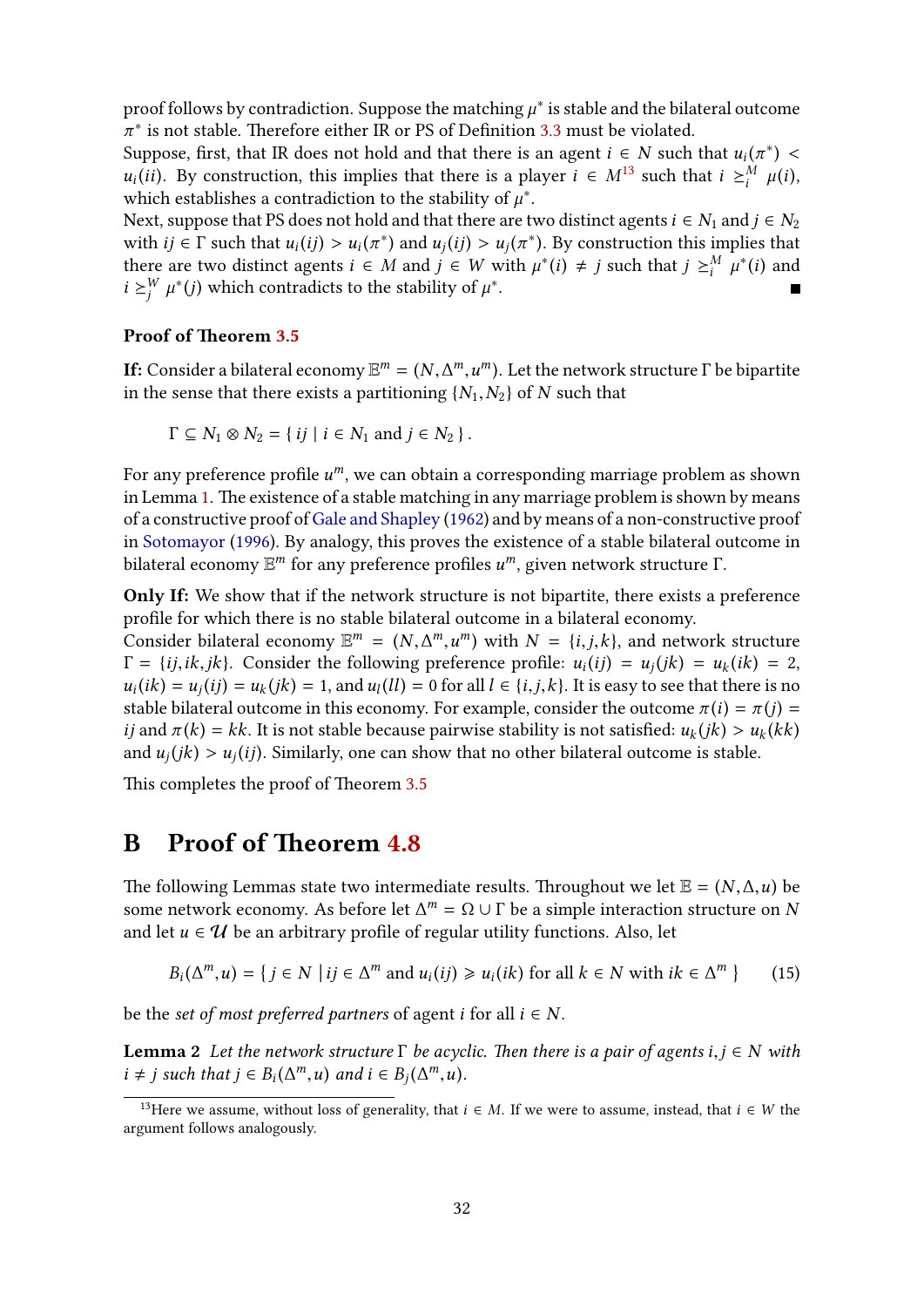proof follows by contradiction. Suppose the matching $\mu^*$ is stable and the bilateral outcome $\pi^*$ is not stable. Therefore either IR or PS of Definition 3.3 must be violated.

Suppose, first, that IR does not hold and that there is an agent $i \in N$ such that $u_i(\pi^*) < u_i(ii)$. By construction, this implies that there is a player $i \in M$[13] such that $i \succeq_i^M \mu(i)$, which establishes a contradiction to the stability of $\mu^*$.

Next, suppose that PS does not hold and that there are two distinct agents $i \in N_1$ and $j \in N_2$ with $ij \in \Gamma$ such that $u_i(ij) > u_i(\pi^*)$ and $u_j(ij) > u_j(\pi^*)$. By construction this implies that there are two distinct agents $i \in M$ and $j \in W$ with $\mu^*(i) \neq j$ such that $j \succeq_i^M \mu^*(i)$ and $i \succeq_j^W \mu^*(j)$ which contradicts to the stability of $\mu^*$. ∎

### Proof of Theorem 3.5

**If:** Consider a bilateral economy $\mathbb{E}^m = (N, \Delta^m, u^m)$. Let the network structure $\Gamma$ be bipartite in the sense that there exists a partitioning $\{N_1, N_2\}$ of $N$ such that

$$\Gamma \subseteq N_1 \otimes N_2 = \{\, ij \mid i \in N_1 \text{ and } j \in N_2 \,\}.$$

For any preference profile $u^m$, we can obtain a corresponding marriage problem as shown in Lemma 1. The existence of a stable matching in any marriage problem is shown by means of a constructive proof of Gale and Shapley (1962) and by means of a non-constructive proof in Sotomayor (1996). By analogy, this proves the existence of a stable bilateral outcome in bilateral economy $\mathbb{E}^m$ for any preference profiles $u^m$, given network structure $\Gamma$.

**Only If:** We show that if the network structure is not bipartite, there exists a preference profile for which there is no stable bilateral outcome in a bilateral economy.

Consider bilateral economy $\mathbb{E}^m = (N, \Delta^m, u^m)$ with $N = \{i, j, k\}$, and network structure $\Gamma = \{ij, ik, jk\}$. Consider the following preference profile: $u_i(ij) = u_j(jk) = u_k(ik) = 2$, $u_i(ik) = u_j(ij) = u_k(jk) = 1$, and $u_l(ll) = 0$ for all $l \in \{i, j, k\}$. It is easy to see that there is no stable bilateral outcome in this economy. For example, consider the outcome $\pi(i) = \pi(j) = ij$ and $\pi(k) = kk$. It is not stable because pairwise stability is not satisfied: $u_k(jk) > u_k(kk)$ and $u_j(jk) > u_j(ij)$. Similarly, one can show that no other bilateral outcome is stable.

This completes the proof of Theorem 3.5

## B Proof of Theorem 4.8

The following Lemmas state two intermediate results. Throughout we let $\mathbb{E} = (N, \Delta, u)$ be some network economy. As before let $\Delta^m = \Omega \cup \Gamma$ be a simple interaction structure on $N$ and let $u \in \mathcal{U}$ be an arbitrary profile of regular utility functions. Also, let

$$B_i(\Delta^m, u) = \{\, j \in N \mid ij \in \Delta^m \text{ and } u_i(ij) \geqslant u_i(ik) \text{ for all } k \in N \text{ with } ik \in \Delta^m \,\} \tag{15}$$

be the *set of most preferred partners* of agent $i$ for all $i \in N$.

**Lemma 2** *Let the network structure $\Gamma$ be acyclic. Then there is a pair of agents $i, j \in N$ with $i \neq j$ such that $j \in B_i(\Delta^m, u)$ and $i \in B_j(\Delta^m, u)$.*

---

[13] Here we assume, without loss of generality, that $i \in M$. If we were to assume, instead, that $i \in W$ the argument follows analogously.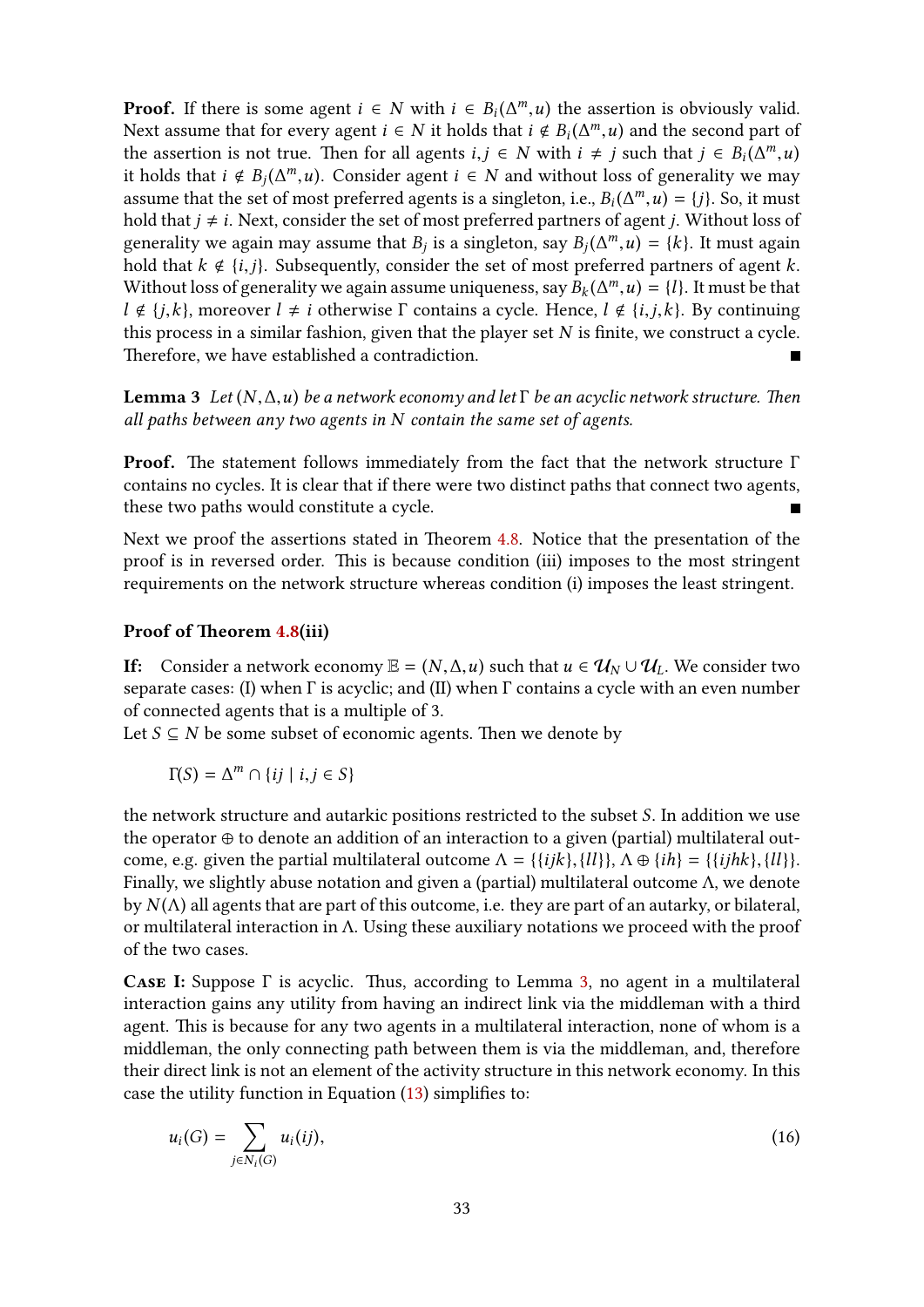**Proof.** If there is some agent $i \in N$ with $i \in B_i(\Delta^m, u)$ the assertion is obviously valid. Next assume that for every agent $i \in N$ it holds that $i \notin B_i(\Delta^m, u)$ and the second part of the assertion is not true. Then for all agents $i, j \in N$ with $i \neq j$ such that $j \in B_i(\Delta^m, u)$ it holds that $i \notin B_j(\Delta^m, u)$. Consider agent $i \in N$ and without loss of generality we may assume that the set of most preferred agents is a singleton, i.e., $B_i(\Delta^m, u) = \{j\}$. So, it must hold that $j \neq i$. Next, consider the set of most preferred partners of agent $j$. Without loss of generality we again may assume that $B_j$ is a singleton, say $B_j(\Delta^m, u) = \{k\}$. It must again hold that $k \notin \{i, j\}$. Subsequently, consider the set of most preferred partners of agent $k$. Without loss of generality we again assume uniqueness, say $B_k(\Delta^m, u) = \{l\}$. It must be that $l \notin \{j, k\}$, moreover $l \neq i$ otherwise $\Gamma$ contains a cycle. Hence, $l \notin \{i, j, k\}$. By continuing this process in a similar fashion, given that the player set $N$ is finite, we construct a cycle. Therefore, we have established a contradiction. ■

**Lemma 3** *Let $(N, \Delta, u)$ be a network economy and let $\Gamma$ be an acyclic network structure. Then all paths between any two agents in $N$ contain the same set of agents.*

**Proof.** The statement follows immediately from the fact that the network structure $\Gamma$ contains no cycles. It is clear that if there were two distinct paths that connect two agents, these two paths would constitute a cycle. ■

Next we proof the assertions stated in Theorem 4.8. Notice that the presentation of the proof is in reversed order. This is because condition (iii) imposes to the most stringent requirements on the network structure whereas condition (i) imposes the least stringent.

### Proof of Theorem 4.8(iii)

**If:** Consider a network economy $\mathbb{E} = (N, \Delta, u)$ such that $u \in \mathcal{U}_N \cup \mathcal{U}_L$. We consider two separate cases: (I) when $\Gamma$ is acyclic; and (II) when $\Gamma$ contains a cycle with an even number of connected agents that is a multiple of 3.

Let $S \subseteq N$ be some subset of economic agents. Then we denote by

$$\Gamma(S) = \Delta^m \cap \{ij \mid i, j \in S\}$$

the network structure and autarkic positions restricted to the subset $S$. In addition we use the operator $\oplus$ to denote an addition of an interaction to a given (partial) multilateral outcome, e.g. given the partial multilateral outcome $\Lambda = \{\{ijk\}, \{ll\}\}$, $\Lambda \oplus \{ih\} = \{\{ijhk\}, \{ll\}\}$. Finally, we slightly abuse notation and given a (partial) multilateral outcome $\Lambda$, we denote by $N(\Lambda)$ all agents that are part of this outcome, i.e. they are part of an autarky, or bilateral, or multilateral interaction in $\Lambda$. Using these auxiliary notations we proceed with the proof of the two cases.

**Case I:** Suppose $\Gamma$ is acyclic. Thus, according to Lemma 3, no agent in a multilateral interaction gains any utility from having an indirect link via the middleman with a third agent. This is because for any two agents in a multilateral interaction, none of whom is a middleman, the only connecting path between them is via the middleman, and, therefore their direct link is not an element of the activity structure in this network economy. In this case the utility function in Equation (13) simplifies to:

$$u_i(G) = \sum_{j \in N_i(G)} u_i(ij), \tag{16}$$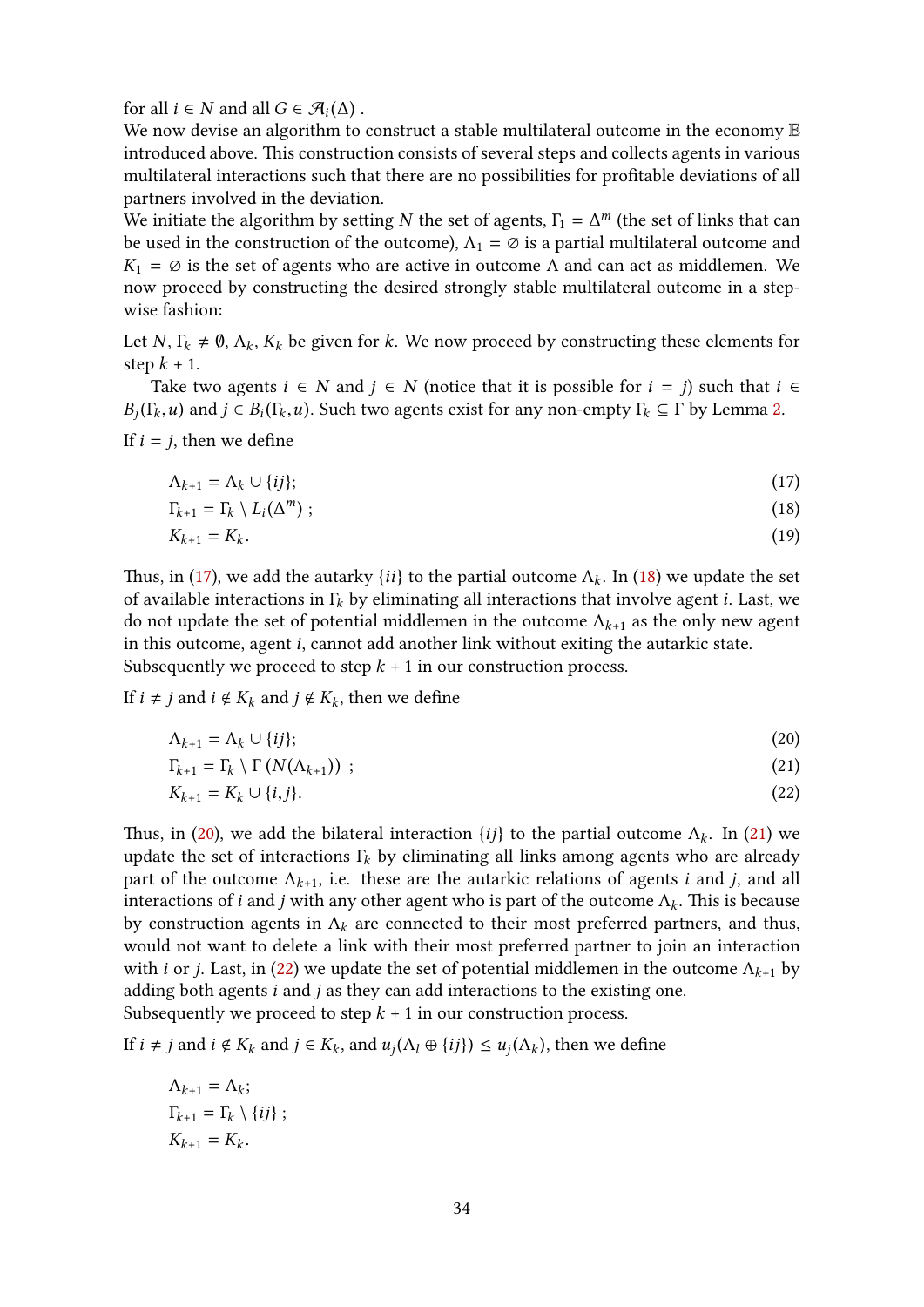for all $i \in N$ and all $G \in \mathcal{A}_i(\Delta)$ .

We now devise an algorithm to construct a stable multilateral outcome in the economy $\mathbb{E}$ introduced above. This construction consists of several steps and collects agents in various multilateral interactions such that there are no possibilities for profitable deviations of all partners involved in the deviation.

We initiate the algorithm by setting $N$ the set of agents, $\Gamma_1 = \Delta^m$ (the set of links that can be used in the construction of the outcome), $\Lambda_1 = \varnothing$ is a partial multilateral outcome and $K_1 = \varnothing$ is the set of agents who are active in outcome $\Lambda$ and can act as middlemen. We now proceed by constructing the desired strongly stable multilateral outcome in a step-wise fashion:

Let $N, \Gamma_k \neq \emptyset, \Lambda_k, K_k$ be given for $k$. We now proceed by constructing these elements for step $k+1$.

Take two agents $i \in N$ and $j \in N$ (notice that it is possible for $i = j$) such that $i \in B_j(\Gamma_k, u)$ and $j \in B_i(\Gamma_k, u)$. Such two agents exist for any non-empty $\Gamma_k \subseteq \Gamma$ by Lemma 2.

If $i = j$, then we define

$$\Lambda_{k+1} = \Lambda_k \cup \{ij\}; \tag{17}$$

$$\Gamma_{k+1} = \Gamma_k \setminus L_i(\Delta^m) \; ; \tag{18}$$

$$K_{k+1} = K_k. \tag{19}$$

Thus, in (17), we add the autarky $\{ii\}$ to the partial outcome $\Lambda_k$. In (18) we update the set of available interactions in $\Gamma_k$ by eliminating all interactions that involve agent $i$. Last, we do not update the set of potential middlemen in the outcome $\Lambda_{k+1}$ as the only new agent in this outcome, agent $i$, cannot add another link without exiting the autarkic state.

Subsequently we proceed to step $k+1$ in our construction process.

If $i \neq j$ and $i \notin K_k$ and $j \notin K_k$, then we define

$$\Lambda_{k+1} = \Lambda_k \cup \{ij\}; \tag{20}$$

$$\Gamma_{k+1} = \Gamma_k \setminus \Gamma\left(N(\Lambda_{k+1})\right) \; ; \tag{21}$$

$$K_{k+1} = K_k \cup \{i, j\}. \tag{22}$$

Thus, in (20), we add the bilateral interaction $\{ij\}$ to the partial outcome $\Lambda_k$. In (21) we update the set of interactions $\Gamma_k$ by eliminating all links among agents who are already part of the outcome $\Lambda_{k+1}$, i.e. these are the autarkic relations of agents $i$ and $j$, and all interactions of $i$ and $j$ with any other agent who is part of the outcome $\Lambda_k$. This is because by construction agents in $\Lambda_k$ are connected to their most preferred partners, and thus, would not want to delete a link with their most preferred partner to join an interaction with $i$ or $j$. Last, in (22) we update the set of potential middlemen in the outcome $\Lambda_{k+1}$ by adding both agents $i$ and $j$ as they can add interactions to the existing one.

Subsequently we proceed to step $k+1$ in our construction process.

If $i \neq j$ and $i \notin K_k$ and $j \in K_k$, and $u_j(\Lambda_l \oplus \{ij\}) \leq u_j(\Lambda_k)$, then we define

$$\Lambda_{k+1} = \Lambda_k;$$
$$\Gamma_{k+1} = \Gamma_k \setminus \{ij\} \; ;$$
$$K_{k+1} = K_k.$$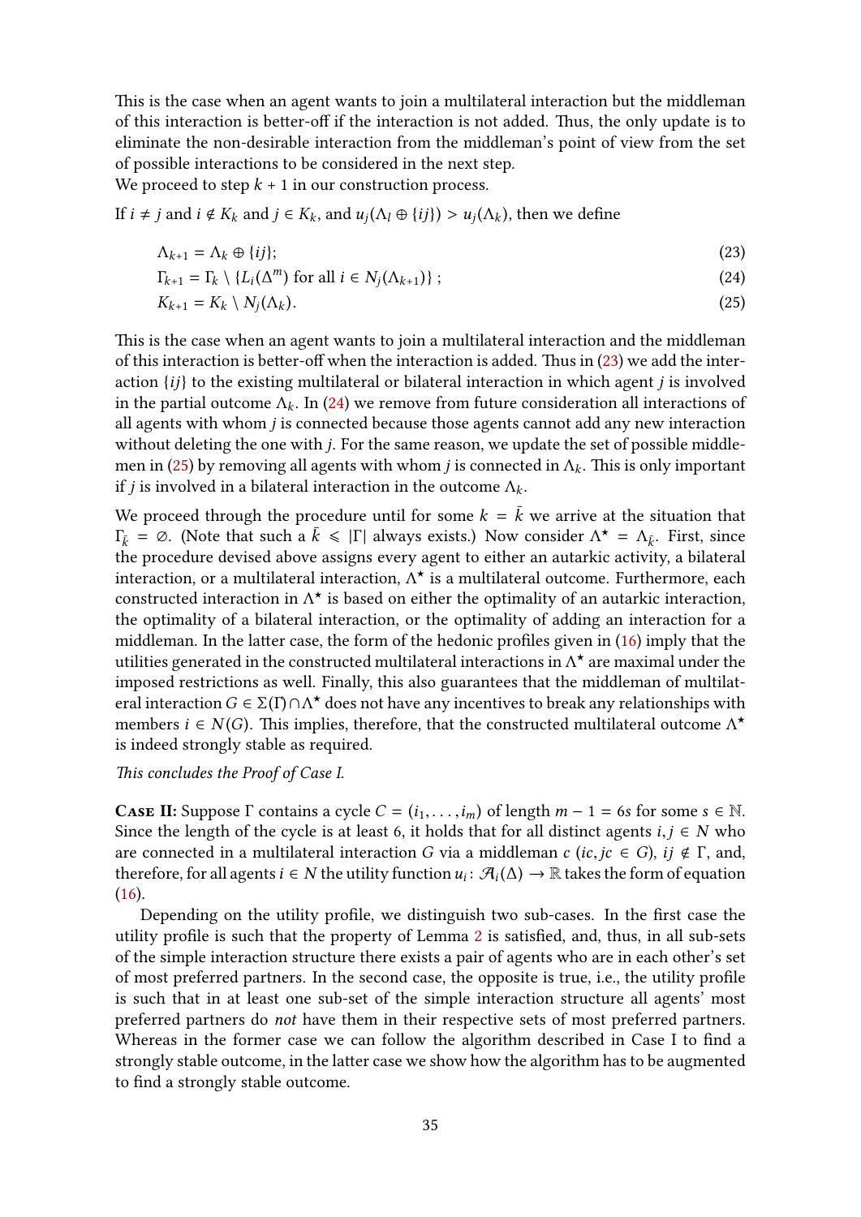This is the case when an agent wants to join a multilateral interaction but the middleman of this interaction is better-off if the interaction is not added. Thus, the only update is to eliminate the non-desirable interaction from the middleman's point of view from the set of possible interactions to be considered in the next step.

We proceed to step $k+1$ in our construction process.

If $i \neq j$ and $i \notin K_k$ and $j \in K_k$, and $u_j(\Lambda_l \oplus \{ij\}) > u_j(\Lambda_k)$, then we define

$$\Lambda_{k+1} = \Lambda_k \oplus \{ij\}; \tag{23}$$

$$\Gamma_{k+1} = \Gamma_k \setminus \{L_i(\Delta^m) \text{ for all } i \in N_j(\Lambda_{k+1})\}; \tag{24}$$

$$K_{k+1} = K_k \setminus N_j(\Lambda_k). \tag{25}$$

This is the case when an agent wants to join a multilateral interaction and the middleman of this interaction is better-off when the interaction is added. Thus in (23) we add the interaction $\{ij\}$ to the existing multilateral or bilateral interaction in which agent $j$ is involved in the partial outcome $\Lambda_k$. In (24) we remove from future consideration all interactions of all agents with whom $j$ is connected because those agents cannot add any new interaction without deleting the one with $j$. For the same reason, we update the set of possible middlemen in (25) by removing all agents with whom $j$ is connected in $\Lambda_k$. This is only important if $j$ is involved in a bilateral interaction in the outcome $\Lambda_k$.

We proceed through the procedure until for some $k = \bar{k}$ we arrive at the situation that $\Gamma_{\bar{k}} = \varnothing$. (Note that such a $\bar{k} \leqslant |\Gamma|$ always exists.) Now consider $\Lambda^\star = \Lambda_{\bar{k}}$. First, since the procedure devised above assigns every agent to either an autarkic activity, a bilateral interaction, or a multilateral interaction, $\Lambda^\star$ is a multilateral outcome. Furthermore, each constructed interaction in $\Lambda^\star$ is based on either the optimality of an autarkic interaction, the optimality of a bilateral interaction, or the optimality of adding an interaction for a middleman. In the latter case, the form of the hedonic profiles given in (16) imply that the utilities generated in the constructed multilateral interactions in $\Lambda^\star$ are maximal under the imposed restrictions as well. Finally, this also guarantees that the middleman of multilateral interaction $G \in \Sigma(\Gamma) \cap \Lambda^\star$ does not have any incentives to break any relationships with members $i \in N(G)$. This implies, therefore, that the constructed multilateral outcome $\Lambda^\star$ is indeed strongly stable as required.

*This concludes the Proof of Case I.*

**Case II:** Suppose $\Gamma$ contains a cycle $C = (i_1, \ldots, i_m)$ of length $m - 1 = 6s$ for some $s \in \mathbb{N}$. Since the length of the cycle is at least 6, it holds that for all distinct agents $i, j \in N$ who are connected in a multilateral interaction $G$ via a middleman $c$ ($ic, jc \in G$), $ij \notin \Gamma$, and, therefore, for all agents $i \in N$ the utility function $u_i \colon \mathcal{A}_i(\Delta) \to \mathbb{R}$ takes the form of equation (16).

Depending on the utility profile, we distinguish two sub-cases. In the first case the utility profile is such that the property of Lemma 2 is satisfied, and, thus, in all sub-sets of the simple interaction structure there exists a pair of agents who are in each other's set of most preferred partners. In the second case, the opposite is true, i.e., the utility profile is such that in at least one sub-set of the simple interaction structure all agents' most preferred partners do *not* have them in their respective sets of most preferred partners. Whereas in the former case we can follow the algorithm described in Case I to find a strongly stable outcome, in the latter case we show how the algorithm has to be augmented to find a strongly stable outcome.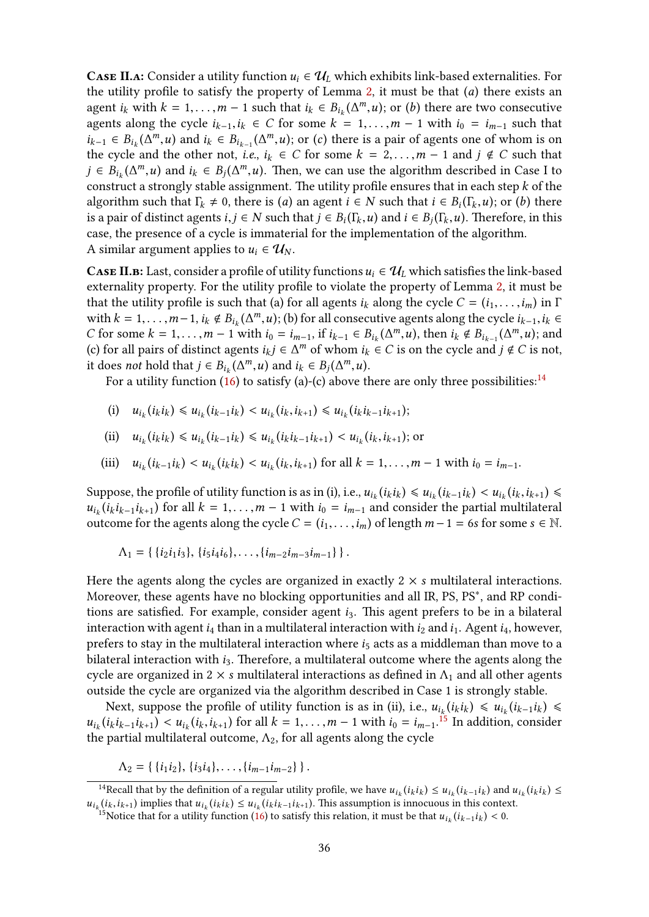**Case II.a:** Consider a utility function $u_i \in \mathcal{U}_L$ which exhibits link-based externalities. For the utility profile to satisfy the property of Lemma 2, it must be that (*a*) there exists an agent $i_k$ with $k = 1, \ldots, m-1$ such that $i_k \in B_{i_k}(\Delta^m, u)$; or (*b*) there are two consecutive agents along the cycle $i_{k-1}, i_k \in C$ for some $k = 1, \ldots, m-1$ with $i_0 = i_{m-1}$ such that $i_{k-1} \in B_{i_k}(\Delta^m, u)$ and $i_k \in B_{i_{k-1}}(\Delta^m, u)$; or (*c*) there is a pair of agents one of whom is on the cycle and the other not, *i.e.*, $i_k \in C$ for some $k = 2, \ldots, m-1$ and $j \notin C$ such that $j \in B_{i_k}(\Delta^m, u)$ and $i_k \in B_j(\Delta^m, u)$. Then, we can use the algorithm described in Case I to construct a strongly stable assignment. The utility profile ensures that in each step $k$ of the algorithm such that $\Gamma_k \neq 0$, there is (*a*) an agent $i \in N$ such that $i \in B_i(\Gamma_k, u)$; or (*b*) there is a pair of distinct agents $i, j \in N$ such that $j \in B_i(\Gamma_k, u)$ and $i \in B_j(\Gamma_k, u)$. Therefore, in this case, the presence of a cycle is immaterial for the implementation of the algorithm.
A similar argument applies to $u_i \in \mathcal{U}_N$.

**Case II.b:** Last, consider a profile of utility functions $u_i \in \mathcal{U}_L$ which satisfies the link-based externality property. For the utility profile to violate the property of Lemma 2, it must be that the utility profile is such that (a) for all agents $i_k$ along the cycle $C = (i_1, \ldots, i_m)$ in $\Gamma$ with $k = 1, \ldots, m-1$, $i_k \notin B_{i_k}(\Delta^m, u)$; (b) for all consecutive agents along the cycle $i_{k-1}, i_k \in C$ for some $k = 1, \ldots, m-1$ with $i_0 = i_{m-1}$, if $i_{k-1} \in B_{i_k}(\Delta^m, u)$, then $i_k \notin B_{i_{k-1}}(\Delta^m, u)$; and (c) for all pairs of distinct agents $i_k j \in \Delta^m$ of whom $i_k \in C$ is on the cycle and $j \notin C$ is not, it does *not* hold that $j \in B_{i_k}(\Delta^m, u)$ and $i_k \in B_j(\Delta^m, u)$.

For a utility function (16) to satisfy (a)-(c) above there are only three possibilities:[14]

(i) $u_{i_k}(i_k i_k) \leqslant u_{i_k}(i_{k-1} i_k) < u_{i_k}(i_k, i_{k+1}) \leqslant u_{i_k}(i_k i_{k-1} i_{k+1})$;

(ii) $u_{i_k}(i_k i_k) \leqslant u_{i_k}(i_{k-1} i_k) \leqslant u_{i_k}(i_k i_{k-1} i_{k+1}) < u_{i_k}(i_k, i_{k+1})$; or

(iii) $u_{i_k}(i_{k-1} i_k) < u_{i_k}(i_k i_k) < u_{i_k}(i_k, i_{k+1})$ for all $k = 1, \ldots, m-1$ with $i_0 = i_{m-1}$.

Suppose, the profile of utility function is as in (i), i.e., $u_{i_k}(i_k i_k) \leqslant u_{i_k}(i_{k-1} i_k) < u_{i_k}(i_k, i_{k+1}) \leqslant u_{i_k}(i_k i_{k-1} i_{k+1})$ for all $k = 1, \ldots, m-1$ with $i_0 = i_{m-1}$ and consider the partial multilateral outcome for the agents along the cycle $C = (i_1, \ldots, i_m)$ of length $m - 1 = 6s$ for some $s \in \mathbb{N}$.

$$\Lambda_1 = \{\, \{i_2 i_1 i_3\}, \{i_5 i_4 i_6\}, \ldots, \{i_{m-2} i_{m-3} i_{m-1}\} \,\} .$$

Here the agents along the cycles are organized in exactly $2 \times s$ multilateral interactions. Moreover, these agents have no blocking opportunities and all IR, PS, PS*, and RP conditions are satisfied. For example, consider agent $i_3$. This agent prefers to be in a bilateral interaction with agent $i_4$ than in a multilateral interaction with $i_2$ and $i_1$. Agent $i_4$, however, prefers to stay in the multilateral interaction where $i_5$ acts as a middleman than move to a bilateral interaction with $i_3$. Therefore, a multilateral outcome where the agents along the cycle are organized in $2 \times s$ multilateral interactions as defined in $\Lambda_1$ and all other agents outside the cycle are organized via the algorithm described in Case 1 is strongly stable.

Next, suppose the profile of utility function is as in (ii), i.e., $u_{i_k}(i_k i_k) \leqslant u_{i_k}(i_{k-1} i_k) \leqslant u_{i_k}(i_k i_{k-1} i_{k+1}) < u_{i_k}(i_k, i_{k+1})$ for all $k = 1, \ldots, m-1$ with $i_0 = i_{m-1}$.[15] In addition, consider the partial multilateral outcome, $\Lambda_2$, for all agents along the cycle

$$\Lambda_2 = \{\, \{i_1 i_2\}, \{i_3 i_4\}, \ldots, \{i_{m-1} i_{m-2}\} \,\} .$$

[14] Recall that by the definition of a regular utility profile, we have $u_{i_k}(i_k i_k) \le u_{i_k}(i_{k-1} i_k)$ and $u_{i_k}(i_k i_k) \le u_{i_k}(i_k, i_{k+1})$ implies that $u_{i_k}(i_k i_k) \le u_{i_k}(i_k i_{k-1} i_{k+1})$. This assumption is innocuous in this context.

[15] Notice that for a utility function (16) to satisfy this relation, it must be that $u_{i_k}(i_{k-1} i_k) < 0$.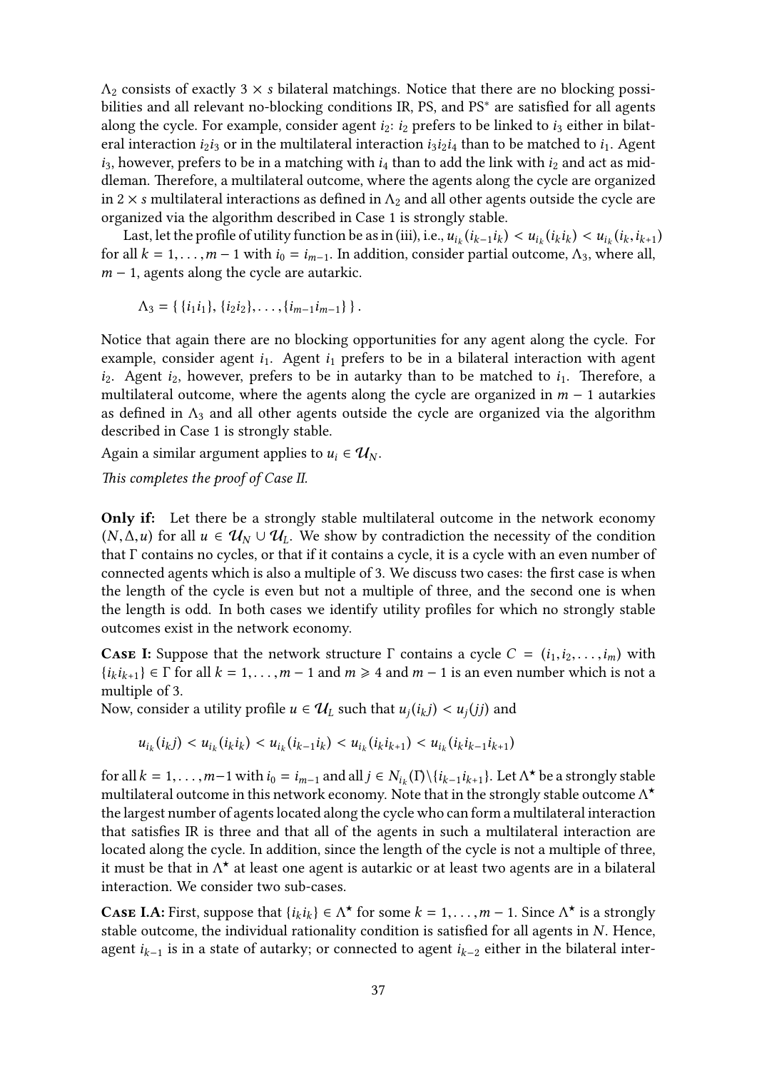$\Lambda_2$ consists of exactly $3 \times s$ bilateral matchings. Notice that there are no blocking possibilities and all relevant no-blocking conditions IR, PS, and PS* are satisfied for all agents along the cycle. For example, consider agent $i_2$: $i_2$ prefers to be linked to $i_3$ either in bilateral interaction $i_2 i_3$ or in the multilateral interaction $i_3 i_2 i_4$ than to be matched to $i_1$. Agent $i_3$, however, prefers to be in a matching with $i_4$ than to add the link with $i_2$ and act as middleman. Therefore, a multilateral outcome, where the agents along the cycle are organized in $2 \times s$ multilateral interactions as defined in $\Lambda_2$ and all other agents outside the cycle are organized via the algorithm described in Case 1 is strongly stable.

Last, let the profile of utility function be as in (iii), i.e., $u_{i_k}(i_{k-1} i_k) < u_{i_k}(i_k i_k) < u_{i_k}(i_k, i_{k+1})$ for all $k = 1, \ldots, m-1$ with $i_0 = i_{m-1}$. In addition, consider partial outcome, $\Lambda_3$, where all, $m-1$, agents along the cycle are autarkic.

$$\Lambda_3 = \{ \{i_1 i_1\}, \{i_2 i_2\}, \ldots, \{i_{m-1} i_{m-1}\} \}.$$

Notice that again there are no blocking opportunities for any agent along the cycle. For example, consider agent $i_1$. Agent $i_1$ prefers to be in a bilateral interaction with agent $i_2$. Agent $i_2$, however, prefers to be in autarky than to be matched to $i_1$. Therefore, a multilateral outcome, where the agents along the cycle are organized in $m-1$ autarkies as defined in $\Lambda_3$ and all other agents outside the cycle are organized via the algorithm described in Case 1 is strongly stable.

Again a similar argument applies to $u_i \in \mathcal{U}_N$.

*This completes the proof of Case II.*

**Only if:** Let there be a strongly stable multilateral outcome in the network economy $(N, \Delta, u)$ for all $u \in \mathcal{U}_N \cup \mathcal{U}_L$. We show by contradiction the necessity of the condition that $\Gamma$ contains no cycles, or that if it contains a cycle, it is a cycle with an even number of connected agents which is also a multiple of 3. We discuss two cases: the first case is when the length of the cycle is even but not a multiple of three, and the second one is when the length is odd. In both cases we identify utility profiles for which no strongly stable outcomes exist in the network economy.

**Case I:** Suppose that the network structure $\Gamma$ contains a cycle $C = (i_1, i_2, \ldots, i_m)$ with $\{i_k i_{k+1}\} \in \Gamma$ for all $k = 1, \ldots, m-1$ and $m \geqslant 4$ and $m-1$ is an even number which is not a multiple of 3.

Now, consider a utility profile $u \in \mathcal{U}_L$ such that $u_j(i_k j) < u_j(jj)$ and

$$u_{i_k}(i_k j) < u_{i_k}(i_k i_k) < u_{i_k}(i_{k-1} i_k) < u_{i_k}(i_k i_{k+1}) < u_{i_k}(i_k i_{k-1} i_{k+1})$$

for all $k = 1, \ldots, m-1$ with $i_0 = i_{m-1}$ and all $j \in N_{i_k}(\Gamma) \setminus \{i_{k-1} i_{k+1}\}$. Let $\Lambda^\star$ be a strongly stable multilateral outcome in this network economy. Note that in the strongly stable outcome $\Lambda^\star$ the largest number of agents located along the cycle who can form a multilateral interaction that satisfies IR is three and that all of the agents in such a multilateral interaction are located along the cycle. In addition, since the length of the cycle is not a multiple of three, it must be that in $\Lambda^\star$ at least one agent is autarkic or at least two agents are in a bilateral interaction. We consider two sub-cases.

**Case I.A:** First, suppose that $\{i_k i_k\} \in \Lambda^\star$ for some $k = 1, \ldots, m-1$. Since $\Lambda^\star$ is a strongly stable outcome, the individual rationality condition is satisfied for all agents in $N$. Hence, agent $i_{k-1}$ is in a state of autarky; or connected to agent $i_{k-2}$ either in the bilateral inter-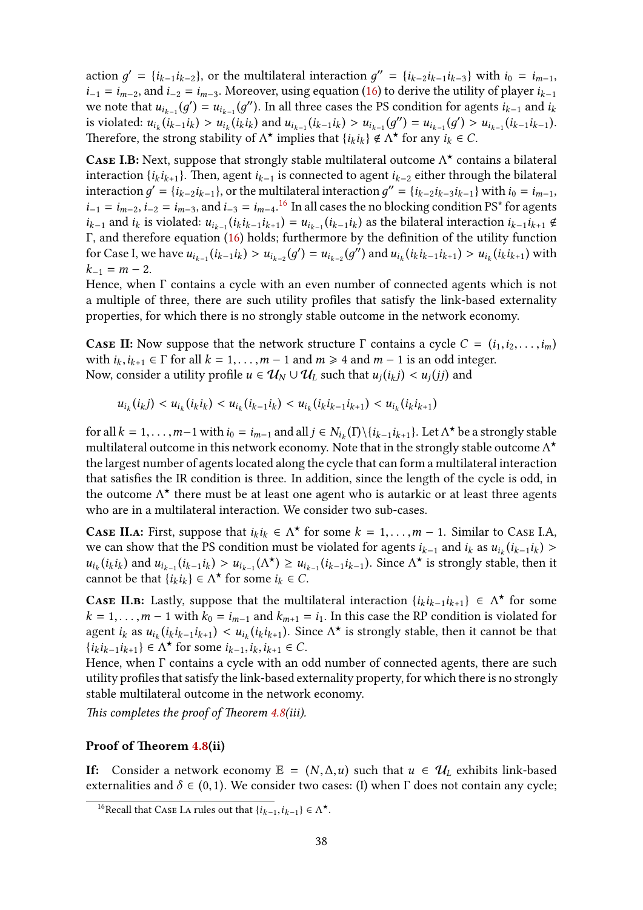action $g' = \{i_{k-1}i_{k-2}\}$, or the multilateral interaction $g'' = \{i_{k-2}i_{k-1}i_{k-3}\}$ with $i_0 = i_{m-1}$, $i_{-1} = i_{m-2}$, and $i_{-2} = i_{m-3}$. Moreover, using equation (16) to derive the utility of player $i_{k-1}$ we note that $u_{i_{k-1}}(g') = u_{i_{k-1}}(g'')$. In all three cases the PS condition for agents $i_{k-1}$ and $i_k$ is violated: $u_{i_k}(i_{k-1}i_k) > u_{i_k}(i_k i_k)$ and $u_{i_{k-1}}(i_{k-1}i_k) > u_{i_{k-1}}(g'') = u_{i_{k-1}}(g') > u_{i_{k-1}}(i_{k-1}i_{k-1})$. Therefore, the strong stability of $\Lambda^\star$ implies that $\{i_k i_k\} \notin \Lambda^\star$ for any $i_k \in C$.

**Case I.B:** Next, suppose that strongly stable multilateral outcome $\Lambda^\star$ contains a bilateral interaction $\{i_k i_{k+1}\}$. Then, agent $i_{k-1}$ is connected to agent $i_{k-2}$ either through the bilateral interaction $g' = \{i_{k-2}i_{k-1}\}$, or the multilateral interaction $g'' = \{i_{k-2}i_{k-3}i_{k-1}\}$ with $i_0 = i_{m-1}$, $i_{-1} = i_{m-2}$, $i_{-2} = i_{m-3}$, and $i_{-3} = i_{m-4}$.[16] In all cases the no blocking condition PS* for agents $i_{k-1}$ and $i_k$ is violated: $u_{i_{k-1}}(i_k i_{k-1} i_{k+1}) = u_{i_{k-1}}(i_{k-1}i_k)$ as the bilateral interaction $i_{k-1}i_{k+1} \notin \Gamma$, and therefore equation (16) holds; furthermore by the definition of the utility function for Case I, we have $u_{i_{k-1}}(i_{k-1}i_k) > u_{i_{k-2}}(g') = u_{i_{k-2}}(g'')$ and $u_{i_k}(i_k i_{k-1} i_{k+1}) > u_{i_k}(i_k i_{k+1})$ with $k_{-1} = m-2$.

Hence, when $\Gamma$ contains a cycle with an even number of connected agents which is not a multiple of three, there are such utility profiles that satisfy the link-based externality properties, for which there is no strongly stable outcome in the network economy.

**Case II:** Now suppose that the network structure $\Gamma$ contains a cycle $C = (i_1, i_2, \ldots, i_m)$ with $i_k, i_{k+1} \in \Gamma$ for all $k = 1, \ldots, m-1$ and $m \geqslant 4$ and $m-1$ is an odd integer.
Now, consider a utility profile $u \in \mathcal{U}_N \cup \mathcal{U}_L$ such that $u_j(i_k j) < u_j(jj)$ and

$$u_{i_k}(i_k j) < u_{i_k}(i_k i_k) < u_{i_k}(i_{k-1}i_k) < u_{i_k}(i_k i_{k-1} i_{k+1}) < u_{i_k}(i_k i_{k+1})$$

for all $k = 1, \ldots, m-1$ with $i_0 = i_{m-1}$ and all $j \in N_{i_k}(\Gamma)\backslash\{i_{k-1}i_{k+1}\}$. Let $\Lambda^\star$ be a strongly stable multilateral outcome in this network economy. Note that in the strongly stable outcome $\Lambda^\star$ the largest number of agents located along the cycle that can form a multilateral interaction that satisfies the IR condition is three. In addition, since the length of the cycle is odd, in the outcome $\Lambda^\star$ there must be at least one agent who is autarkic or at least three agents who are in a multilateral interaction. We consider two sub-cases.

**Case II.a:** First, suppose that $i_k i_k \in \Lambda^\star$ for some $k = 1, \ldots, m-1$. Similar to Case I.A, we can show that the PS condition must be violated for agents $i_{k-1}$ and $i_k$ as $u_{i_k}(i_{k-1}i_k) > u_{i_k}(i_k i_k)$ and $u_{i_{k-1}}(i_{k-1}i_k) > u_{i_{k-1}}(\Lambda^\star) \geq u_{i_{k-1}}(i_{k-1}i_{k-1})$. Since $\Lambda^\star$ is strongly stable, then it cannot be that $\{i_k i_k\} \in \Lambda^\star$ for some $i_k \in C$.

**Case II.b:** Lastly, suppose that the multilateral interaction $\{i_k i_{k-1} i_{k+1}\} \in \Lambda^\star$ for some $k = 1, \ldots, m-1$ with $k_0 = i_{m-1}$ and $k_{m+1} = i_1$. In this case the RP condition is violated for agent $i_k$ as $u_{i_k}(i_k i_{k-1} i_{k+1}) < u_{i_k}(i_k i_{k+1})$. Since $\Lambda^\star$ is strongly stable, then it cannot be that $\{i_k i_{k-1} i_{k+1}\} \in \Lambda^\star$ for some $i_{k-1}, i_k, i_{k+1} \in C$.

Hence, when $\Gamma$ contains a cycle with an odd number of connected agents, there are such utility profiles that satisfy the link-based externality property, for which there is no strongly stable multilateral outcome in the network economy.

*This completes the proof of Theorem 4.8(iii).*

### Proof of Theorem 4.8(ii)

**If:** Consider a network economy $\mathbb{E} = (N, \Delta, u)$ such that $u \in \mathcal{U}_L$ exhibits link-based externalities and $\delta \in (0,1)$. We consider two cases: (I) when $\Gamma$ does not contain any cycle;

[16] Recall that Case I.A rules out that $\{i_{k-1}, i_{k-1}\} \in \Lambda^\star$.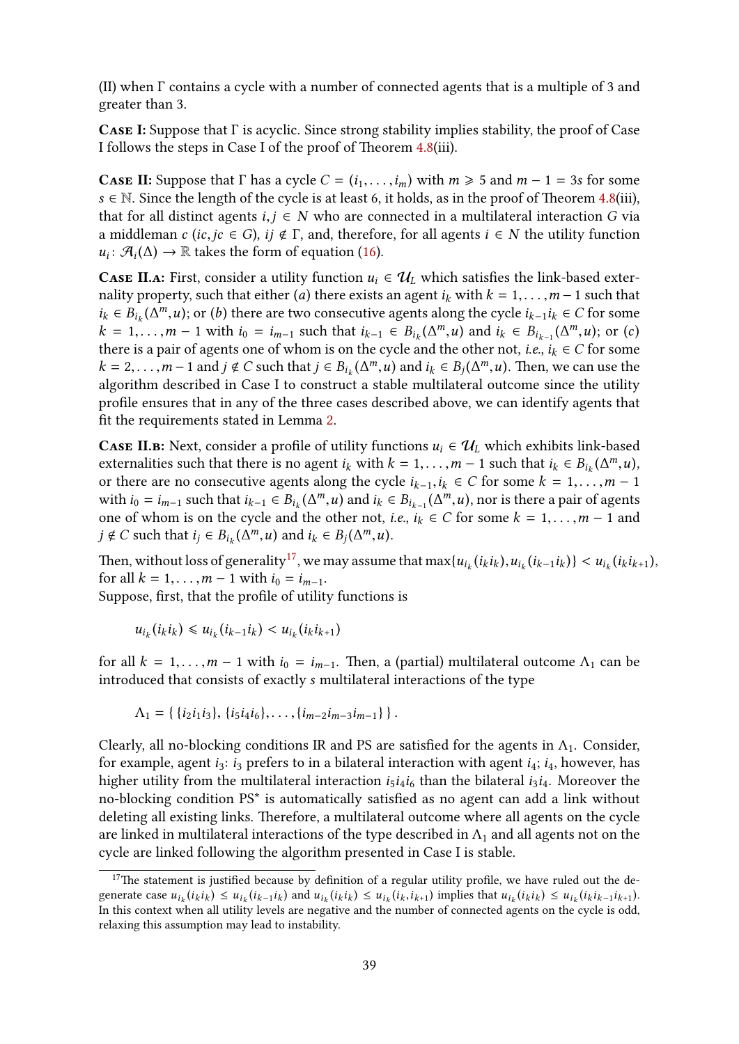(II) when $\Gamma$ contains a cycle with a number of connected agents that is a multiple of 3 and greater than 3.

**Case I:** Suppose that $\Gamma$ is acyclic. Since strong stability implies stability, the proof of Case I follows the steps in Case I of the proof of Theorem 4.8(iii).

**Case II:** Suppose that $\Gamma$ has a cycle $C = (i_1, \ldots, i_m)$ with $m \geqslant 5$ and $m - 1 = 3s$ for some $s \in \mathbb{N}$. Since the length of the cycle is at least 6, it holds, as in the proof of Theorem 4.8(iii), that for all distinct agents $i, j \in N$ who are connected in a multilateral interaction $G$ via a middleman $c$ ($ic, jc \in G$), $ij \notin \Gamma$, and, therefore, for all agents $i \in N$ the utility function $u_i \colon \mathcal{A}_i(\Delta) \to \mathbb{R}$ takes the form of equation (16).

**Case II.a:** First, consider a utility function $u_i \in \mathcal{U}_L$ which satisfies the link-based externality property, such that either $(a)$ there exists an agent $i_k$ with $k = 1, \ldots, m-1$ such that $i_k \in B_{i_k}(\Delta^m, u)$; or $(b)$ there are two consecutive agents along the cycle $i_{k-1}i_k \in C$ for some $k = 1, \ldots, m-1$ with $i_0 = i_{m-1}$ such that $i_{k-1} \in B_{i_k}(\Delta^m, u)$ and $i_k \in B_{i_{k-1}}(\Delta^m, u)$; or $(c)$ there is a pair of agents one of whom is on the cycle and the other not, *i.e.*, $i_k \in C$ for some $k = 2, \ldots, m-1$ and $j \notin C$ such that $j \in B_{i_k}(\Delta^m, u)$ and $i_k \in B_j(\Delta^m, u)$. Then, we can use the algorithm described in Case I to construct a stable multilateral outcome since the utility profile ensures that in any of the three cases described above, we can identify agents that fit the requirements stated in Lemma 2.

**Case II.b:** Next, consider a profile of utility functions $u_i \in \mathcal{U}_L$ which exhibits link-based externalities such that there is no agent $i_k$ with $k = 1, \ldots, m-1$ such that $i_k \in B_{i_k}(\Delta^m, u)$, or there are no consecutive agents along the cycle $i_{k-1}, i_k \in C$ for some $k = 1, \ldots, m-1$ with $i_0 = i_{m-1}$ such that $i_{k-1} \in B_{i_k}(\Delta^m, u)$ and $i_k \in B_{i_{k-1}}(\Delta^m, u)$, nor is there a pair of agents one of whom is on the cycle and the other not, *i.e.*, $i_k \in C$ for some $k = 1, \ldots, m-1$ and $j \notin C$ such that $i_j \in B_{i_k}(\Delta^m, u)$ and $i_k \in B_j(\Delta^m, u)$.

Then, without loss of generality[17], we may assume that $\max\{u_{i_k}(i_k i_k), u_{i_k}(i_{k-1} i_k)\} < u_{i_k}(i_k i_{k+1})$, for all $k = 1, \ldots, m-1$ with $i_0 = i_{m-1}$.

Suppose, first, that the profile of utility functions is

$$u_{i_k}(i_k i_k) \leqslant u_{i_k}(i_{k-1} i_k) < u_{i_k}(i_k i_{k+1})$$

for all $k = 1, \ldots, m-1$ with $i_0 = i_{m-1}$. Then, a (partial) multilateral outcome $\Lambda_1$ can be introduced that consists of exactly $s$ multilateral interactions of the type

$$\Lambda_1 = \{\{i_2 i_1 i_3\}, \{i_5 i_4 i_6\}, \ldots, \{i_{m-2} i_{m-3} i_{m-1}\}\}.$$

Clearly, all no-blocking conditions IR and PS are satisfied for the agents in $\Lambda_1$. Consider, for example, agent $i_3$: $i_3$ prefers to in a bilateral interaction with agent $i_4$; $i_4$, however, has higher utility from the multilateral interaction $i_5 i_4 i_6$ than the bilateral $i_3 i_4$. Moreover the no-blocking condition PS* is automatically satisfied as no agent can add a link without deleting all existing links. Therefore, a multilateral outcome where all agents on the cycle are linked in multilateral interactions of the type described in $\Lambda_1$ and all agents not on the cycle are linked following the algorithm presented in Case I is stable.

[17] The statement is justified because by definition of a regular utility profile, we have ruled out the degenerate case $u_{i_k}(i_k i_k) \leq u_{i_k}(i_{k-1} i_k)$ and $u_{i_k}(i_k i_k) \leq u_{i_k}(i_k, i_{k+1})$ implies that $u_{i_k}(i_k i_k) \leq u_{i_k}(i_k i_{k-1} i_{k+1})$. In this context when all utility levels are negative and the number of connected agents on the cycle is odd, relaxing this assumption may lead to instability.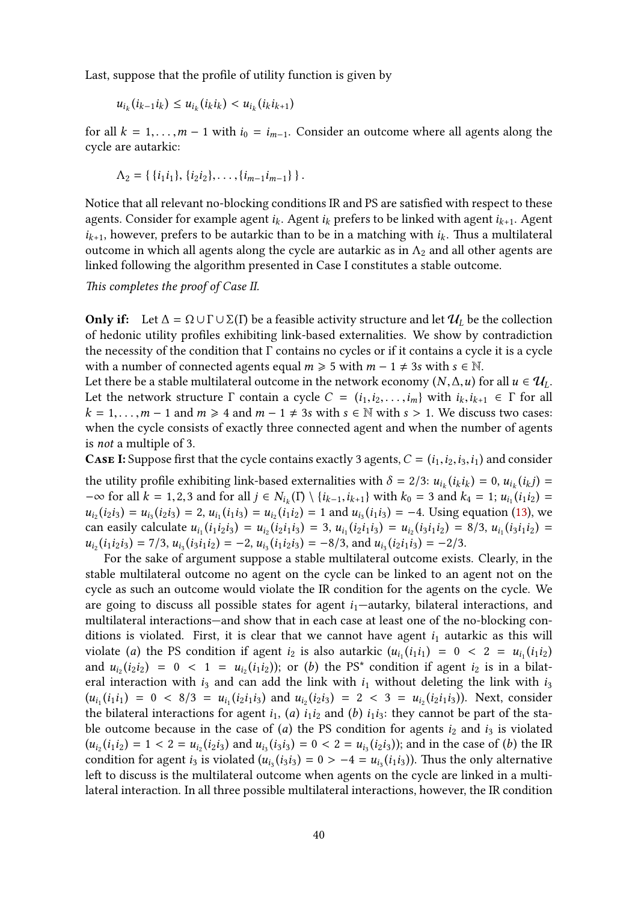Last, suppose that the profile of utility function is given by

$$u_{i_k}(i_{k-1}i_k) \leq u_{i_k}(i_k i_k) < u_{i_k}(i_k i_{k+1})$$

for all $k = 1, \ldots, m-1$ with $i_0 = i_{m-1}$. Consider an outcome where all agents along the cycle are autarkic:

$$\Lambda_2 = \{ \{i_1 i_1\}, \{i_2 i_2\}, \ldots, \{i_{m-1} i_{m-1}\} \}.$$

Notice that all relevant no-blocking conditions IR and PS are satisfied with respect to these agents. Consider for example agent $i_k$. Agent $i_k$ prefers to be linked with agent $i_{k+1}$. Agent $i_{k+1}$, however, prefers to be autarkic than to be in a matching with $i_k$. Thus a multilateral outcome in which all agents along the cycle are autarkic as in $\Lambda_2$ and all other agents are linked following the algorithm presented in Case I constitutes a stable outcome.

*This completes the proof of Case II.*

**Only if:** Let $\Delta = \Omega \cup \Gamma \cup \Sigma(\Gamma)$ be a feasible activity structure and let $\mathcal{U}_L$ be the collection of hedonic utility profiles exhibiting link-based externalities. We show by contradiction the necessity of the condition that $\Gamma$ contains no cycles or if it contains a cycle it is a cycle with a number of connected agents equal $m \geqslant 5$ with $m - 1 \neq 3s$ with $s \in \mathbb{N}$.

Let there be a stable multilateral outcome in the network economy $(N, \Delta, u)$ for all $u \in \mathcal{U}_L$. Let the network structure $\Gamma$ contain a cycle $C = (i_1, i_2, \ldots, i_m)$ with $i_k, i_{k+1} \in \Gamma$ for all $k = 1, \ldots, m-1$ and $m \geqslant 4$ and $m - 1 \neq 3s$ with $s \in \mathbb{N}$ with $s > 1$. We discuss two cases: when the cycle consists of exactly three connected agent and when the number of agents is *not* a multiple of 3.

**Case I:** Suppose first that the cycle contains exactly 3 agents, $C = (i_1, i_2, i_3, i_1)$ and consider the utility profile exhibiting link-based externalities with $\delta = 2/3$: $u_{i_k}(i_k i_k) = 0$, $u_{i_k}(i_k j) = -\infty$ for all $k = 1, 2, 3$ and for all $j \in N_{i_k}(\Gamma) \setminus \{i_{k-1}, i_{k+1}\}$ with $k_0 = 3$ and $k_4 = 1$; $u_{i_1}(i_1 i_2) = u_{i_2}(i_2 i_3) = u_{i_3}(i_2 i_3) = 2$, $u_{i_1}(i_1 i_3) = u_{i_2}(i_1 i_2) = 1$ and $u_{i_3}(i_1 i_3) = -4$. Using equation (13), we can easily calculate $u_{i_1}(i_1 i_2 i_3) = u_{i_2}(i_2 i_1 i_3) = 3$, $u_{i_1}(i_2 i_1 i_3) = u_{i_2}(i_3 i_1 i_2) = 8/3$, $u_{i_1}(i_3 i_1 i_2) = u_{i_2}(i_1 i_2 i_3) = 7/3$, $u_{i_3}(i_3 i_1 i_2) = -2$, $u_{i_3}(i_1 i_2 i_3) = -8/3$, and $u_{i_3}(i_2 i_1 i_3) = -2/3$.

For the sake of argument suppose a stable multilateral outcome exists. Clearly, in the stable multilateral outcome no agent on the cycle can be linked to an agent not on the cycle as such an outcome would violate the IR condition for the agents on the cycle. We are going to discuss all possible states for agent $i_1$—autarky, bilateral interactions, and multilateral interactions—and show that in each case at least one of the no-blocking conditions is violated. First, it is clear that we cannot have agent $i_1$ autarkic as this will violate (*a*) the PS condition if agent $i_2$ is also autarkic ($u_{i_1}(i_1 i_1) = 0 < 2 = u_{i_1}(i_1 i_2)$ and $u_{i_2}(i_2 i_2) = 0 < 1 = u_{i_2}(i_1 i_2)$); or (*b*) the PS* condition if agent $i_2$ is in a bilateral interaction with $i_3$ and can add the link with $i_1$ without deleting the link with $i_3$ ($u_{i_1}(i_1 i_1) = 0 < 8/3 = u_{i_1}(i_2 i_1 i_3)$ and $u_{i_2}(i_2 i_3) = 2 < 3 = u_{i_2}(i_2 i_1 i_3)$). Next, consider the bilateral interactions for agent $i_1$, (*a*) $i_1 i_2$ and (*b*) $i_1 i_3$: they cannot be part of the stable outcome because in the case of (*a*) the PS condition for agents $i_2$ and $i_3$ is violated ($u_{i_2}(i_1 i_2) = 1 < 2 = u_{i_2}(i_2 i_3)$ and $u_{i_3}(i_3 i_3) = 0 < 2 = u_{i_3}(i_2 i_3)$); and in the case of (*b*) the IR condition for agent $i_3$ is violated ($u_{i_3}(i_3 i_3) = 0 > -4 = u_{i_3}(i_1 i_3)$). Thus the only alternative left to discuss is the multilateral outcome when agents on the cycle are linked in a multilateral interaction. In all three possible multilateral interactions, however, the IR condition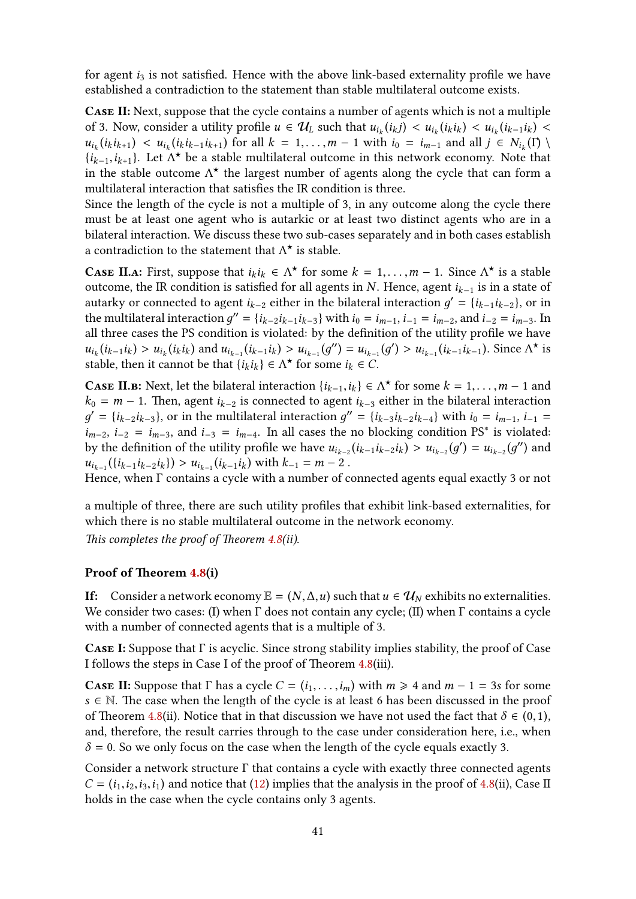for agent $i_3$ is not satisfied. Hence with the above link-based externality profile we have established a contradiction to the statement than stable multilateral outcome exists.

**Case II:** Next, suppose that the cycle contains a number of agents which is not a multiple of 3. Now, consider a utility profile $u \in \mathcal{U}_L$ such that $u_{i_k}(i_k j) < u_{i_k}(i_k i_k) < u_{i_k}(i_{k-1} i_k) < u_{i_k}(i_k i_{k+1}) < u_{i_k}(i_k i_{k-1} i_{k+1})$ for all $k = 1, \ldots, m-1$ with $i_0 = i_{m-1}$ and all $j \in N_{i_k}(\Gamma) \setminus \{i_{k-1}, i_{k+1}\}$. Let $\Lambda^\star$ be a stable multilateral outcome in this network economy. Note that in the stable outcome $\Lambda^\star$ the largest number of agents along the cycle that can form a multilateral interaction that satisfies the IR condition is three.

Since the length of the cycle is not a multiple of 3, in any outcome along the cycle there must be at least one agent who is autarkic or at least two distinct agents who are in a bilateral interaction. We discuss these two sub-cases separately and in both cases establish a contradiction to the statement that $\Lambda^\star$ is stable.

**Case II.a:** First, suppose that $i_k i_k \in \Lambda^\star$ for some $k = 1, \ldots, m-1$. Since $\Lambda^\star$ is a stable outcome, the IR condition is satisfied for all agents in $N$. Hence, agent $i_{k-1}$ is in a state of autarky or connected to agent $i_{k-2}$ either in the bilateral interaction $g' = \{i_{k-1} i_{k-2}\}$, or in the multilateral interaction $g'' = \{i_{k-2} i_{k-1} i_{k-3}\}$ with $i_0 = i_{m-1}$, $i_{-1} = i_{m-2}$, and $i_{-2} = i_{m-3}$. In all three cases the PS condition is violated: by the definition of the utility profile we have $u_{i_k}(i_{k-1} i_k) > u_{i_k}(i_k i_k)$ and $u_{i_{k-1}}(i_{k-1} i_k) > u_{i_{k-1}}(g'') = u_{i_{k-1}}(g') > u_{i_{k-1}}(i_{k-1} i_{k-1})$. Since $\Lambda^\star$ is stable, then it cannot be that $\{i_k i_k\} \in \Lambda^\star$ for some $i_k \in C$.

**Case II.b:** Next, let the bilateral interaction $\{i_{k-1}, i_k\} \in \Lambda^\star$ for some $k = 1, \ldots, m-1$ and $k_0 = m-1$. Then, agent $i_{k-2}$ is connected to agent $i_{k-3}$ either in the bilateral interaction $g' = \{i_{k-2} i_{k-3}\}$, or in the multilateral interaction $g'' = \{i_{k-3} i_{k-2} i_{k-4}\}$ with $i_0 = i_{m-1}$, $i_{-1} = i_{m-2}$, $i_{-2} = i_{m-3}$, and $i_{-3} = i_{m-4}$. In all cases the no blocking condition PS* is violated: by the definition of the utility profile we have $u_{i_{k-2}}(i_{k-1} i_{k-2} i_k) > u_{i_{k-2}}(g') = u_{i_{k-2}}(g'')$ and $u_{i_{k-1}}(\{i_{k-1} i_{k-2} i_k\}) > u_{i_{k-1}}(i_{k-1} i_k)$ with $k_{-1} = m-2$.

Hence, when $\Gamma$ contains a cycle with a number of connected agents equal exactly 3 or not a multiple of three, there are such utility profiles that exhibit link-based externalities, for which there is no stable multilateral outcome in the network economy.

*This completes the proof of Theorem 4.8(ii).*

### Proof of Theorem 4.8(i)

**If:** Consider a network economy $\mathbb{E} = (N, \Delta, u)$ such that $u \in \mathcal{U}_N$ exhibits no externalities. We consider two cases: (I) when $\Gamma$ does not contain any cycle; (II) when $\Gamma$ contains a cycle with a number of connected agents that is a multiple of 3.

**Case I:** Suppose that $\Gamma$ is acyclic. Since strong stability implies stability, the proof of Case I follows the steps in Case I of the proof of Theorem 4.8(iii).

**Case II:** Suppose that $\Gamma$ has a cycle $C = (i_1, \ldots, i_m)$ with $m \geqslant 4$ and $m - 1 = 3s$ for some $s \in \mathbb{N}$. The case when the length of the cycle is at least 6 has been discussed in the proof of Theorem 4.8(ii). Notice that in that discussion we have not used the fact that $\delta \in (0, 1)$, and, therefore, the result carries through to the case under consideration here, i.e., when $\delta = 0$. So we only focus on the case when the length of the cycle equals exactly 3.

Consider a network structure $\Gamma$ that contains a cycle with exactly three connected agents $C = (i_1, i_2, i_3, i_1)$ and notice that (12) implies that the analysis in the proof of 4.8(ii), Case II holds in the case when the cycle contains only 3 agents.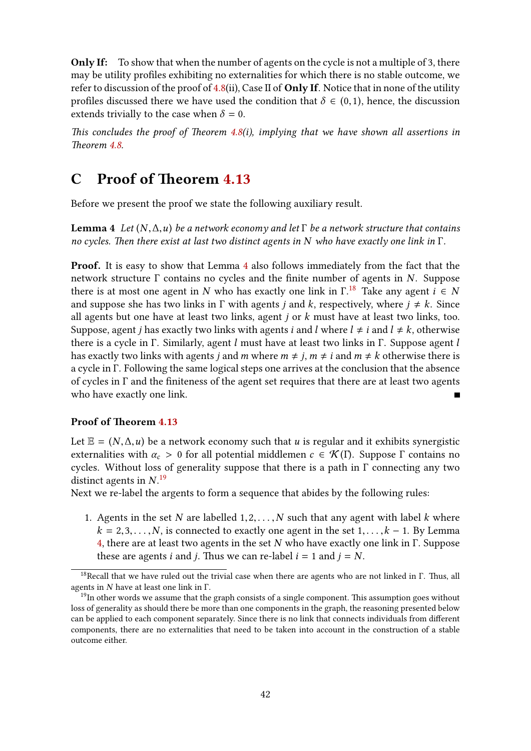**Only If:** To show that when the number of agents on the cycle is not a multiple of 3, there may be utility profiles exhibiting no externalities for which there is no stable outcome, we refer to discussion of the proof of 4.8(ii), Case II of **Only If**. Notice that in none of the utility profiles discussed there we have used the condition that $\delta \in (0, 1)$, hence, the discussion extends trivially to the case when $\delta = 0$.

*This concludes the proof of Theorem 4.8(i), implying that we have shown all assertions in Theorem 4.8.*

# C Proof of Theorem 4.13

Before we present the proof we state the following auxiliary result.

**Lemma 4** *Let $(N, \Delta, u)$ be a network economy and let $\Gamma$ be a network structure that contains no cycles. Then there exist at last two distinct agents in $N$ who have exactly one link in $\Gamma$.*

**Proof.** It is easy to show that Lemma 4 also follows immediately from the fact that the network structure $\Gamma$ contains no cycles and the finite number of agents in $N$. Suppose there is at most one agent in $N$ who has exactly one link in $\Gamma$.[18] Take any agent $i \in N$ and suppose she has two links in $\Gamma$ with agents $j$ and $k$, respectively, where $j \neq k$. Since all agents but one have at least two links, agent $j$ or $k$ must have at least two links, too. Suppose, agent $j$ has exactly two links with agents $i$ and $l$ where $l \neq i$ and $l \neq k$, otherwise there is a cycle in $\Gamma$. Similarly, agent $l$ must have at least two links in $\Gamma$. Suppose agent $l$ has exactly two links with agents $j$ and $m$ where $m \neq j$, $m \neq i$ and $m \neq k$ otherwise there is a cycle in $\Gamma$. Following the same logical steps one arrives at the conclusion that the absence of cycles in $\Gamma$ and the finiteness of the agent set requires that there are at least two agents who have exactly one link. ∎

### Proof of Theorem 4.13

Let $\mathbb{E} = (N, \Delta, u)$ be a network economy such that $u$ is regular and it exhibits synergistic externalities with $\alpha_c > 0$ for all potential middlemen $c \in \mathcal{K}(\Gamma)$. Suppose $\Gamma$ contains no cycles. Without loss of generality suppose that there is a path in $\Gamma$ connecting any two distinct agents in $N$.[19]

Next we re-label the argents to form a sequence that abides by the following rules:

1. Agents in the set $N$ are labelled $1, 2, \ldots, N$ such that any agent with label $k$ where $k = 2, 3, \ldots, N$, is connected to exactly one agent in the set $1, \ldots, k-1$. By Lemma 4, there are at least two agents in the set $N$ who have exactly one link in $\Gamma$. Suppose these are agents $i$ and $j$. Thus we can re-label $i = 1$ and $j = N$.

[18] Recall that we have ruled out the trivial case when there are agents who are not linked in $\Gamma$. Thus, all agents in $N$ have at least one link in $\Gamma$.

[19] In other words we assume that the graph consists of a single component. This assumption goes without loss of generality as should there be more than one components in the graph, the reasoning presented below can be applied to each component separately. Since there is no link that connects individuals from different components, there are no externalities that need to be taken into account in the construction of a stable outcome either.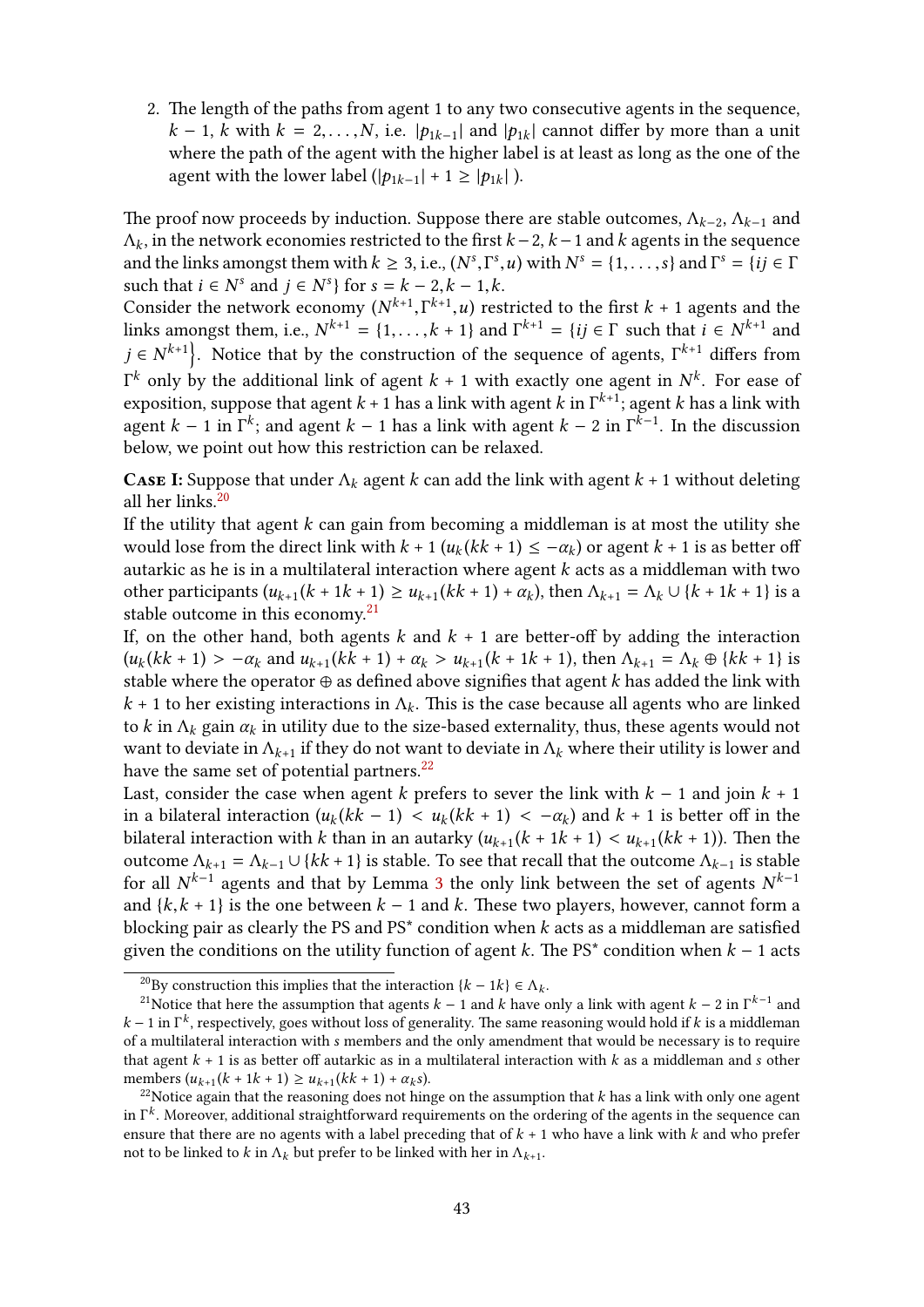2. The length of the paths from agent 1 to any two consecutive agents in the sequence, $k-1$, $k$ with $k = 2, \ldots, N$, i.e. $|p_{1k-1}|$ and $|p_{1k}|$ cannot differ by more than a unit where the path of the agent with the higher label is at least as long as the one of the agent with the lower label ($|p_{1k-1}| + 1 \geq |p_{1k}|$ ).

The proof now proceeds by induction. Suppose there are stable outcomes, $\Lambda_{k-2}$, $\Lambda_{k-1}$ and $\Lambda_k$, in the network economies restricted to the first $k-2$, $k-1$ and $k$ agents in the sequence and the links amongst them with $k \geq 3$, i.e., $(N^s, \Gamma^s, u)$ with $N^s = \{1, \ldots, s\}$ and $\Gamma^s = \{ij \in \Gamma$ such that $i \in N^s$ and $j \in N^s\}$ for $s = k-2, k-1, k$.

Consider the network economy $(N^{k+1}, \Gamma^{k+1}, u)$ restricted to the first $k+1$ agents and the links amongst them, i.e., $N^{k+1} = \{1, \ldots, k+1\}$ and $\Gamma^{k+1} = \{ij \in \Gamma$ such that $i \in N^{k+1}$ and $j \in N^{k+1}\}$. Notice that by the construction of the sequence of agents, $\Gamma^{k+1}$ differs from $\Gamma^k$ only by the additional link of agent $k+1$ with exactly one agent in $N^k$. For ease of exposition, suppose that agent $k+1$ has a link with agent $k$ in $\Gamma^{k+1}$; agent $k$ has a link with agent $k-1$ in $\Gamma^k$; and agent $k-1$ has a link with agent $k-2$ in $\Gamma^{k-1}$. In the discussion below, we point out how this restriction can be relaxed.

**Case I:** Suppose that under $\Lambda_k$ agent $k$ can add the link with agent $k+1$ without deleting all her links.[20]

If the utility that agent $k$ can gain from becoming a middleman is at most the utility she would lose from the direct link with $k+1$ ($u_k(kk+1) \leq -\alpha_k$) or agent $k+1$ is as better off autarkic as he is in a multilateral interaction where agent $k$ acts as a middleman with two other participants ($u_{k+1}(k+1k+1) \geq u_{k+1}(kk+1) + \alpha_k$), then $\Lambda_{k+1} = \Lambda_k \cup \{k+1k+1\}$ is a stable outcome in this economy.[21]

If, on the other hand, both agents $k$ and $k+1$ are better-off by adding the interaction ($u_k(kk+1) > -\alpha_k$ and $u_{k+1}(kk+1) + \alpha_k > u_{k+1}(k+1k+1)$, then $\Lambda_{k+1} = \Lambda_k \oplus \{kk+1\}$ is stable where the operator $\oplus$ as defined above signifies that agent $k$ has added the link with $k+1$ to her existing interactions in $\Lambda_k$. This is the case because all agents who are linked to $k$ in $\Lambda_k$ gain $\alpha_k$ in utility due to the size-based externality, thus, these agents would not want to deviate in $\Lambda_{k+1}$ if they do not want to deviate in $\Lambda_k$ where their utility is lower and have the same set of potential partners.[22]

Last, consider the case when agent $k$ prefers to sever the link with $k-1$ and join $k+1$ in a bilateral interaction ($u_k(kk-1) < u_k(kk+1) < -\alpha_k$) and $k+1$ is better off in the bilateral interaction with $k$ than in an autarky ($u_{k+1}(k+1k+1) < u_{k+1}(kk+1)$). Then the outcome $\Lambda_{k+1} = \Lambda_{k-1} \cup \{kk+1\}$ is stable. To see that recall that the outcome $\Lambda_{k-1}$ is stable for all $N^{k-1}$ agents and that by Lemma 3 the only link between the set of agents $N^{k-1}$ and $\{k, k+1\}$ is the one between $k-1$ and $k$. These two players, however, cannot form a blocking pair as clearly the PS and PS* condition when $k$ acts as a middleman are satisfied given the conditions on the utility function of agent $k$. The PS* condition when $k-1$ acts

---

[20] By construction this implies that the interaction $\{k-1k\} \in \Lambda_k$.

[21] Notice that here the assumption that agents $k-1$ and $k$ have only a link with agent $k-2$ in $\Gamma^{k-1}$ and $k-1$ in $\Gamma^k$, respectively, goes without loss of generality. The same reasoning would hold if $k$ is a middleman of a multilateral interaction with $s$ members and the only amendment that would be necessary is to require that agent $k+1$ is as better off autarkic as in a multilateral interaction with $k$ as a middleman and $s$ other members ($u_{k+1}(k+1k+1) \geq u_{k+1}(kk+1) + \alpha_k s$).

[22] Notice again that the reasoning does not hinge on the assumption that $k$ has a link with only one agent in $\Gamma^k$. Moreover, additional straightforward requirements on the ordering of the agents in the sequence can ensure that there are no agents with a label preceding that of $k+1$ who have a link with $k$ and who prefer not to be linked to $k$ in $\Lambda_k$ but prefer to be linked with her in $\Lambda_{k+1}$.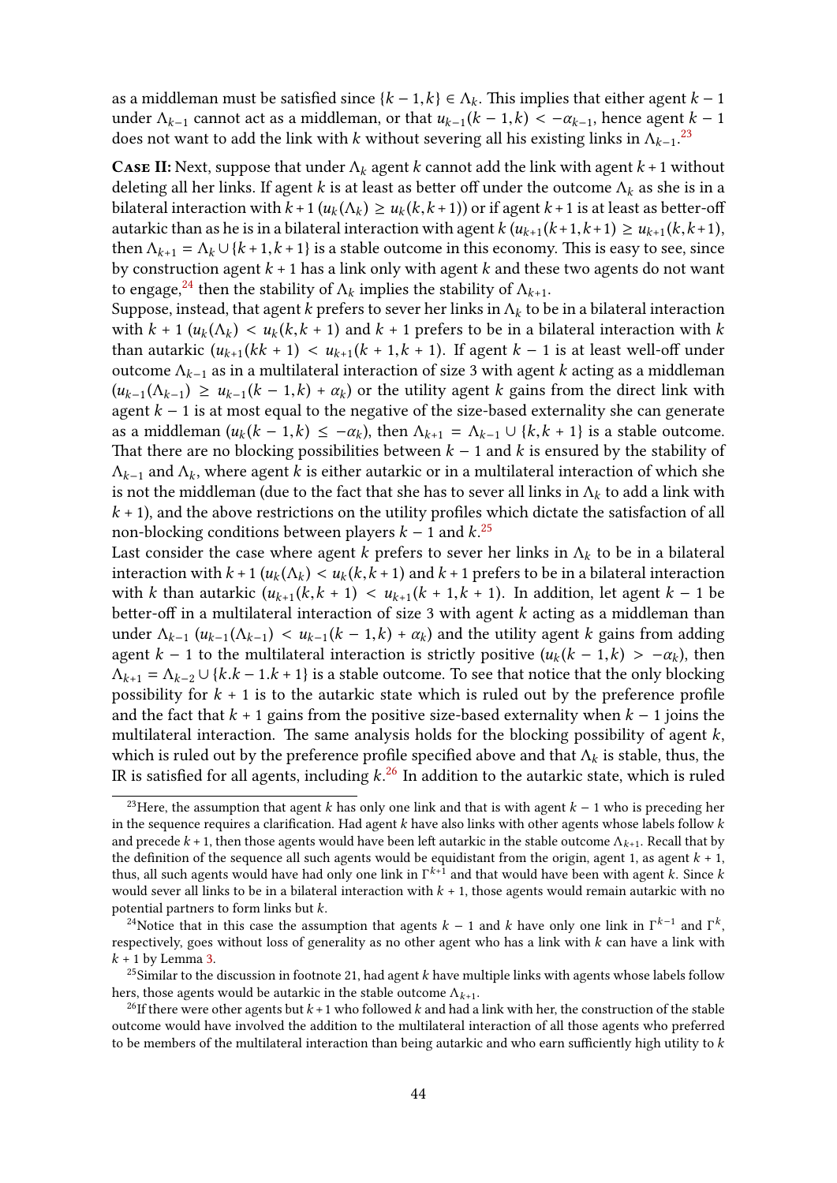as a middleman must be satisfied since $\{k-1,k\} \in \Lambda_k$. This implies that either agent $k-1$ under $\Lambda_{k-1}$ cannot act as a middleman, or that $u_{k-1}(k-1,k) < -\alpha_{k-1}$, hence agent $k-1$ does not want to add the link with $k$ without severing all his existing links in $\Lambda_{k-1}$.[23]

**Case II:** Next, suppose that under $\Lambda_k$ agent $k$ cannot add the link with agent $k+1$ without deleting all her links. If agent $k$ is at least as better off under the outcome $\Lambda_k$ as she is in a bilateral interaction with $k+1$ ($u_k(\Lambda_k) \geq u_k(k,k+1)$) or if agent $k+1$ is at least as better-off autarkic than as he is in a bilateral interaction with agent $k$ ($u_{k+1}(k+1,k+1) \geq u_{k+1}(k,k+1)$), then $\Lambda_{k+1} = \Lambda_k \cup \{k+1,k+1\}$ is a stable outcome in this economy. This is easy to see, since by construction agent $k+1$ has a link only with agent $k$ and these two agents do not want to engage,[24] then the stability of $\Lambda_k$ implies the stability of $\Lambda_{k+1}$.

Suppose, instead, that agent $k$ prefers to sever her links in $\Lambda_k$ to be in a bilateral interaction with $k+1$ ($u_k(\Lambda_k) < u_k(k,k+1)$ and $k+1$ prefers to be in a bilateral interaction with $k$ than autarkic ($u_{k+1}(kk+1) < u_{k+1}(k+1,k+1)$). If agent $k-1$ is at least well-off under outcome $\Lambda_{k-1}$ as in a multilateral interaction of size 3 with agent $k$ acting as a middleman ($u_{k-1}(\Lambda_{k-1}) \geq u_{k-1}(k-1,k) + \alpha_k$) or the utility agent $k$ gains from the direct link with agent $k-1$ is at most equal to the negative of the size-based externality she can generate as a middleman ($u_k(k-1,k) \leq -\alpha_k$), then $\Lambda_{k+1} = \Lambda_{k-1} \cup \{k,k+1\}$ is a stable outcome. That there are no blocking possibilities between $k-1$ and $k$ is ensured by the stability of $\Lambda_{k-1}$ and $\Lambda_k$, where agent $k$ is either autarkic or in a multilateral interaction of which she is not the middleman (due to the fact that she has to sever all links in $\Lambda_k$ to add a link with $k+1$), and the above restrictions on the utility profiles which dictate the satisfaction of all non-blocking conditions between players $k-1$ and $k$.[25]

Last consider the case where agent $k$ prefers to sever her links in $\Lambda_k$ to be in a bilateral interaction with $k+1$ ($u_k(\Lambda_k) < u_k(k,k+1)$ and $k+1$ prefers to be in a bilateral interaction with $k$ than autarkic ($u_{k+1}(k,k+1) < u_{k+1}(k+1,k+1)$). In addition, let agent $k-1$ be better-off in a multilateral interaction of size 3 with agent $k$ acting as a middleman than under $\Lambda_{k-1}$ ($u_{k-1}(\Lambda_{k-1}) < u_{k-1}(k-1,k) + \alpha_k$) and the utility agent $k$ gains from adding agent $k-1$ to the multilateral interaction is strictly positive ($u_k(k-1,k) > -\alpha_k$), then $\Lambda_{k+1} = \Lambda_{k-2} \cup \{k.k-1.k+1\}$ is a stable outcome. To see that notice that the only blocking possibility for $k+1$ is to the autarkic state which is ruled out by the preference profile and the fact that $k+1$ gains from the positive size-based externality when $k-1$ joins the multilateral interaction. The same analysis holds for the blocking possibility of agent $k$, which is ruled out by the preference profile specified above and that $\Lambda_k$ is stable, thus, the IR is satisfied for all agents, including $k$.[26] In addition to the autarkic state, which is ruled

---

[23] Here, the assumption that agent $k$ has only one link and that is with agent $k-1$ who is preceding her in the sequence requires a clarification. Had agent $k$ have also links with other agents whose labels follow $k$ and precede $k+1$, then those agents would have been left autarkic in the stable outcome $\Lambda_{k+1}$. Recall that by the definition of the sequence all such agents would be equidistant from the origin, agent 1, as agent $k+1$, thus, all such agents would have had only one link in $\Gamma^{k+1}$ and that would have been with agent $k$. Since $k$ would sever all links to be in a bilateral interaction with $k+1$, those agents would remain autarkic with no potential partners to form links but $k$.

[24] Notice that in this case the assumption that agents $k-1$ and $k$ have only one link in $\Gamma^{k-1}$ and $\Gamma^k$, respectively, goes without loss of generality as no other agent who has a link with $k$ can have a link with $k+1$ by Lemma 3.

[25] Similar to the discussion in footnote 21, had agent $k$ have multiple links with agents whose labels follow hers, those agents would be autarkic in the stable outcome $\Lambda_{k+1}$.

[26] If there were other agents but $k+1$ who followed $k$ and had a link with her, the construction of the stable outcome would have involved the addition to the multilateral interaction of all those agents who preferred to be members of the multilateral interaction than being autarkic and who earn sufficiently high utility to $k$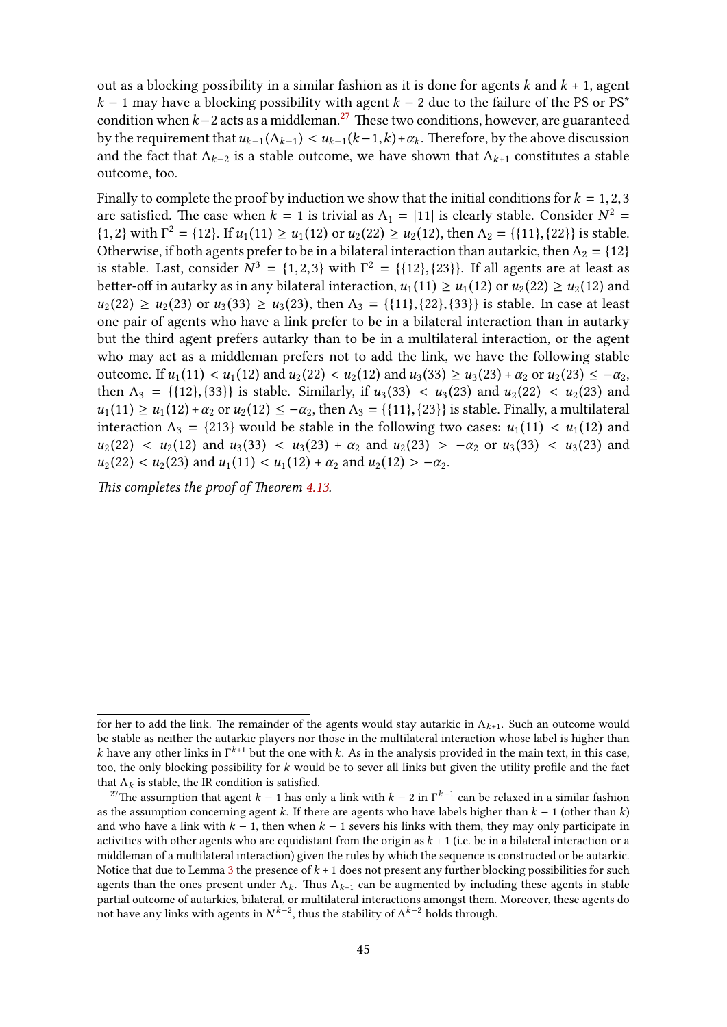out as a blocking possibility in a similar fashion as it is done for agents $k$ and $k+1$, agent $k-1$ may have a blocking possibility with agent $k-2$ due to the failure of the PS or PS* condition when $k-2$ acts as a middleman.[27] These two conditions, however, are guaranteed by the requirement that $u_{k-1}(\Lambda_{k-1}) < u_{k-1}(k-1,k)+\alpha_k$. Therefore, by the above discussion and the fact that $\Lambda_{k-2}$ is a stable outcome, we have shown that $\Lambda_{k+1}$ constitutes a stable outcome, too.

Finally to complete the proof by induction we show that the initial conditions for $k = 1, 2, 3$ are satisfied. The case when $k = 1$ is trivial as $\Lambda_1 = |11|$ is clearly stable. Consider $N^2 = \{1, 2\}$ with $\Gamma^2 = \{12\}$. If $u_1(11) \geq u_1(12)$ or $u_2(22) \geq u_2(12)$, then $\Lambda_2 = \{\{11\}, \{22\}\}$ is stable. Otherwise, if both agents prefer to be in a bilateral interaction than autarkic, then $\Lambda_2 = \{12\}$ is stable. Last, consider $N^3 = \{1, 2, 3\}$ with $\Gamma^2 = \{\{12\}, \{23\}\}$. If all agents are at least as better-off in autarky as in any bilateral interaction, $u_1(11) \geq u_1(12)$ or $u_2(22) \geq u_2(12)$ and $u_2(22) \geq u_2(23)$ or $u_3(33) \geq u_3(23)$, then $\Lambda_3 = \{\{11\}, \{22\}, \{33\}\}$ is stable. In case at least one pair of agents who have a link prefer to be in a bilateral interaction than in autarky but the third agent prefers autarky than to be in a multilateral interaction, or the agent who may act as a middleman prefers not to add the link, we have the following stable outcome. If $u_1(11) < u_1(12)$ and $u_2(22) < u_2(12)$ and $u_3(33) \geq u_3(23) + \alpha_2$ or $u_2(23) \leq -\alpha_2$, then $\Lambda_3 = \{\{12\}, \{33\}\}$ is stable. Similarly, if $u_3(33) < u_3(23)$ and $u_2(22) < u_2(23)$ and $u_1(11) \geq u_1(12) + \alpha_2$ or $u_2(12) \leq -\alpha_2$, then $\Lambda_3 = \{\{11\}, \{23\}\}$ is stable. Finally, a multilateral interaction $\Lambda_3 = \{213\}$ would be stable in the following two cases: $u_1(11) < u_1(12)$ and $u_2(22) < u_2(12)$ and $u_3(33) < u_3(23) + \alpha_2$ and $u_2(23) > -\alpha_2$ or $u_3(33) < u_3(23)$ and $u_2(22) < u_2(23)$ and $u_1(11) < u_1(12) + \alpha_2$ and $u_2(12) > -\alpha_2$.

*This completes the proof of Theorem 4.13.*

---

for her to add the link. The remainder of the agents would stay autarkic in $\Lambda_{k+1}$. Such an outcome would be stable as neither the autarkic players nor those in the multilateral interaction whose label is higher than $k$ have any other links in $\Gamma^{k+1}$ but the one with $k$. As in the analysis provided in the main text, in this case, too, the only blocking possibility for $k$ would be to sever all links but given the utility profile and the fact that $\Lambda_k$ is stable, the IR condition is satisfied.

[27] The assumption that agent $k-1$ has only a link with $k-2$ in $\Gamma^{k-1}$ can be relaxed in a similar fashion as the assumption concerning agent $k$. If there are agents who have labels higher than $k-1$ (other than $k$) and who have a link with $k-1$, then when $k-1$ severs his links with them, they may only participate in activities with other agents who are equidistant from the origin as $k+1$ (i.e. be in a bilateral interaction or a middleman of a multilateral interaction) given the rules by which the sequence is constructed or be autarkic. Notice that due to Lemma 3 the presence of $k+1$ does not present any further blocking possibilities for such agents than the ones present under $\Lambda_k$. Thus $\Lambda_{k+1}$ can be augmented by including these agents in stable partial outcome of autarkies, bilateral, or multilateral interactions amongst them. Moreover, these agents do not have any links with agents in $N^{k-2}$, thus the stability of $\Lambda^{k-2}$ holds through.